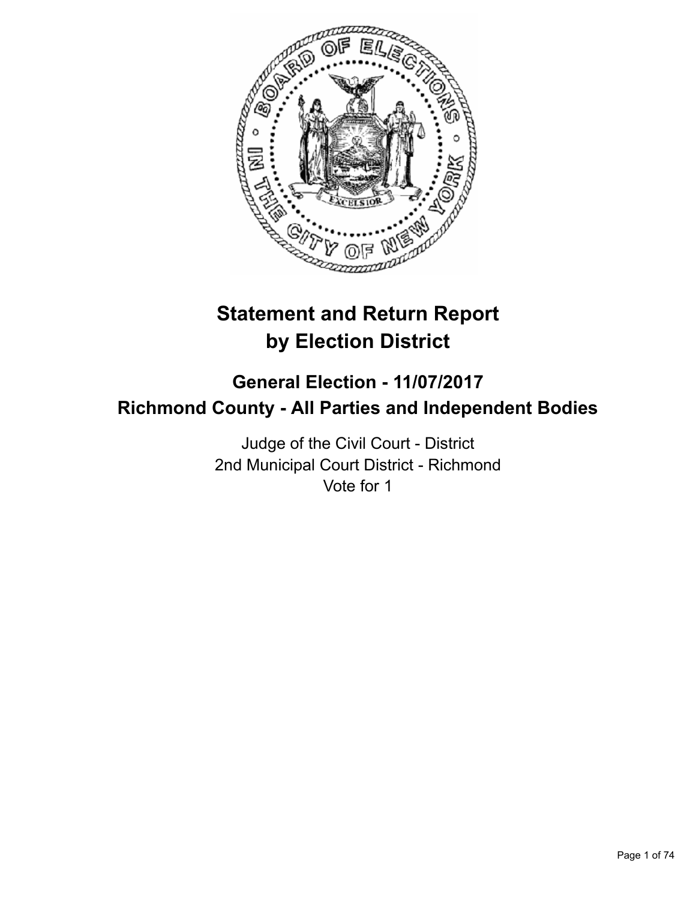# Statement and Return Report by Election District

## General Election - 11/07/2017

## Richmond County - All Parties and Independent Bodies

Judge of the Civil Court - District
2nd Municipal Court District - Richmond
Vote for 1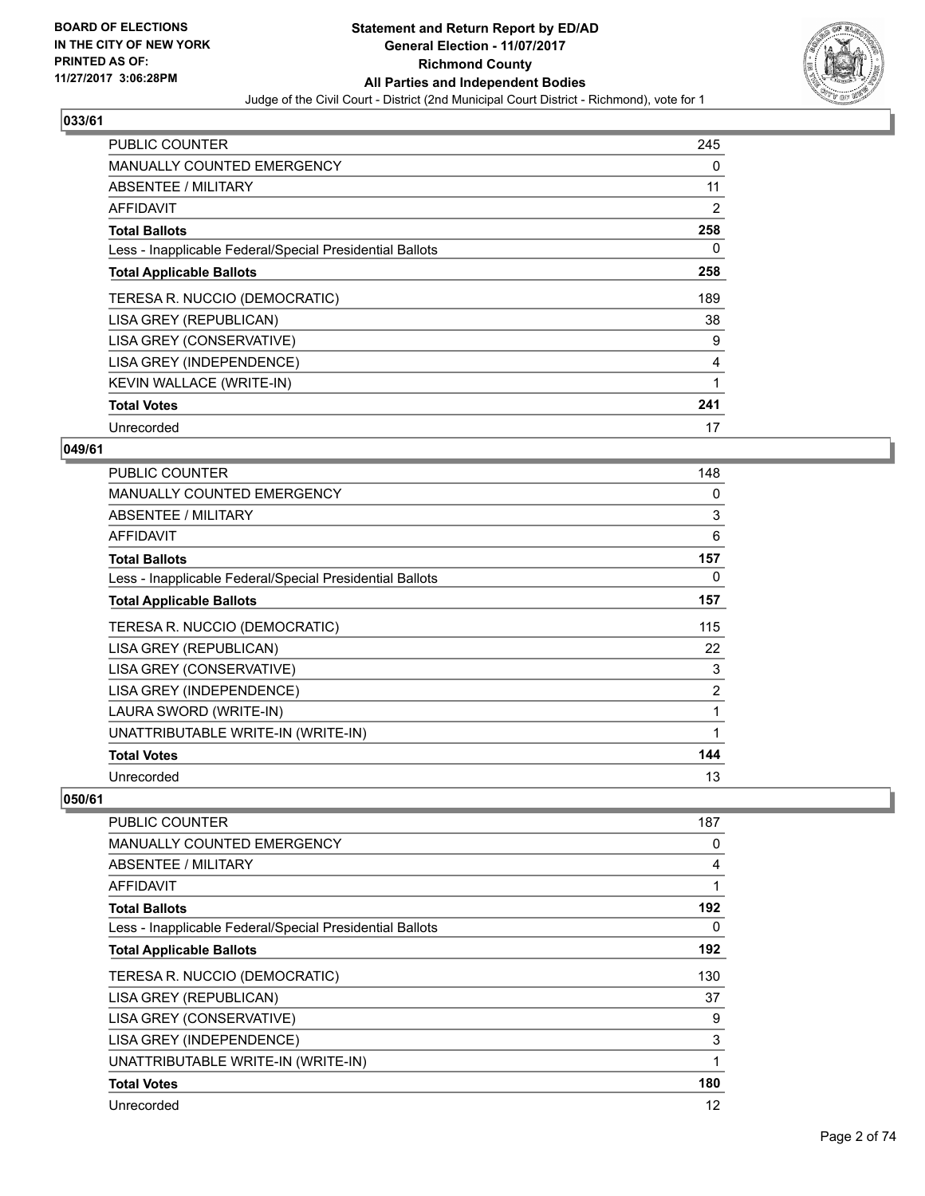### 033/61

| | |
|---|---|
| PUBLIC COUNTER | 245 |
| MANUALLY COUNTED EMERGENCY | 0 |
| ABSENTEE / MILITARY | 11 |
| AFFIDAVIT | 2 |
| **Total Ballots** | **258** |
| Less - Inapplicable Federal/Special Presidential Ballots | 0 |
| **Total Applicable Ballots** | **258** |
| TERESA R. NUCCIO (DEMOCRATIC) | 189 |
| LISA GREY (REPUBLICAN) | 38 |
| LISA GREY (CONSERVATIVE) | 9 |
| LISA GREY (INDEPENDENCE) | 4 |
| KEVIN WALLACE (WRITE-IN) | 1 |
| **Total Votes** | **241** |
| Unrecorded | 17 |

### 049/61

| | |
|---|---|
| PUBLIC COUNTER | 148 |
| MANUALLY COUNTED EMERGENCY | 0 |
| ABSENTEE / MILITARY | 3 |
| AFFIDAVIT | 6 |
| **Total Ballots** | **157** |
| Less - Inapplicable Federal/Special Presidential Ballots | 0 |
| **Total Applicable Ballots** | **157** |
| TERESA R. NUCCIO (DEMOCRATIC) | 115 |
| LISA GREY (REPUBLICAN) | 22 |
| LISA GREY (CONSERVATIVE) | 3 |
| LISA GREY (INDEPENDENCE) | 2 |
| LAURA SWORD (WRITE-IN) | 1 |
| UNATTRIBUTABLE WRITE-IN (WRITE-IN) | 1 |
| **Total Votes** | **144** |
| Unrecorded | 13 |

### 050/61

| | |
|---|---|
| PUBLIC COUNTER | 187 |
| MANUALLY COUNTED EMERGENCY | 0 |
| ABSENTEE / MILITARY | 4 |
| AFFIDAVIT | 1 |
| **Total Ballots** | **192** |
| Less - Inapplicable Federal/Special Presidential Ballots | 0 |
| **Total Applicable Ballots** | **192** |
| TERESA R. NUCCIO (DEMOCRATIC) | 130 |
| LISA GREY (REPUBLICAN) | 37 |
| LISA GREY (CONSERVATIVE) | 9 |
| LISA GREY (INDEPENDENCE) | 3 |
| UNATTRIBUTABLE WRITE-IN (WRITE-IN) | 1 |
| **Total Votes** | **180** |
| Unrecorded | 12 |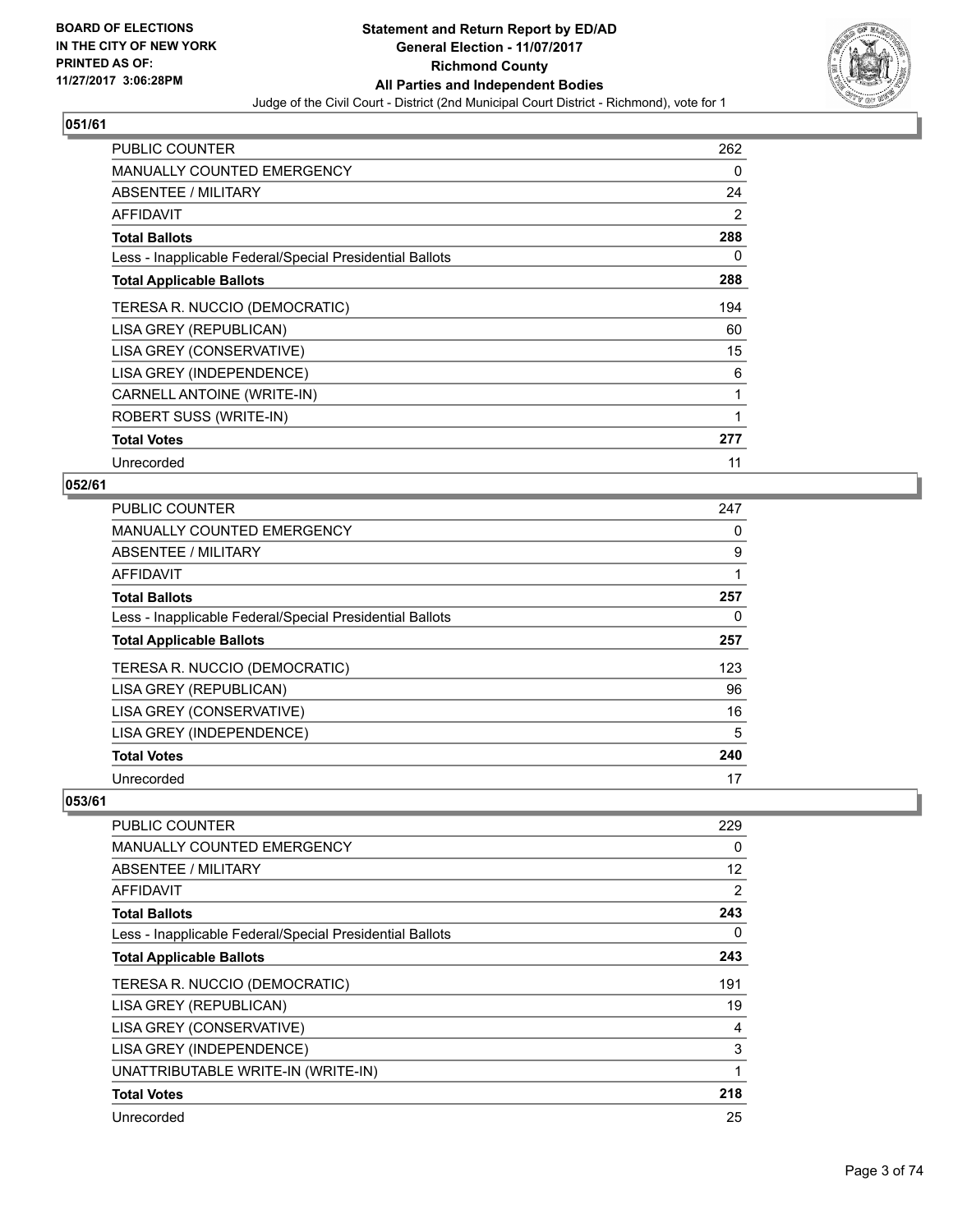## 051/61

| | |
|---|---|
| PUBLIC COUNTER | 262 |
| MANUALLY COUNTED EMERGENCY | 0 |
| ABSENTEE / MILITARY | 24 |
| AFFIDAVIT | 2 |
| **Total Ballots** | **288** |
| Less - Inapplicable Federal/Special Presidential Ballots | 0 |
| **Total Applicable Ballots** | **288** |
| TERESA R. NUCCIO (DEMOCRATIC) | 194 |
| LISA GREY (REPUBLICAN) | 60 |
| LISA GREY (CONSERVATIVE) | 15 |
| LISA GREY (INDEPENDENCE) | 6 |
| CARNELL ANTOINE (WRITE-IN) | 1 |
| ROBERT SUSS (WRITE-IN) | 1 |
| **Total Votes** | **277** |
| Unrecorded | 11 |

## 052/61

| | |
|---|---|
| PUBLIC COUNTER | 247 |
| MANUALLY COUNTED EMERGENCY | 0 |
| ABSENTEE / MILITARY | 9 |
| AFFIDAVIT | 1 |
| **Total Ballots** | **257** |
| Less - Inapplicable Federal/Special Presidential Ballots | 0 |
| **Total Applicable Ballots** | **257** |
| TERESA R. NUCCIO (DEMOCRATIC) | 123 |
| LISA GREY (REPUBLICAN) | 96 |
| LISA GREY (CONSERVATIVE) | 16 |
| LISA GREY (INDEPENDENCE) | 5 |
| **Total Votes** | **240** |
| Unrecorded | 17 |

## 053/61

| | |
|---|---|
| PUBLIC COUNTER | 229 |
| MANUALLY COUNTED EMERGENCY | 0 |
| ABSENTEE / MILITARY | 12 |
| AFFIDAVIT | 2 |
| **Total Ballots** | **243** |
| Less - Inapplicable Federal/Special Presidential Ballots | 0 |
| **Total Applicable Ballots** | **243** |
| TERESA R. NUCCIO (DEMOCRATIC) | 191 |
| LISA GREY (REPUBLICAN) | 19 |
| LISA GREY (CONSERVATIVE) | 4 |
| LISA GREY (INDEPENDENCE) | 3 |
| UNATTRIBUTABLE WRITE-IN (WRITE-IN) | 1 |
| **Total Votes** | **218** |
| Unrecorded | 25 |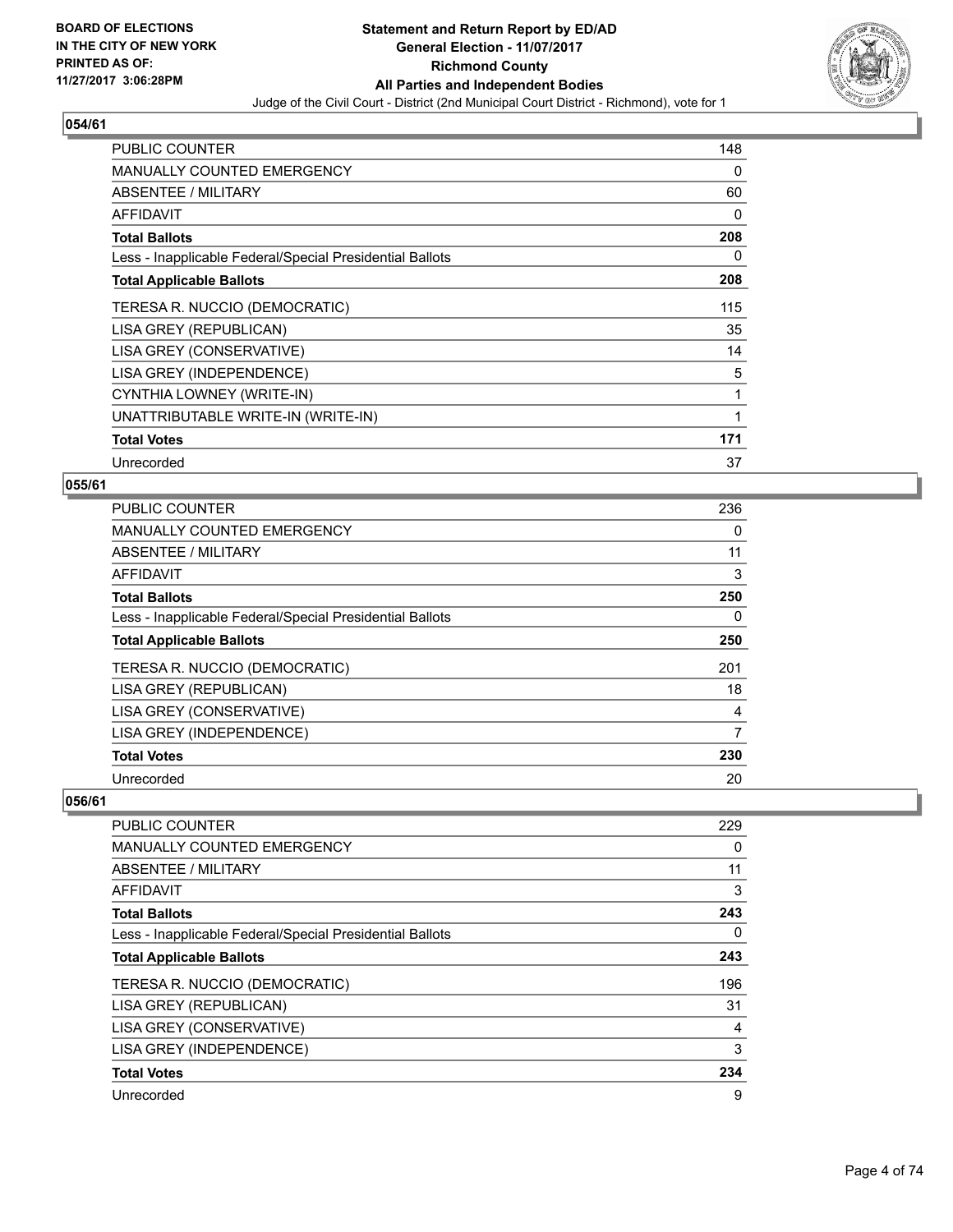## 054/61

| | |
|---|---|
| PUBLIC COUNTER | 148 |
| MANUALLY COUNTED EMERGENCY | 0 |
| ABSENTEE / MILITARY | 60 |
| AFFIDAVIT | 0 |
| **Total Ballots** | **208** |
| Less - Inapplicable Federal/Special Presidential Ballots | 0 |
| **Total Applicable Ballots** | **208** |
| TERESA R. NUCCIO (DEMOCRATIC) | 115 |
| LISA GREY (REPUBLICAN) | 35 |
| LISA GREY (CONSERVATIVE) | 14 |
| LISA GREY (INDEPENDENCE) | 5 |
| CYNTHIA LOWNEY (WRITE-IN) | 1 |
| UNATTRIBUTABLE WRITE-IN (WRITE-IN) | 1 |
| **Total Votes** | **171** |
| Unrecorded | 37 |

## 055/61

| | |
|---|---|
| PUBLIC COUNTER | 236 |
| MANUALLY COUNTED EMERGENCY | 0 |
| ABSENTEE / MILITARY | 11 |
| AFFIDAVIT | 3 |
| **Total Ballots** | **250** |
| Less - Inapplicable Federal/Special Presidential Ballots | 0 |
| **Total Applicable Ballots** | **250** |
| TERESA R. NUCCIO (DEMOCRATIC) | 201 |
| LISA GREY (REPUBLICAN) | 18 |
| LISA GREY (CONSERVATIVE) | 4 |
| LISA GREY (INDEPENDENCE) | 7 |
| **Total Votes** | **230** |
| Unrecorded | 20 |

## 056/61

| | |
|---|---|
| PUBLIC COUNTER | 229 |
| MANUALLY COUNTED EMERGENCY | 0 |
| ABSENTEE / MILITARY | 11 |
| AFFIDAVIT | 3 |
| **Total Ballots** | **243** |
| Less - Inapplicable Federal/Special Presidential Ballots | 0 |
| **Total Applicable Ballots** | **243** |
| TERESA R. NUCCIO (DEMOCRATIC) | 196 |
| LISA GREY (REPUBLICAN) | 31 |
| LISA GREY (CONSERVATIVE) | 4 |
| LISA GREY (INDEPENDENCE) | 3 |
| **Total Votes** | **234** |
| Unrecorded | 9 |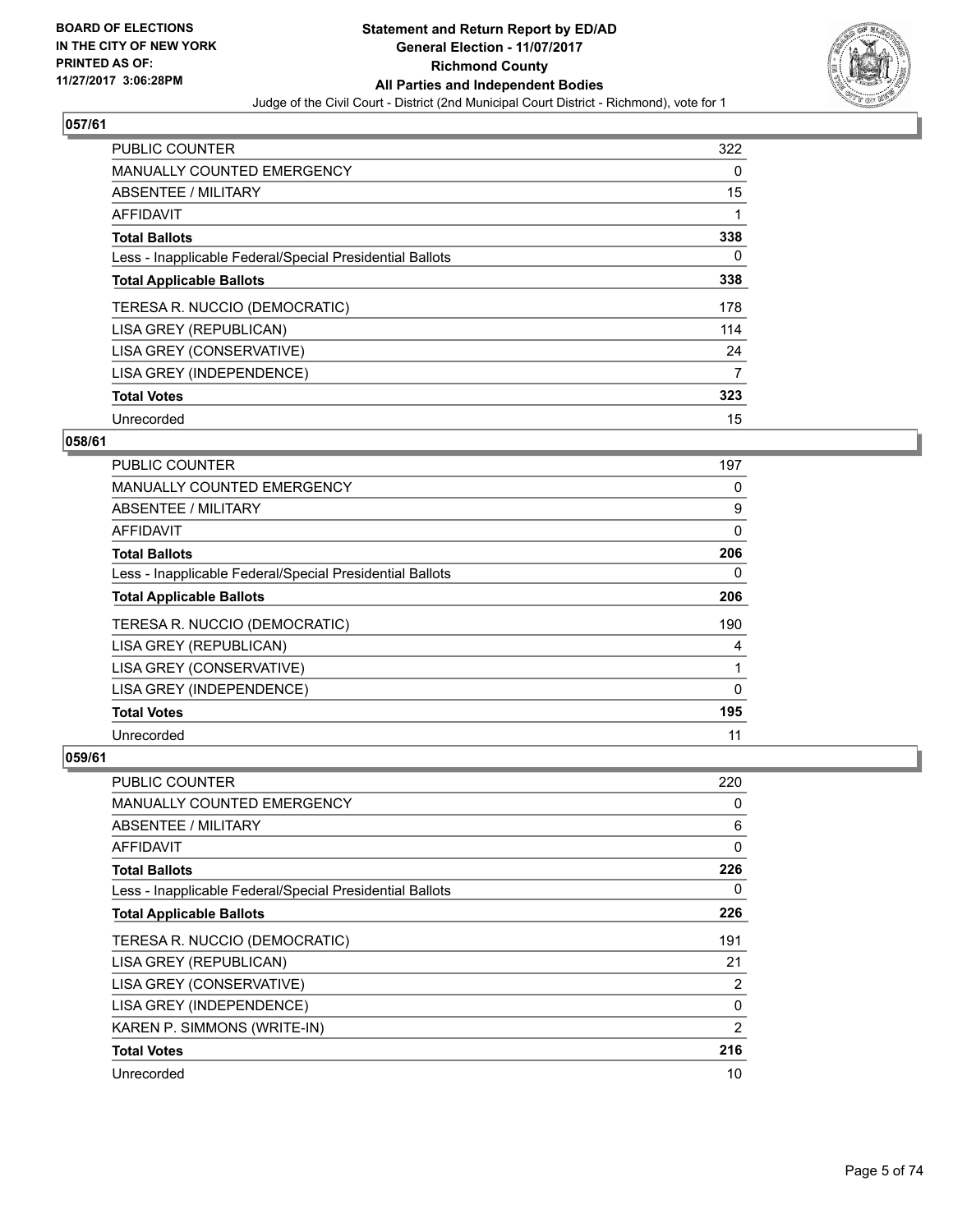BOARD OF ELECTIONS
IN THE CITY OF NEW YORK
PRINTED AS OF:
11/27/2017 3:06:28PM

**Statement and Return Report by ED/AD**
**General Election - 11/07/2017**
**Richmond County**
**All Parties and Independent Bodies**
Judge of the Civil Court - District (2nd Municipal Court District - Richmond), vote for 1

## 057/61

| | |
|---|---|
| PUBLIC COUNTER | 322 |
| MANUALLY COUNTED EMERGENCY | 0 |
| ABSENTEE / MILITARY | 15 |
| AFFIDAVIT | 1 |
| **Total Ballots** | **338** |
| Less - Inapplicable Federal/Special Presidential Ballots | 0 |
| **Total Applicable Ballots** | **338** |
| TERESA R. NUCCIO (DEMOCRATIC) | 178 |
| LISA GREY (REPUBLICAN) | 114 |
| LISA GREY (CONSERVATIVE) | 24 |
| LISA GREY (INDEPENDENCE) | 7 |
| **Total Votes** | **323** |
| Unrecorded | 15 |

## 058/61

| | |
|---|---|
| PUBLIC COUNTER | 197 |
| MANUALLY COUNTED EMERGENCY | 0 |
| ABSENTEE / MILITARY | 9 |
| AFFIDAVIT | 0 |
| **Total Ballots** | **206** |
| Less - Inapplicable Federal/Special Presidential Ballots | 0 |
| **Total Applicable Ballots** | **206** |
| TERESA R. NUCCIO (DEMOCRATIC) | 190 |
| LISA GREY (REPUBLICAN) | 4 |
| LISA GREY (CONSERVATIVE) | 1 |
| LISA GREY (INDEPENDENCE) | 0 |
| **Total Votes** | **195** |
| Unrecorded | 11 |

## 059/61

| | |
|---|---|
| PUBLIC COUNTER | 220 |
| MANUALLY COUNTED EMERGENCY | 0 |
| ABSENTEE / MILITARY | 6 |
| AFFIDAVIT | 0 |
| **Total Ballots** | **226** |
| Less - Inapplicable Federal/Special Presidential Ballots | 0 |
| **Total Applicable Ballots** | **226** |
| TERESA R. NUCCIO (DEMOCRATIC) | 191 |
| LISA GREY (REPUBLICAN) | 21 |
| LISA GREY (CONSERVATIVE) | 2 |
| LISA GREY (INDEPENDENCE) | 0 |
| KAREN P. SIMMONS (WRITE-IN) | 2 |
| **Total Votes** | **216** |
| Unrecorded | 10 |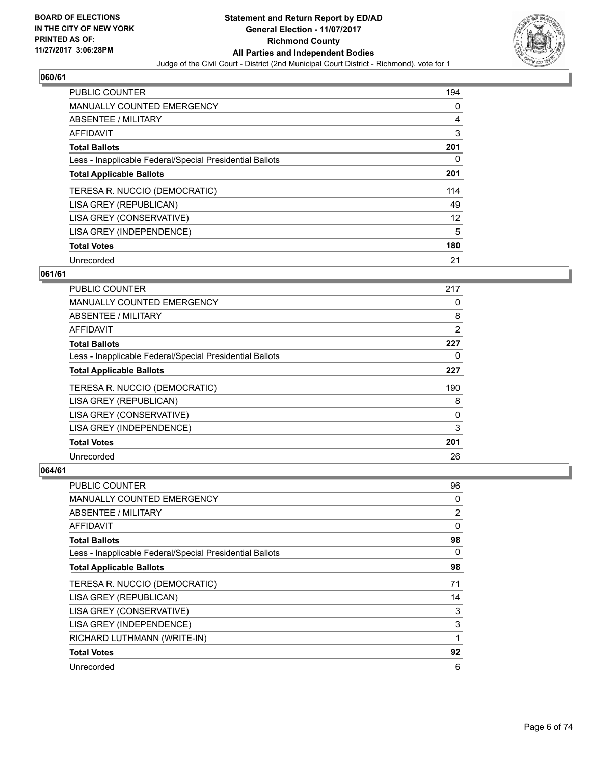**060/61**

| | |
|---|---|
| PUBLIC COUNTER | 194 |
| MANUALLY COUNTED EMERGENCY | 0 |
| ABSENTEE / MILITARY | 4 |
| AFFIDAVIT | 3 |
| **Total Ballots** | **201** |
| Less - Inapplicable Federal/Special Presidential Ballots | 0 |
| **Total Applicable Ballots** | **201** |
| TERESA R. NUCCIO (DEMOCRATIC) | 114 |
| LISA GREY (REPUBLICAN) | 49 |
| LISA GREY (CONSERVATIVE) | 12 |
| LISA GREY (INDEPENDENCE) | 5 |
| **Total Votes** | **180** |
| Unrecorded | 21 |

**061/61**

| | |
|---|---|
| PUBLIC COUNTER | 217 |
| MANUALLY COUNTED EMERGENCY | 0 |
| ABSENTEE / MILITARY | 8 |
| AFFIDAVIT | 2 |
| **Total Ballots** | **227** |
| Less - Inapplicable Federal/Special Presidential Ballots | 0 |
| **Total Applicable Ballots** | **227** |
| TERESA R. NUCCIO (DEMOCRATIC) | 190 |
| LISA GREY (REPUBLICAN) | 8 |
| LISA GREY (CONSERVATIVE) | 0 |
| LISA GREY (INDEPENDENCE) | 3 |
| **Total Votes** | **201** |
| Unrecorded | 26 |

**064/61**

| | |
|---|---|
| PUBLIC COUNTER | 96 |
| MANUALLY COUNTED EMERGENCY | 0 |
| ABSENTEE / MILITARY | 2 |
| AFFIDAVIT | 0 |
| **Total Ballots** | **98** |
| Less - Inapplicable Federal/Special Presidential Ballots | 0 |
| **Total Applicable Ballots** | **98** |
| TERESA R. NUCCIO (DEMOCRATIC) | 71 |
| LISA GREY (REPUBLICAN) | 14 |
| LISA GREY (CONSERVATIVE) | 3 |
| LISA GREY (INDEPENDENCE) | 3 |
| RICHARD LUTHMANN (WRITE-IN) | 1 |
| **Total Votes** | **92** |
| Unrecorded | 6 |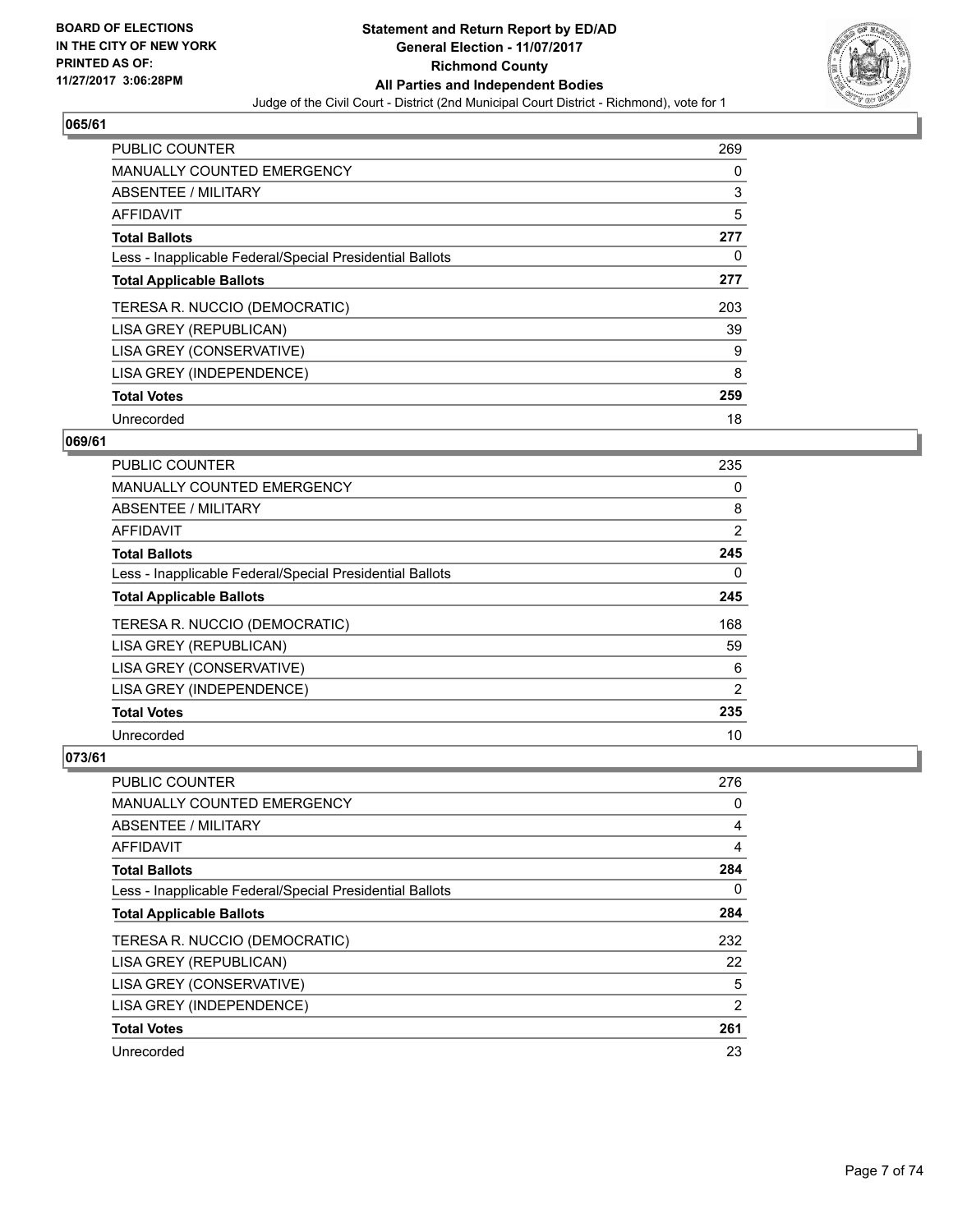**BOARD OF ELECTIONS IN THE CITY OF NEW YORK PRINTED AS OF: 11/27/2017 3:06:28PM**

**Statement and Return Report by ED/AD General Election - 11/07/2017 Richmond County All Parties and Independent Bodies**

Judge of the Civil Court - District (2nd Municipal Court District - Richmond), vote for 1

### 065/61

| | |
|---|---|
| PUBLIC COUNTER | 269 |
| MANUALLY COUNTED EMERGENCY | 0 |
| ABSENTEE / MILITARY | 3 |
| AFFIDAVIT | 5 |
| **Total Ballots** | **277** |
| Less - Inapplicable Federal/Special Presidential Ballots | 0 |
| **Total Applicable Ballots** | **277** |
| TERESA R. NUCCIO (DEMOCRATIC) | 203 |
| LISA GREY (REPUBLICAN) | 39 |
| LISA GREY (CONSERVATIVE) | 9 |
| LISA GREY (INDEPENDENCE) | 8 |
| **Total Votes** | **259** |
| Unrecorded | 18 |

### 069/61

| | |
|---|---|
| PUBLIC COUNTER | 235 |
| MANUALLY COUNTED EMERGENCY | 0 |
| ABSENTEE / MILITARY | 8 |
| AFFIDAVIT | 2 |
| **Total Ballots** | **245** |
| Less - Inapplicable Federal/Special Presidential Ballots | 0 |
| **Total Applicable Ballots** | **245** |
| TERESA R. NUCCIO (DEMOCRATIC) | 168 |
| LISA GREY (REPUBLICAN) | 59 |
| LISA GREY (CONSERVATIVE) | 6 |
| LISA GREY (INDEPENDENCE) | 2 |
| **Total Votes** | **235** |
| Unrecorded | 10 |

### 073/61

| | |
|---|---|
| PUBLIC COUNTER | 276 |
| MANUALLY COUNTED EMERGENCY | 0 |
| ABSENTEE / MILITARY | 4 |
| AFFIDAVIT | 4 |
| **Total Ballots** | **284** |
| Less - Inapplicable Federal/Special Presidential Ballots | 0 |
| **Total Applicable Ballots** | **284** |
| TERESA R. NUCCIO (DEMOCRATIC) | 232 |
| LISA GREY (REPUBLICAN) | 22 |
| LISA GREY (CONSERVATIVE) | 5 |
| LISA GREY (INDEPENDENCE) | 2 |
| **Total Votes** | **261** |
| Unrecorded | 23 |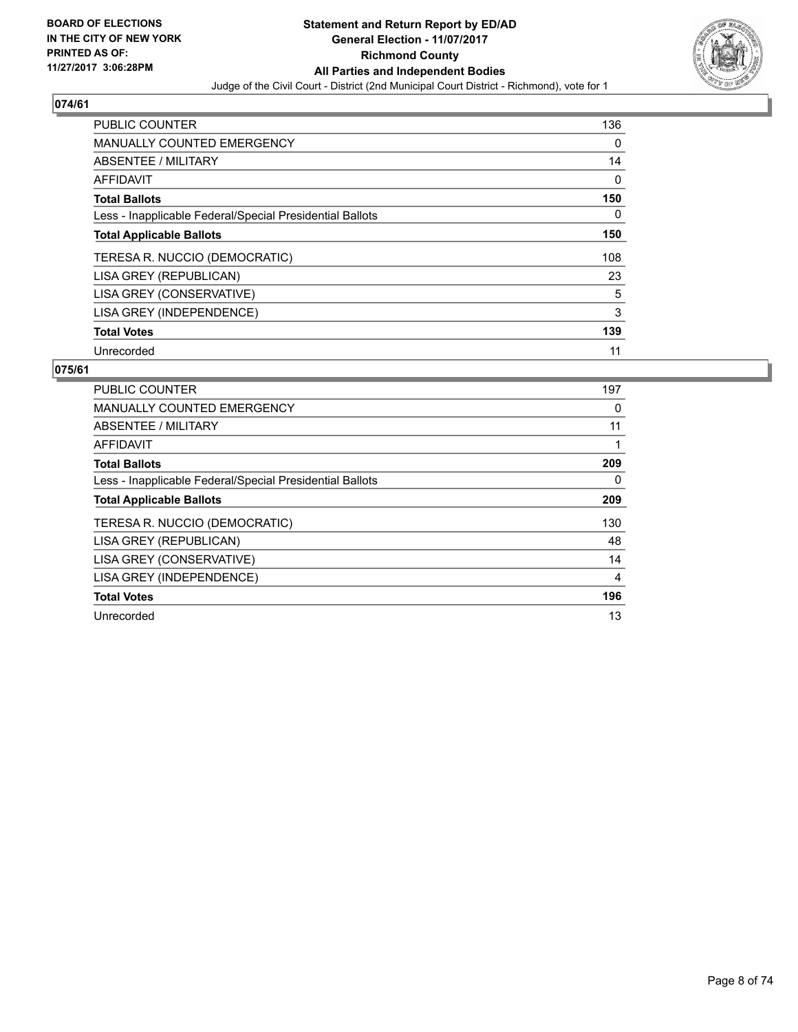**BOARD OF ELECTIONS IN THE CITY OF NEW YORK PRINTED AS OF: 11/27/2017 3:06:28PM**

**Statement and Return Report by ED/AD**
**General Election - 11/07/2017**
**Richmond County**
**All Parties and Independent Bodies**
Judge of the Civil Court - District (2nd Municipal Court District - Richmond), vote for 1

## 074/61

| | |
|---|---|
| PUBLIC COUNTER | 136 |
| MANUALLY COUNTED EMERGENCY | 0 |
| ABSENTEE / MILITARY | 14 |
| AFFIDAVIT | 0 |
| **Total Ballots** | **150** |
| Less - Inapplicable Federal/Special Presidential Ballots | 0 |
| **Total Applicable Ballots** | **150** |
| TERESA R. NUCCIO (DEMOCRATIC) | 108 |
| LISA GREY (REPUBLICAN) | 23 |
| LISA GREY (CONSERVATIVE) | 5 |
| LISA GREY (INDEPENDENCE) | 3 |
| **Total Votes** | **139** |
| Unrecorded | 11 |

## 075/61

| | |
|---|---|
| PUBLIC COUNTER | 197 |
| MANUALLY COUNTED EMERGENCY | 0 |
| ABSENTEE / MILITARY | 11 |
| AFFIDAVIT | 1 |
| **Total Ballots** | **209** |
| Less - Inapplicable Federal/Special Presidential Ballots | 0 |
| **Total Applicable Ballots** | **209** |
| TERESA R. NUCCIO (DEMOCRATIC) | 130 |
| LISA GREY (REPUBLICAN) | 48 |
| LISA GREY (CONSERVATIVE) | 14 |
| LISA GREY (INDEPENDENCE) | 4 |
| **Total Votes** | **196** |
| Unrecorded | 13 |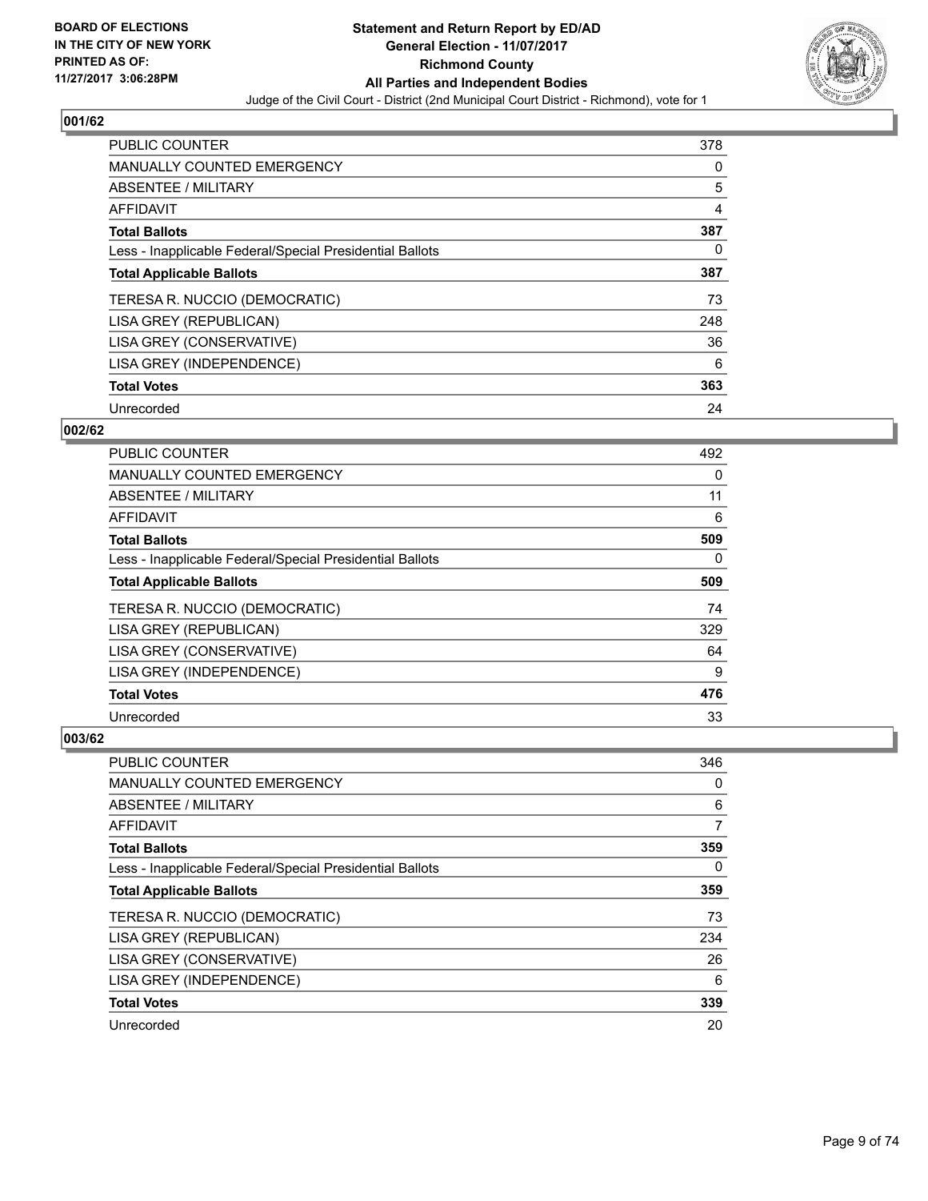**BOARD OF ELECTIONS IN THE CITY OF NEW YORK PRINTED AS OF: 11/27/2017 3:06:28PM**

# Statement and Return Report by ED/AD
## General Election - 11/07/2017
## Richmond County
## All Parties and Independent Bodies
Judge of the Civil Court - District (2nd Municipal Court District - Richmond), vote for 1

### 001/62

| | |
|---|---|
| PUBLIC COUNTER | 378 |
| MANUALLY COUNTED EMERGENCY | 0 |
| ABSENTEE / MILITARY | 5 |
| AFFIDAVIT | 4 |
| **Total Ballots** | **387** |
| Less - Inapplicable Federal/Special Presidential Ballots | 0 |
| **Total Applicable Ballots** | **387** |
| TERESA R. NUCCIO (DEMOCRATIC) | 73 |
| LISA GREY (REPUBLICAN) | 248 |
| LISA GREY (CONSERVATIVE) | 36 |
| LISA GREY (INDEPENDENCE) | 6 |
| **Total Votes** | **363** |
| Unrecorded | 24 |

### 002/62

| | |
|---|---|
| PUBLIC COUNTER | 492 |
| MANUALLY COUNTED EMERGENCY | 0 |
| ABSENTEE / MILITARY | 11 |
| AFFIDAVIT | 6 |
| **Total Ballots** | **509** |
| Less - Inapplicable Federal/Special Presidential Ballots | 0 |
| **Total Applicable Ballots** | **509** |
| TERESA R. NUCCIO (DEMOCRATIC) | 74 |
| LISA GREY (REPUBLICAN) | 329 |
| LISA GREY (CONSERVATIVE) | 64 |
| LISA GREY (INDEPENDENCE) | 9 |
| **Total Votes** | **476** |
| Unrecorded | 33 |

### 003/62

| | |
|---|---|
| PUBLIC COUNTER | 346 |
| MANUALLY COUNTED EMERGENCY | 0 |
| ABSENTEE / MILITARY | 6 |
| AFFIDAVIT | 7 |
| **Total Ballots** | **359** |
| Less - Inapplicable Federal/Special Presidential Ballots | 0 |
| **Total Applicable Ballots** | **359** |
| TERESA R. NUCCIO (DEMOCRATIC) | 73 |
| LISA GREY (REPUBLICAN) | 234 |
| LISA GREY (CONSERVATIVE) | 26 |
| LISA GREY (INDEPENDENCE) | 6 |
| **Total Votes** | **339** |
| Unrecorded | 20 |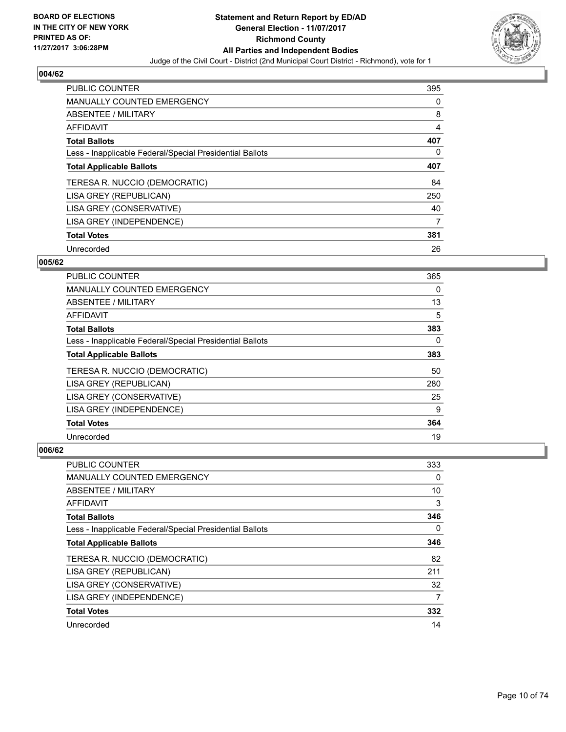## 004/62

| | |
|---|---|
| PUBLIC COUNTER | 395 |
| MANUALLY COUNTED EMERGENCY | 0 |
| ABSENTEE / MILITARY | 8 |
| AFFIDAVIT | 4 |
| **Total Ballots** | **407** |
| Less - Inapplicable Federal/Special Presidential Ballots | 0 |
| **Total Applicable Ballots** | **407** |
| TERESA R. NUCCIO (DEMOCRATIC) | 84 |
| LISA GREY (REPUBLICAN) | 250 |
| LISA GREY (CONSERVATIVE) | 40 |
| LISA GREY (INDEPENDENCE) | 7 |
| **Total Votes** | **381** |
| Unrecorded | 26 |

## 005/62

| | |
|---|---|
| PUBLIC COUNTER | 365 |
| MANUALLY COUNTED EMERGENCY | 0 |
| ABSENTEE / MILITARY | 13 |
| AFFIDAVIT | 5 |
| **Total Ballots** | **383** |
| Less - Inapplicable Federal/Special Presidential Ballots | 0 |
| **Total Applicable Ballots** | **383** |
| TERESA R. NUCCIO (DEMOCRATIC) | 50 |
| LISA GREY (REPUBLICAN) | 280 |
| LISA GREY (CONSERVATIVE) | 25 |
| LISA GREY (INDEPENDENCE) | 9 |
| **Total Votes** | **364** |
| Unrecorded | 19 |

## 006/62

| | |
|---|---|
| PUBLIC COUNTER | 333 |
| MANUALLY COUNTED EMERGENCY | 0 |
| ABSENTEE / MILITARY | 10 |
| AFFIDAVIT | 3 |
| **Total Ballots** | **346** |
| Less - Inapplicable Federal/Special Presidential Ballots | 0 |
| **Total Applicable Ballots** | **346** |
| TERESA R. NUCCIO (DEMOCRATIC) | 82 |
| LISA GREY (REPUBLICAN) | 211 |
| LISA GREY (CONSERVATIVE) | 32 |
| LISA GREY (INDEPENDENCE) | 7 |
| **Total Votes** | **332** |
| Unrecorded | 14 |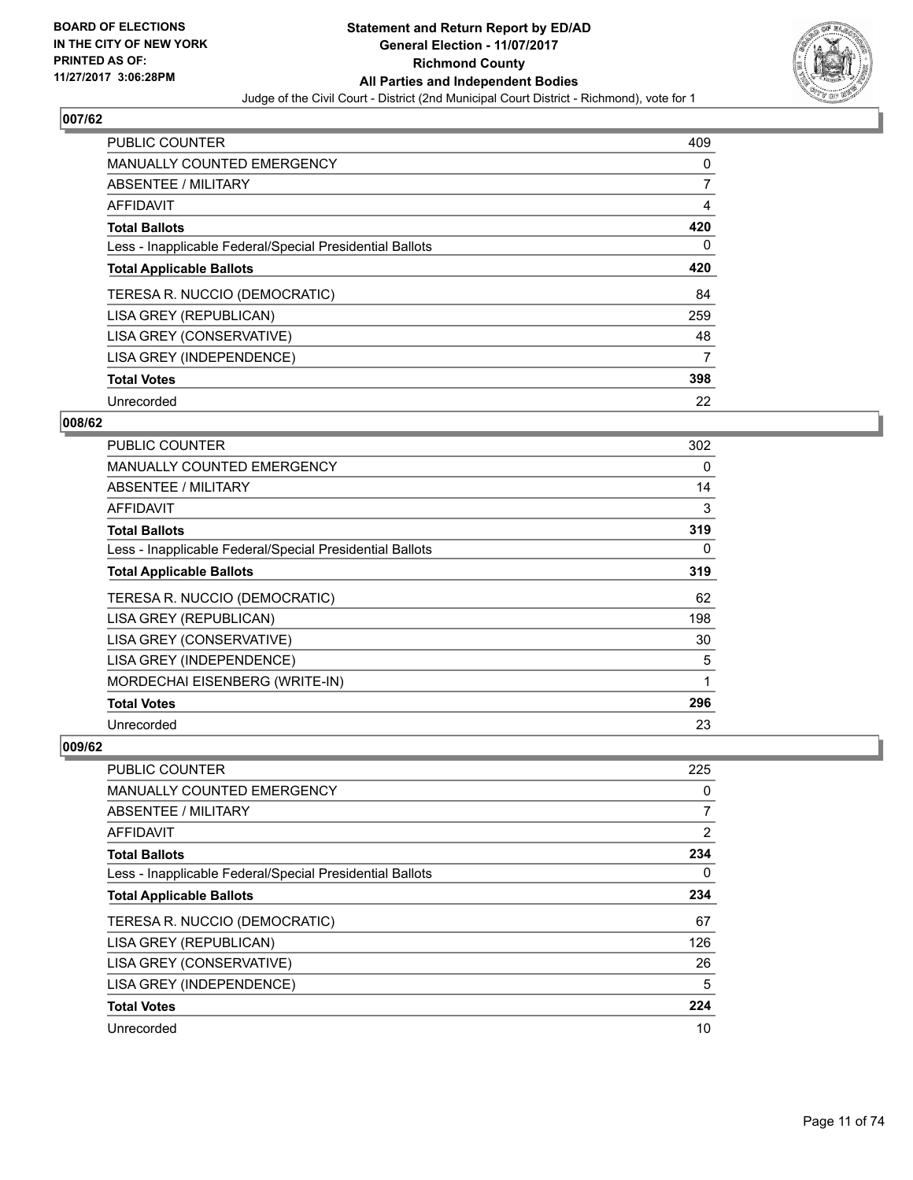**BOARD OF ELECTIONS IN THE CITY OF NEW YORK PRINTED AS OF: 11/27/2017 3:06:28PM**

# Statement and Return Report by ED/AD
## General Election - 11/07/2017
## Richmond County
## All Parties and Independent Bodies
### Judge of the Civil Court - District (2nd Municipal Court District - Richmond), vote for 1

### 007/62

| | |
|---|---|
| PUBLIC COUNTER | 409 |
| MANUALLY COUNTED EMERGENCY | 0 |
| ABSENTEE / MILITARY | 7 |
| AFFIDAVIT | 4 |
| **Total Ballots** | **420** |
| Less - Inapplicable Federal/Special Presidential Ballots | 0 |
| **Total Applicable Ballots** | **420** |
| TERESA R. NUCCIO (DEMOCRATIC) | 84 |
| LISA GREY (REPUBLICAN) | 259 |
| LISA GREY (CONSERVATIVE) | 48 |
| LISA GREY (INDEPENDENCE) | 7 |
| **Total Votes** | **398** |
| Unrecorded | 22 |

### 008/62

| | |
|---|---|
| PUBLIC COUNTER | 302 |
| MANUALLY COUNTED EMERGENCY | 0 |
| ABSENTEE / MILITARY | 14 |
| AFFIDAVIT | 3 |
| **Total Ballots** | **319** |
| Less - Inapplicable Federal/Special Presidential Ballots | 0 |
| **Total Applicable Ballots** | **319** |
| TERESA R. NUCCIO (DEMOCRATIC) | 62 |
| LISA GREY (REPUBLICAN) | 198 |
| LISA GREY (CONSERVATIVE) | 30 |
| LISA GREY (INDEPENDENCE) | 5 |
| MORDECHAI EISENBERG (WRITE-IN) | 1 |
| **Total Votes** | **296** |
| Unrecorded | 23 |

### 009/62

| | |
|---|---|
| PUBLIC COUNTER | 225 |
| MANUALLY COUNTED EMERGENCY | 0 |
| ABSENTEE / MILITARY | 7 |
| AFFIDAVIT | 2 |
| **Total Ballots** | **234** |
| Less - Inapplicable Federal/Special Presidential Ballots | 0 |
| **Total Applicable Ballots** | **234** |
| TERESA R. NUCCIO (DEMOCRATIC) | 67 |
| LISA GREY (REPUBLICAN) | 126 |
| LISA GREY (CONSERVATIVE) | 26 |
| LISA GREY (INDEPENDENCE) | 5 |
| **Total Votes** | **224** |
| Unrecorded | 10 |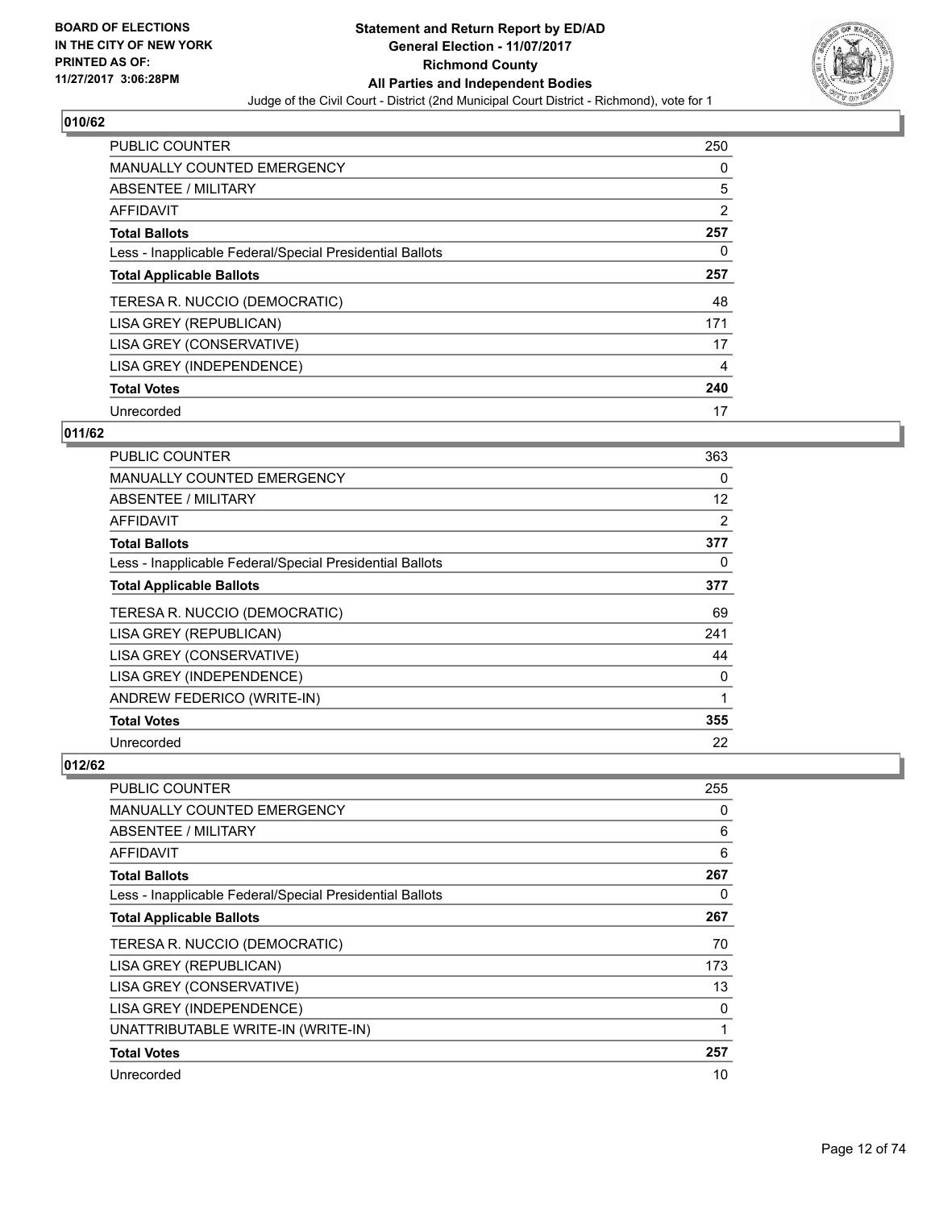BOARD OF ELECTIONS
IN THE CITY OF NEW YORK
PRINTED AS OF:
11/27/2017 3:06:28PM

**Statement and Return Report by ED/AD**
**General Election - 11/07/2017**
**Richmond County**
**All Parties and Independent Bodies**
Judge of the Civil Court - District (2nd Municipal Court District - Richmond), vote for 1

## 010/62

| | |
|---|---|
| PUBLIC COUNTER | 250 |
| MANUALLY COUNTED EMERGENCY | 0 |
| ABSENTEE / MILITARY | 5 |
| AFFIDAVIT | 2 |
| **Total Ballots** | **257** |
| Less - Inapplicable Federal/Special Presidential Ballots | 0 |
| **Total Applicable Ballots** | **257** |
| TERESA R. NUCCIO (DEMOCRATIC) | 48 |
| LISA GREY (REPUBLICAN) | 171 |
| LISA GREY (CONSERVATIVE) | 17 |
| LISA GREY (INDEPENDENCE) | 4 |
| **Total Votes** | **240** |
| Unrecorded | 17 |

## 011/62

| | |
|---|---|
| PUBLIC COUNTER | 363 |
| MANUALLY COUNTED EMERGENCY | 0 |
| ABSENTEE / MILITARY | 12 |
| AFFIDAVIT | 2 |
| **Total Ballots** | **377** |
| Less - Inapplicable Federal/Special Presidential Ballots | 0 |
| **Total Applicable Ballots** | **377** |
| TERESA R. NUCCIO (DEMOCRATIC) | 69 |
| LISA GREY (REPUBLICAN) | 241 |
| LISA GREY (CONSERVATIVE) | 44 |
| LISA GREY (INDEPENDENCE) | 0 |
| ANDREW FEDERICO (WRITE-IN) | 1 |
| **Total Votes** | **355** |
| Unrecorded | 22 |

## 012/62

| | |
|---|---|
| PUBLIC COUNTER | 255 |
| MANUALLY COUNTED EMERGENCY | 0 |
| ABSENTEE / MILITARY | 6 |
| AFFIDAVIT | 6 |
| **Total Ballots** | **267** |
| Less - Inapplicable Federal/Special Presidential Ballots | 0 |
| **Total Applicable Ballots** | **267** |
| TERESA R. NUCCIO (DEMOCRATIC) | 70 |
| LISA GREY (REPUBLICAN) | 173 |
| LISA GREY (CONSERVATIVE) | 13 |
| LISA GREY (INDEPENDENCE) | 0 |
| UNATTRIBUTABLE WRITE-IN (WRITE-IN) | 1 |
| **Total Votes** | **257** |
| Unrecorded | 10 |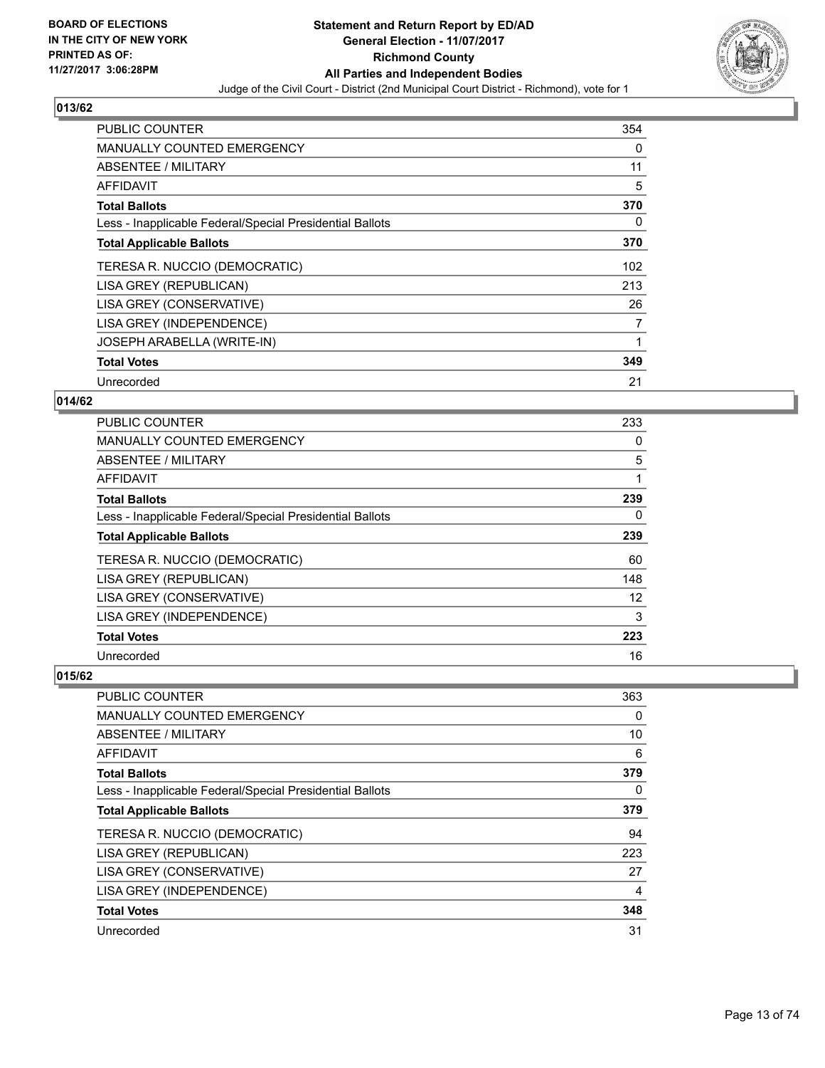## 013/62

| | |
|---|---|
| PUBLIC COUNTER | 354 |
| MANUALLY COUNTED EMERGENCY | 0 |
| ABSENTEE / MILITARY | 11 |
| AFFIDAVIT | 5 |
| **Total Ballots** | **370** |
| Less - Inapplicable Federal/Special Presidential Ballots | 0 |
| **Total Applicable Ballots** | **370** |
| TERESA R. NUCCIO (DEMOCRATIC) | 102 |
| LISA GREY (REPUBLICAN) | 213 |
| LISA GREY (CONSERVATIVE) | 26 |
| LISA GREY (INDEPENDENCE) | 7 |
| JOSEPH ARABELLA (WRITE-IN) | 1 |
| **Total Votes** | **349** |
| Unrecorded | 21 |

## 014/62

| | |
|---|---|
| PUBLIC COUNTER | 233 |
| MANUALLY COUNTED EMERGENCY | 0 |
| ABSENTEE / MILITARY | 5 |
| AFFIDAVIT | 1 |
| **Total Ballots** | **239** |
| Less - Inapplicable Federal/Special Presidential Ballots | 0 |
| **Total Applicable Ballots** | **239** |
| TERESA R. NUCCIO (DEMOCRATIC) | 60 |
| LISA GREY (REPUBLICAN) | 148 |
| LISA GREY (CONSERVATIVE) | 12 |
| LISA GREY (INDEPENDENCE) | 3 |
| **Total Votes** | **223** |
| Unrecorded | 16 |

## 015/62

| | |
|---|---|
| PUBLIC COUNTER | 363 |
| MANUALLY COUNTED EMERGENCY | 0 |
| ABSENTEE / MILITARY | 10 |
| AFFIDAVIT | 6 |
| **Total Ballots** | **379** |
| Less - Inapplicable Federal/Special Presidential Ballots | 0 |
| **Total Applicable Ballots** | **379** |
| TERESA R. NUCCIO (DEMOCRATIC) | 94 |
| LISA GREY (REPUBLICAN) | 223 |
| LISA GREY (CONSERVATIVE) | 27 |
| LISA GREY (INDEPENDENCE) | 4 |
| **Total Votes** | **348** |
| Unrecorded | 31 |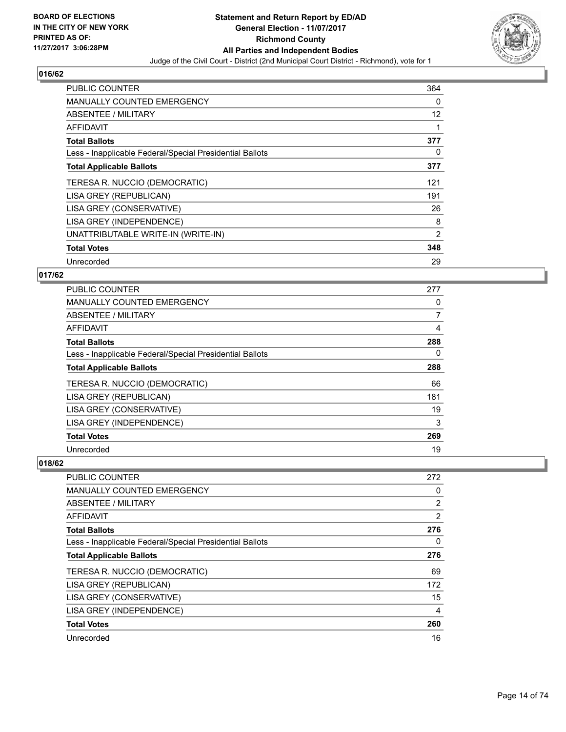**BOARD OF ELECTIONS IN THE CITY OF NEW YORK PRINTED AS OF: 11/27/2017 3:06:28PM**

**Statement and Return Report by ED/AD General Election - 11/07/2017 Richmond County All Parties and Independent Bodies**

Judge of the Civil Court - District (2nd Municipal Court District - Richmond), vote for 1

## 016/62

| | |
|---|---|
| PUBLIC COUNTER | 364 |
| MANUALLY COUNTED EMERGENCY | 0 |
| ABSENTEE / MILITARY | 12 |
| AFFIDAVIT | 1 |
| **Total Ballots** | **377** |
| Less - Inapplicable Federal/Special Presidential Ballots | 0 |
| **Total Applicable Ballots** | **377** |
| TERESA R. NUCCIO (DEMOCRATIC) | 121 |
| LISA GREY (REPUBLICAN) | 191 |
| LISA GREY (CONSERVATIVE) | 26 |
| LISA GREY (INDEPENDENCE) | 8 |
| UNATTRIBUTABLE WRITE-IN (WRITE-IN) | 2 |
| **Total Votes** | **348** |
| Unrecorded | 29 |

## 017/62

| | |
|---|---|
| PUBLIC COUNTER | 277 |
| MANUALLY COUNTED EMERGENCY | 0 |
| ABSENTEE / MILITARY | 7 |
| AFFIDAVIT | 4 |
| **Total Ballots** | **288** |
| Less - Inapplicable Federal/Special Presidential Ballots | 0 |
| **Total Applicable Ballots** | **288** |
| TERESA R. NUCCIO (DEMOCRATIC) | 66 |
| LISA GREY (REPUBLICAN) | 181 |
| LISA GREY (CONSERVATIVE) | 19 |
| LISA GREY (INDEPENDENCE) | 3 |
| **Total Votes** | **269** |
| Unrecorded | 19 |

## 018/62

| | |
|---|---|
| PUBLIC COUNTER | 272 |
| MANUALLY COUNTED EMERGENCY | 0 |
| ABSENTEE / MILITARY | 2 |
| AFFIDAVIT | 2 |
| **Total Ballots** | **276** |
| Less - Inapplicable Federal/Special Presidential Ballots | 0 |
| **Total Applicable Ballots** | **276** |
| TERESA R. NUCCIO (DEMOCRATIC) | 69 |
| LISA GREY (REPUBLICAN) | 172 |
| LISA GREY (CONSERVATIVE) | 15 |
| LISA GREY (INDEPENDENCE) | 4 |
| **Total Votes** | **260** |
| Unrecorded | 16 |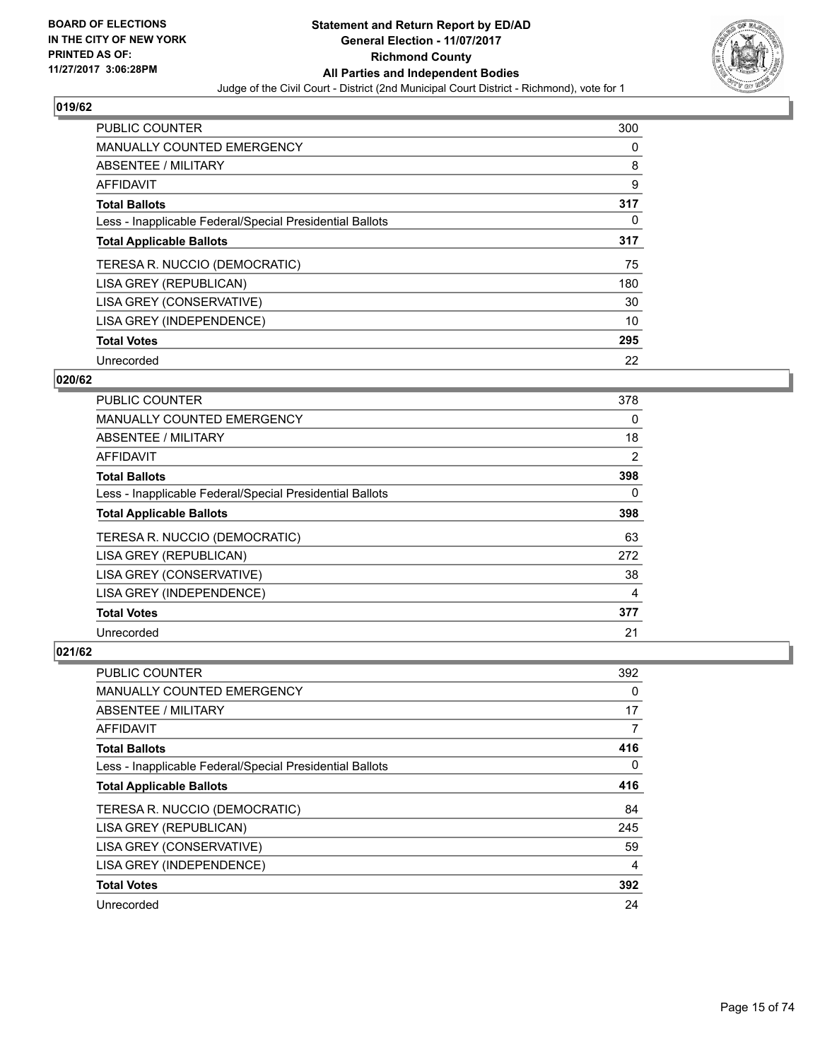**BOARD OF ELECTIONS IN THE CITY OF NEW YORK PRINTED AS OF: 11/27/2017 3:06:28PM**

# Statement and Return Report by ED/AD
## General Election - 11/07/2017
## Richmond County
## All Parties and Independent Bodies
Judge of the Civil Court - District (2nd Municipal Court District - Richmond), vote for 1

### 019/62

| | |
|---|---|
| PUBLIC COUNTER | 300 |
| MANUALLY COUNTED EMERGENCY | 0 |
| ABSENTEE / MILITARY | 8 |
| AFFIDAVIT | 9 |
| **Total Ballots** | **317** |
| Less - Inapplicable Federal/Special Presidential Ballots | 0 |
| **Total Applicable Ballots** | **317** |
| TERESA R. NUCCIO (DEMOCRATIC) | 75 |
| LISA GREY (REPUBLICAN) | 180 |
| LISA GREY (CONSERVATIVE) | 30 |
| LISA GREY (INDEPENDENCE) | 10 |
| **Total Votes** | **295** |
| Unrecorded | 22 |

### 020/62

| | |
|---|---|
| PUBLIC COUNTER | 378 |
| MANUALLY COUNTED EMERGENCY | 0 |
| ABSENTEE / MILITARY | 18 |
| AFFIDAVIT | 2 |
| **Total Ballots** | **398** |
| Less - Inapplicable Federal/Special Presidential Ballots | 0 |
| **Total Applicable Ballots** | **398** |
| TERESA R. NUCCIO (DEMOCRATIC) | 63 |
| LISA GREY (REPUBLICAN) | 272 |
| LISA GREY (CONSERVATIVE) | 38 |
| LISA GREY (INDEPENDENCE) | 4 |
| **Total Votes** | **377** |
| Unrecorded | 21 |

### 021/62

| | |
|---|---|
| PUBLIC COUNTER | 392 |
| MANUALLY COUNTED EMERGENCY | 0 |
| ABSENTEE / MILITARY | 17 |
| AFFIDAVIT | 7 |
| **Total Ballots** | **416** |
| Less - Inapplicable Federal/Special Presidential Ballots | 0 |
| **Total Applicable Ballots** | **416** |
| TERESA R. NUCCIO (DEMOCRATIC) | 84 |
| LISA GREY (REPUBLICAN) | 245 |
| LISA GREY (CONSERVATIVE) | 59 |
| LISA GREY (INDEPENDENCE) | 4 |
| **Total Votes** | **392** |
| Unrecorded | 24 |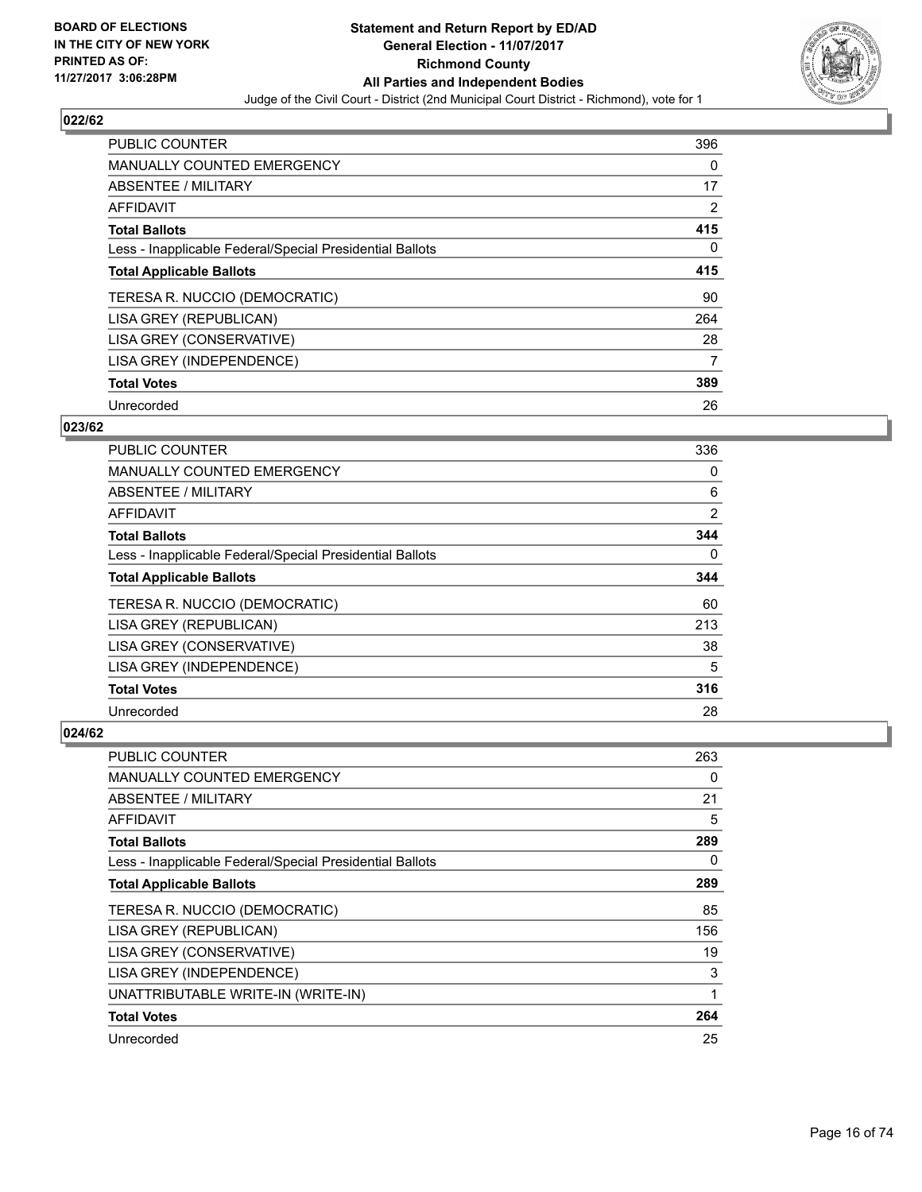**BOARD OF ELECTIONS IN THE CITY OF NEW YORK PRINTED AS OF: 11/27/2017 3:06:28PM**

**Statement and Return Report by ED/AD General Election - 11/07/2017 Richmond County All Parties and Independent Bodies**

Judge of the Civil Court - District (2nd Municipal Court District - Richmond), vote for 1

## 022/62

| | |
|---|---|
| PUBLIC COUNTER | 396 |
| MANUALLY COUNTED EMERGENCY | 0 |
| ABSENTEE / MILITARY | 17 |
| AFFIDAVIT | 2 |
| **Total Ballots** | **415** |
| Less - Inapplicable Federal/Special Presidential Ballots | 0 |
| **Total Applicable Ballots** | **415** |
| TERESA R. NUCCIO (DEMOCRATIC) | 90 |
| LISA GREY (REPUBLICAN) | 264 |
| LISA GREY (CONSERVATIVE) | 28 |
| LISA GREY (INDEPENDENCE) | 7 |
| **Total Votes** | **389** |
| Unrecorded | 26 |

## 023/62

| | |
|---|---|
| PUBLIC COUNTER | 336 |
| MANUALLY COUNTED EMERGENCY | 0 |
| ABSENTEE / MILITARY | 6 |
| AFFIDAVIT | 2 |
| **Total Ballots** | **344** |
| Less - Inapplicable Federal/Special Presidential Ballots | 0 |
| **Total Applicable Ballots** | **344** |
| TERESA R. NUCCIO (DEMOCRATIC) | 60 |
| LISA GREY (REPUBLICAN) | 213 |
| LISA GREY (CONSERVATIVE) | 38 |
| LISA GREY (INDEPENDENCE) | 5 |
| **Total Votes** | **316** |
| Unrecorded | 28 |

## 024/62

| | |
|---|---|
| PUBLIC COUNTER | 263 |
| MANUALLY COUNTED EMERGENCY | 0 |
| ABSENTEE / MILITARY | 21 |
| AFFIDAVIT | 5 |
| **Total Ballots** | **289** |
| Less - Inapplicable Federal/Special Presidential Ballots | 0 |
| **Total Applicable Ballots** | **289** |
| TERESA R. NUCCIO (DEMOCRATIC) | 85 |
| LISA GREY (REPUBLICAN) | 156 |
| LISA GREY (CONSERVATIVE) | 19 |
| LISA GREY (INDEPENDENCE) | 3 |
| UNATTRIBUTABLE WRITE-IN (WRITE-IN) | 1 |
| **Total Votes** | **264** |
| Unrecorded | 25 |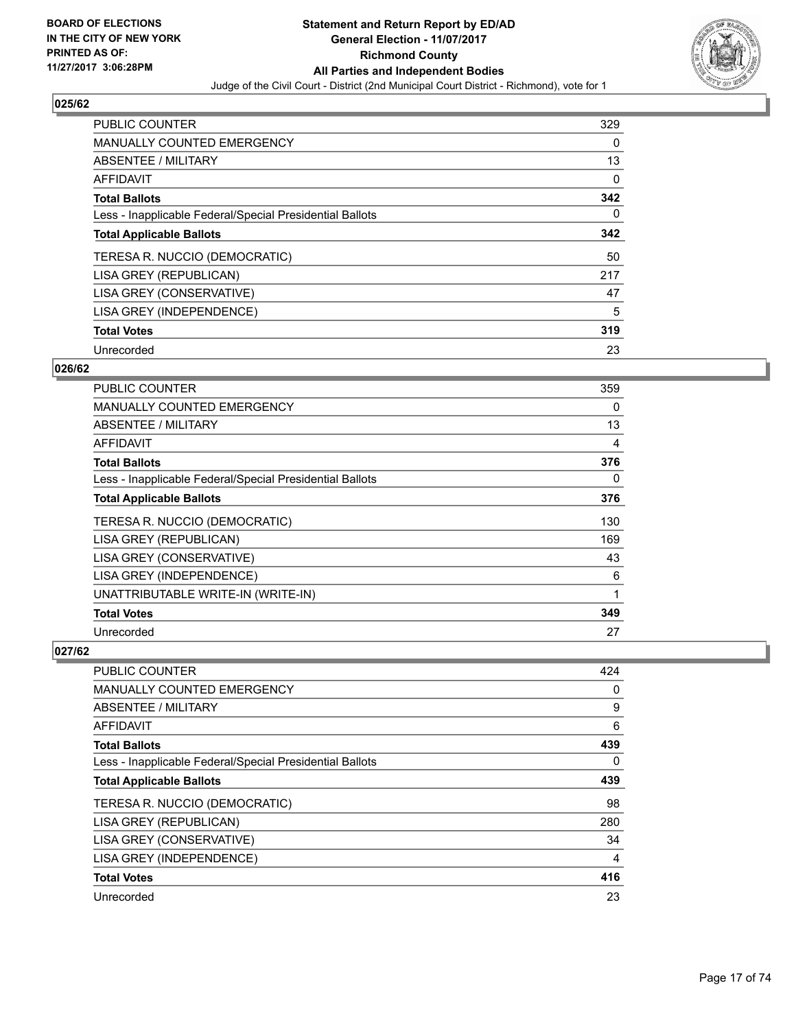## 025/62

| | |
|---|---|
| PUBLIC COUNTER | 329 |
| MANUALLY COUNTED EMERGENCY | 0 |
| ABSENTEE / MILITARY | 13 |
| AFFIDAVIT | 0 |
| **Total Ballots** | **342** |
| Less - Inapplicable Federal/Special Presidential Ballots | 0 |
| **Total Applicable Ballots** | **342** |
| TERESA R. NUCCIO (DEMOCRATIC) | 50 |
| LISA GREY (REPUBLICAN) | 217 |
| LISA GREY (CONSERVATIVE) | 47 |
| LISA GREY (INDEPENDENCE) | 5 |
| **Total Votes** | **319** |
| Unrecorded | 23 |

## 026/62

| | |
|---|---|
| PUBLIC COUNTER | 359 |
| MANUALLY COUNTED EMERGENCY | 0 |
| ABSENTEE / MILITARY | 13 |
| AFFIDAVIT | 4 |
| **Total Ballots** | **376** |
| Less - Inapplicable Federal/Special Presidential Ballots | 0 |
| **Total Applicable Ballots** | **376** |
| TERESA R. NUCCIO (DEMOCRATIC) | 130 |
| LISA GREY (REPUBLICAN) | 169 |
| LISA GREY (CONSERVATIVE) | 43 |
| LISA GREY (INDEPENDENCE) | 6 |
| UNATTRIBUTABLE WRITE-IN (WRITE-IN) | 1 |
| **Total Votes** | **349** |
| Unrecorded | 27 |

## 027/62

| | |
|---|---|
| PUBLIC COUNTER | 424 |
| MANUALLY COUNTED EMERGENCY | 0 |
| ABSENTEE / MILITARY | 9 |
| AFFIDAVIT | 6 |
| **Total Ballots** | **439** |
| Less - Inapplicable Federal/Special Presidential Ballots | 0 |
| **Total Applicable Ballots** | **439** |
| TERESA R. NUCCIO (DEMOCRATIC) | 98 |
| LISA GREY (REPUBLICAN) | 280 |
| LISA GREY (CONSERVATIVE) | 34 |
| LISA GREY (INDEPENDENCE) | 4 |
| **Total Votes** | **416** |
| Unrecorded | 23 |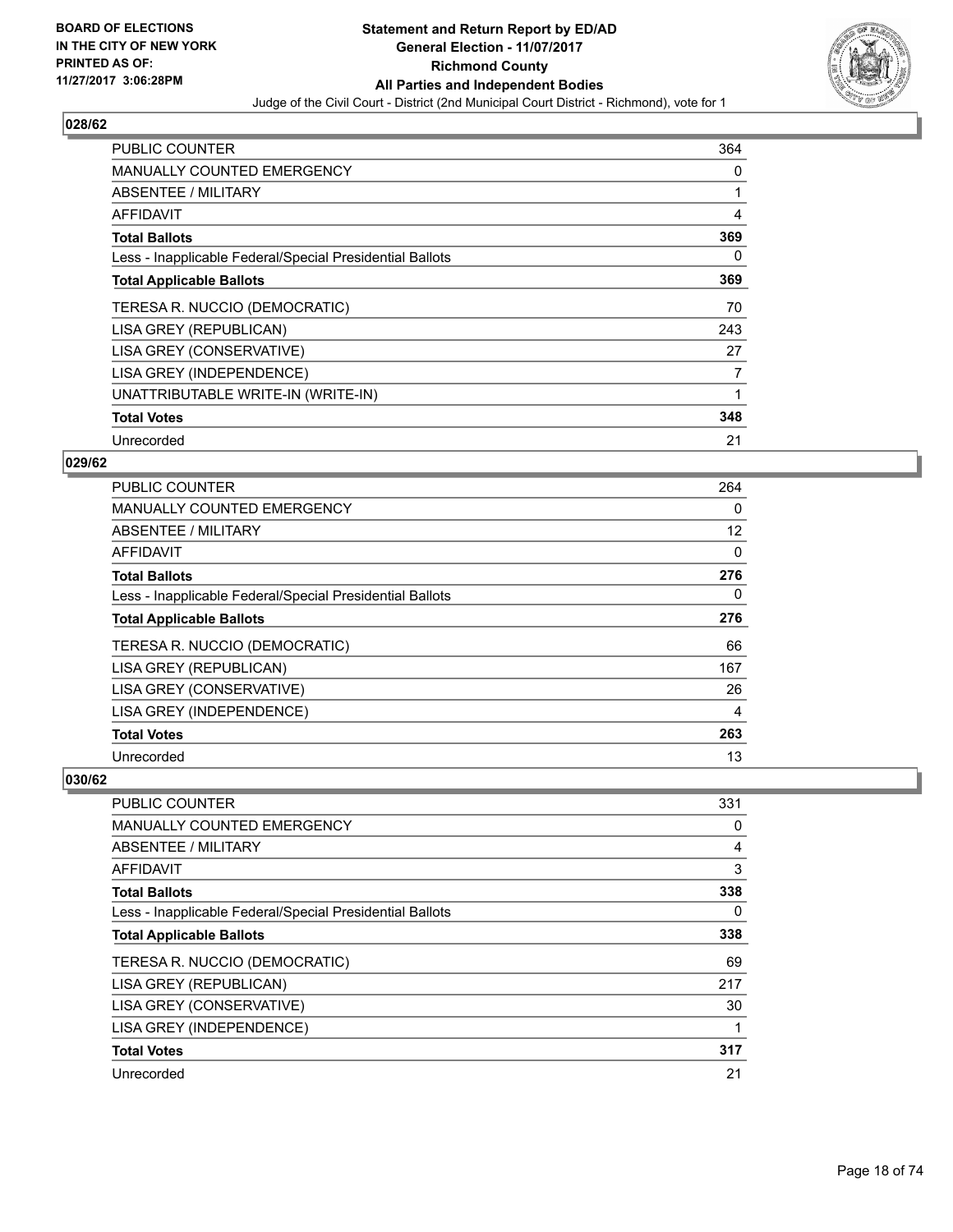**BOARD OF ELECTIONS IN THE CITY OF NEW YORK PRINTED AS OF: 11/27/2017 3:06:28PM**

**Statement and Return Report by ED/AD General Election - 11/07/2017 Richmond County All Parties and Independent Bodies**

Judge of the Civil Court - District (2nd Municipal Court District - Richmond), vote for 1

### 028/62

| | |
|---|---|
| PUBLIC COUNTER | 364 |
| MANUALLY COUNTED EMERGENCY | 0 |
| ABSENTEE / MILITARY | 1 |
| AFFIDAVIT | 4 |
| **Total Ballots** | **369** |
| Less - Inapplicable Federal/Special Presidential Ballots | 0 |
| **Total Applicable Ballots** | **369** |
| TERESA R. NUCCIO (DEMOCRATIC) | 70 |
| LISA GREY (REPUBLICAN) | 243 |
| LISA GREY (CONSERVATIVE) | 27 |
| LISA GREY (INDEPENDENCE) | 7 |
| UNATTRIBUTABLE WRITE-IN (WRITE-IN) | 1 |
| **Total Votes** | **348** |
| Unrecorded | 21 |

### 029/62

| | |
|---|---|
| PUBLIC COUNTER | 264 |
| MANUALLY COUNTED EMERGENCY | 0 |
| ABSENTEE / MILITARY | 12 |
| AFFIDAVIT | 0 |
| **Total Ballots** | **276** |
| Less - Inapplicable Federal/Special Presidential Ballots | 0 |
| **Total Applicable Ballots** | **276** |
| TERESA R. NUCCIO (DEMOCRATIC) | 66 |
| LISA GREY (REPUBLICAN) | 167 |
| LISA GREY (CONSERVATIVE) | 26 |
| LISA GREY (INDEPENDENCE) | 4 |
| **Total Votes** | **263** |
| Unrecorded | 13 |

### 030/62

| | |
|---|---|
| PUBLIC COUNTER | 331 |
| MANUALLY COUNTED EMERGENCY | 0 |
| ABSENTEE / MILITARY | 4 |
| AFFIDAVIT | 3 |
| **Total Ballots** | **338** |
| Less - Inapplicable Federal/Special Presidential Ballots | 0 |
| **Total Applicable Ballots** | **338** |
| TERESA R. NUCCIO (DEMOCRATIC) | 69 |
| LISA GREY (REPUBLICAN) | 217 |
| LISA GREY (CONSERVATIVE) | 30 |
| LISA GREY (INDEPENDENCE) | 1 |
| **Total Votes** | **317** |
| Unrecorded | 21 |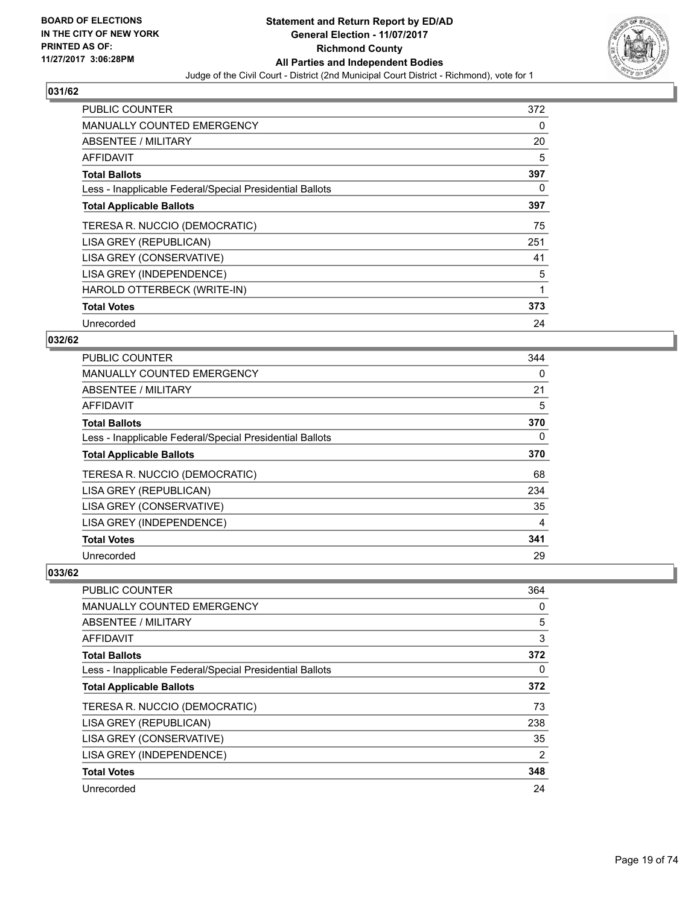### 031/62

| | |
|---|---|
| PUBLIC COUNTER | 372 |
| MANUALLY COUNTED EMERGENCY | 0 |
| ABSENTEE / MILITARY | 20 |
| AFFIDAVIT | 5 |
| **Total Ballots** | **397** |
| Less - Inapplicable Federal/Special Presidential Ballots | 0 |
| **Total Applicable Ballots** | **397** |
| TERESA R. NUCCIO (DEMOCRATIC) | 75 |
| LISA GREY (REPUBLICAN) | 251 |
| LISA GREY (CONSERVATIVE) | 41 |
| LISA GREY (INDEPENDENCE) | 5 |
| HAROLD OTTERBECK (WRITE-IN) | 1 |
| **Total Votes** | **373** |
| Unrecorded | 24 |

### 032/62

| | |
|---|---|
| PUBLIC COUNTER | 344 |
| MANUALLY COUNTED EMERGENCY | 0 |
| ABSENTEE / MILITARY | 21 |
| AFFIDAVIT | 5 |
| **Total Ballots** | **370** |
| Less - Inapplicable Federal/Special Presidential Ballots | 0 |
| **Total Applicable Ballots** | **370** |
| TERESA R. NUCCIO (DEMOCRATIC) | 68 |
| LISA GREY (REPUBLICAN) | 234 |
| LISA GREY (CONSERVATIVE) | 35 |
| LISA GREY (INDEPENDENCE) | 4 |
| **Total Votes** | **341** |
| Unrecorded | 29 |

### 033/62

| | |
|---|---|
| PUBLIC COUNTER | 364 |
| MANUALLY COUNTED EMERGENCY | 0 |
| ABSENTEE / MILITARY | 5 |
| AFFIDAVIT | 3 |
| **Total Ballots** | **372** |
| Less - Inapplicable Federal/Special Presidential Ballots | 0 |
| **Total Applicable Ballots** | **372** |
| TERESA R. NUCCIO (DEMOCRATIC) | 73 |
| LISA GREY (REPUBLICAN) | 238 |
| LISA GREY (CONSERVATIVE) | 35 |
| LISA GREY (INDEPENDENCE) | 2 |
| **Total Votes** | **348** |
| Unrecorded | 24 |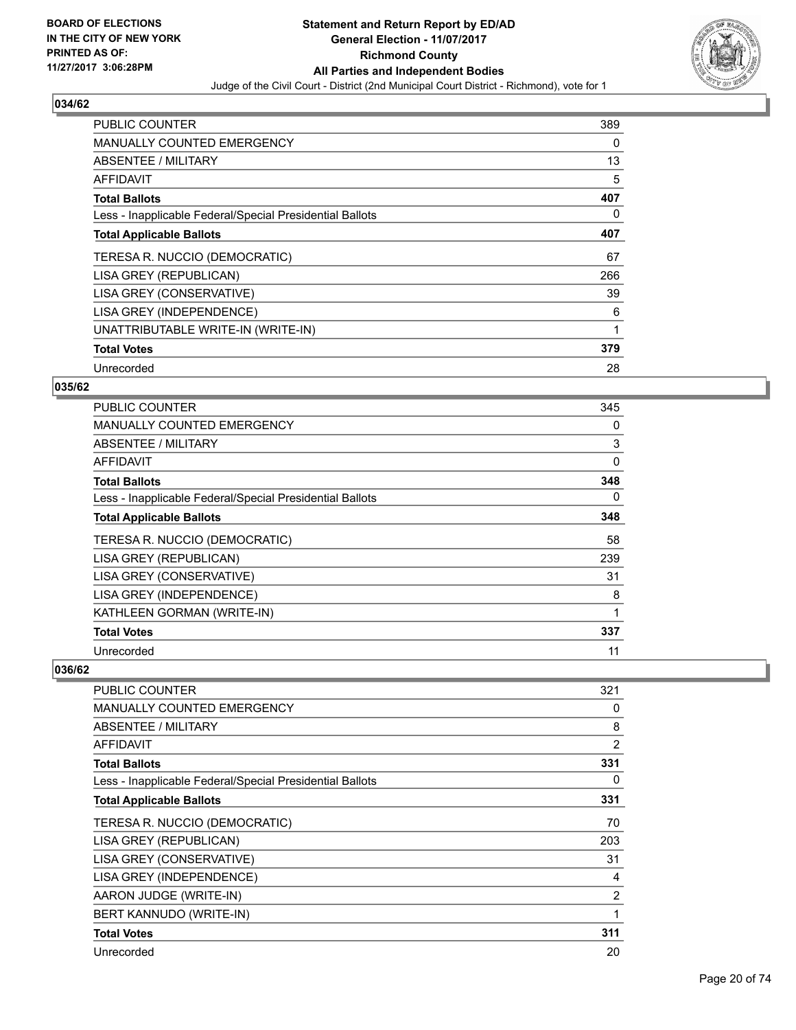**BOARD OF ELECTIONS IN THE CITY OF NEW YORK PRINTED AS OF: 11/27/2017 3:06:28PM**

**Statement and Return Report by ED/AD General Election - 11/07/2017 Richmond County All Parties and Independent Bodies**

Judge of the Civil Court - District (2nd Municipal Court District - Richmond), vote for 1

## 034/62

| | |
|---|---|
| PUBLIC COUNTER | 389 |
| MANUALLY COUNTED EMERGENCY | 0 |
| ABSENTEE / MILITARY | 13 |
| AFFIDAVIT | 5 |
| **Total Ballots** | **407** |
| Less - Inapplicable Federal/Special Presidential Ballots | 0 |
| **Total Applicable Ballots** | **407** |
| TERESA R. NUCCIO (DEMOCRATIC) | 67 |
| LISA GREY (REPUBLICAN) | 266 |
| LISA GREY (CONSERVATIVE) | 39 |
| LISA GREY (INDEPENDENCE) | 6 |
| UNATTRIBUTABLE WRITE-IN (WRITE-IN) | 1 |
| **Total Votes** | **379** |
| Unrecorded | 28 |

## 035/62

| | |
|---|---|
| PUBLIC COUNTER | 345 |
| MANUALLY COUNTED EMERGENCY | 0 |
| ABSENTEE / MILITARY | 3 |
| AFFIDAVIT | 0 |
| **Total Ballots** | **348** |
| Less - Inapplicable Federal/Special Presidential Ballots | 0 |
| **Total Applicable Ballots** | **348** |
| TERESA R. NUCCIO (DEMOCRATIC) | 58 |
| LISA GREY (REPUBLICAN) | 239 |
| LISA GREY (CONSERVATIVE) | 31 |
| LISA GREY (INDEPENDENCE) | 8 |
| KATHLEEN GORMAN (WRITE-IN) | 1 |
| **Total Votes** | **337** |
| Unrecorded | 11 |

## 036/62

| | |
|---|---|
| PUBLIC COUNTER | 321 |
| MANUALLY COUNTED EMERGENCY | 0 |
| ABSENTEE / MILITARY | 8 |
| AFFIDAVIT | 2 |
| **Total Ballots** | **331** |
| Less - Inapplicable Federal/Special Presidential Ballots | 0 |
| **Total Applicable Ballots** | **331** |
| TERESA R. NUCCIO (DEMOCRATIC) | 70 |
| LISA GREY (REPUBLICAN) | 203 |
| LISA GREY (CONSERVATIVE) | 31 |
| LISA GREY (INDEPENDENCE) | 4 |
| AARON JUDGE (WRITE-IN) | 2 |
| BERT KANNUDO (WRITE-IN) | 1 |
| **Total Votes** | **311** |
| Unrecorded | 20 |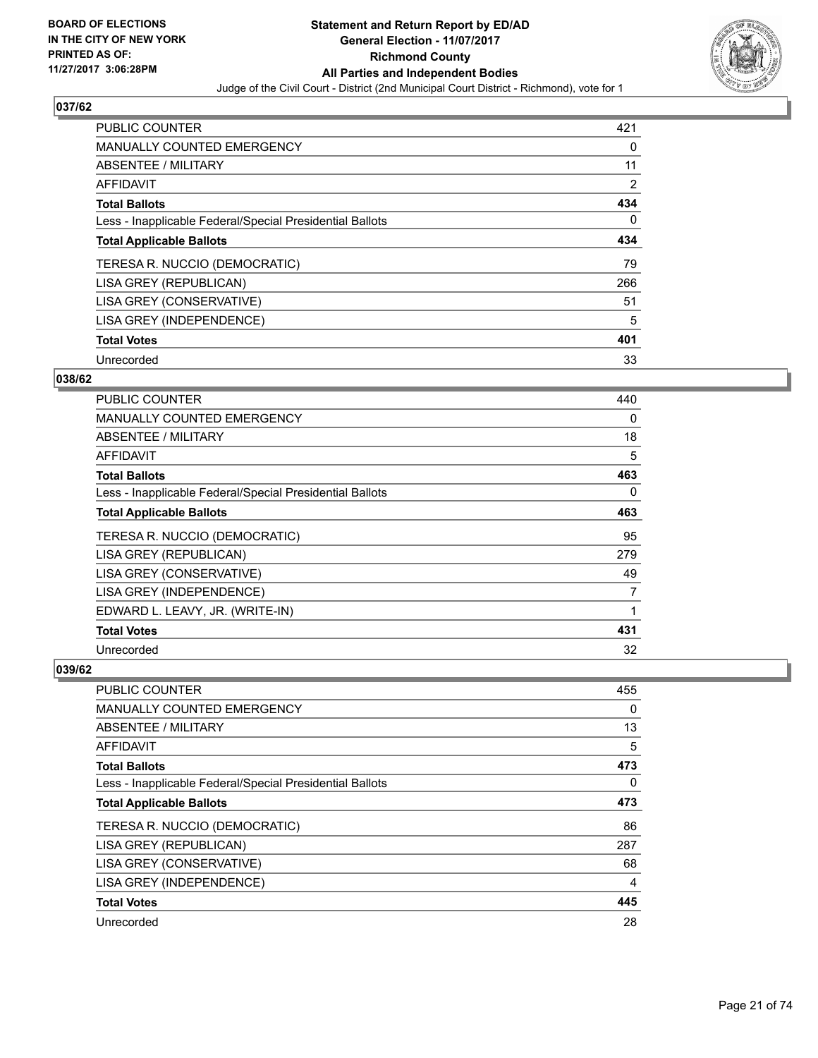## 037/62

| | |
|---|---|
| PUBLIC COUNTER | 421 |
| MANUALLY COUNTED EMERGENCY | 0 |
| ABSENTEE / MILITARY | 11 |
| AFFIDAVIT | 2 |
| **Total Ballots** | **434** |
| Less - Inapplicable Federal/Special Presidential Ballots | 0 |
| **Total Applicable Ballots** | **434** |
| TERESA R. NUCCIO (DEMOCRATIC) | 79 |
| LISA GREY (REPUBLICAN) | 266 |
| LISA GREY (CONSERVATIVE) | 51 |
| LISA GREY (INDEPENDENCE) | 5 |
| **Total Votes** | **401** |
| Unrecorded | 33 |

## 038/62

| | |
|---|---|
| PUBLIC COUNTER | 440 |
| MANUALLY COUNTED EMERGENCY | 0 |
| ABSENTEE / MILITARY | 18 |
| AFFIDAVIT | 5 |
| **Total Ballots** | **463** |
| Less - Inapplicable Federal/Special Presidential Ballots | 0 |
| **Total Applicable Ballots** | **463** |
| TERESA R. NUCCIO (DEMOCRATIC) | 95 |
| LISA GREY (REPUBLICAN) | 279 |
| LISA GREY (CONSERVATIVE) | 49 |
| LISA GREY (INDEPENDENCE) | 7 |
| EDWARD L. LEAVY, JR. (WRITE-IN) | 1 |
| **Total Votes** | **431** |
| Unrecorded | 32 |

## 039/62

| | |
|---|---|
| PUBLIC COUNTER | 455 |
| MANUALLY COUNTED EMERGENCY | 0 |
| ABSENTEE / MILITARY | 13 |
| AFFIDAVIT | 5 |
| **Total Ballots** | **473** |
| Less - Inapplicable Federal/Special Presidential Ballots | 0 |
| **Total Applicable Ballots** | **473** |
| TERESA R. NUCCIO (DEMOCRATIC) | 86 |
| LISA GREY (REPUBLICAN) | 287 |
| LISA GREY (CONSERVATIVE) | 68 |
| LISA GREY (INDEPENDENCE) | 4 |
| **Total Votes** | **445** |
| Unrecorded | 28 |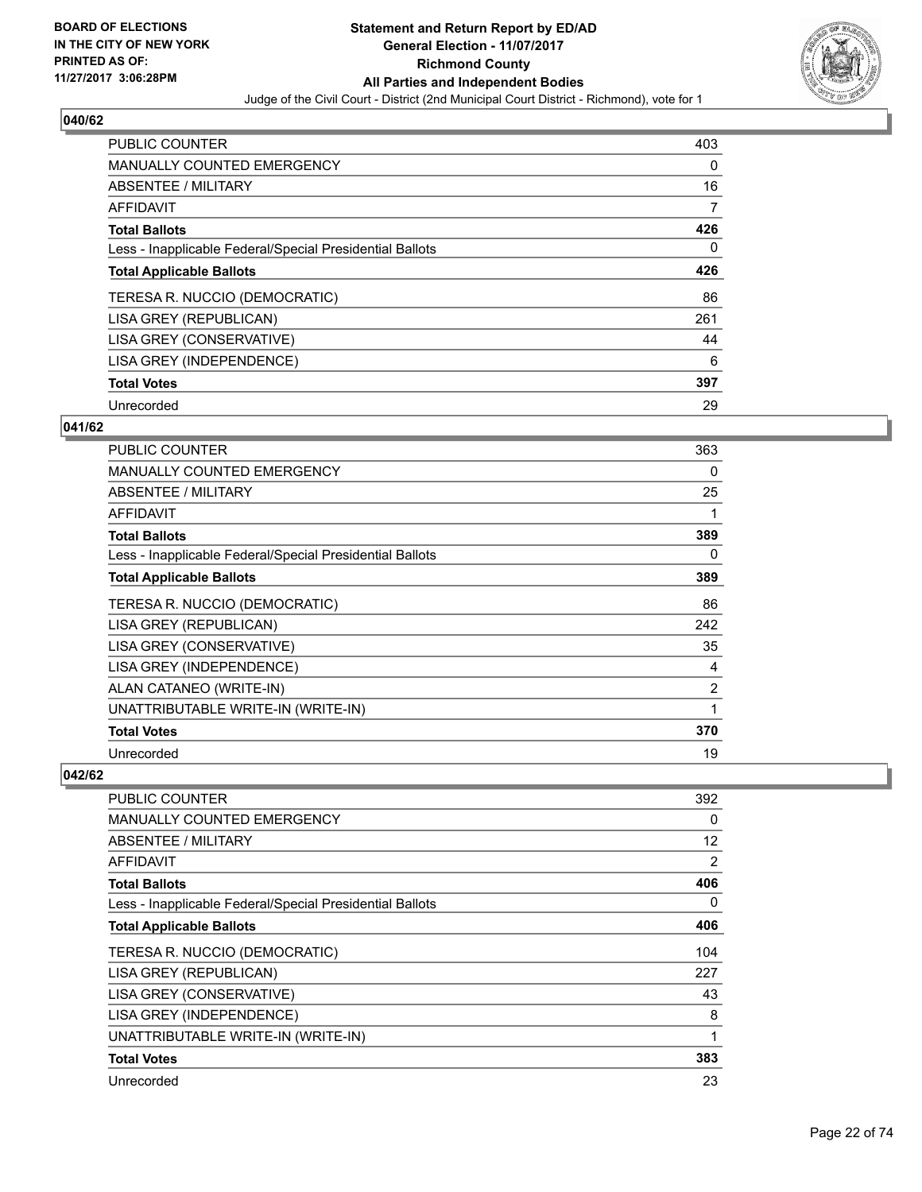BOARD OF ELECTIONS
IN THE CITY OF NEW YORK
PRINTED AS OF:
11/27/2017 3:06:28PM

**Statement and Return Report by ED/AD**
**General Election - 11/07/2017**
**Richmond County**
**All Parties and Independent Bodies**
Judge of the Civil Court - District (2nd Municipal Court District - Richmond), vote for 1

## 040/62

| | |
|---|---|
| PUBLIC COUNTER | 403 |
| MANUALLY COUNTED EMERGENCY | 0 |
| ABSENTEE / MILITARY | 16 |
| AFFIDAVIT | 7 |
| **Total Ballots** | **426** |
| Less - Inapplicable Federal/Special Presidential Ballots | 0 |
| **Total Applicable Ballots** | **426** |
| TERESA R. NUCCIO (DEMOCRATIC) | 86 |
| LISA GREY (REPUBLICAN) | 261 |
| LISA GREY (CONSERVATIVE) | 44 |
| LISA GREY (INDEPENDENCE) | 6 |
| **Total Votes** | **397** |
| Unrecorded | 29 |

## 041/62

| | |
|---|---|
| PUBLIC COUNTER | 363 |
| MANUALLY COUNTED EMERGENCY | 0 |
| ABSENTEE / MILITARY | 25 |
| AFFIDAVIT | 1 |
| **Total Ballots** | **389** |
| Less - Inapplicable Federal/Special Presidential Ballots | 0 |
| **Total Applicable Ballots** | **389** |
| TERESA R. NUCCIO (DEMOCRATIC) | 86 |
| LISA GREY (REPUBLICAN) | 242 |
| LISA GREY (CONSERVATIVE) | 35 |
| LISA GREY (INDEPENDENCE) | 4 |
| ALAN CATANEO (WRITE-IN) | 2 |
| UNATTRIBUTABLE WRITE-IN (WRITE-IN) | 1 |
| **Total Votes** | **370** |
| Unrecorded | 19 |

## 042/62

| | |
|---|---|
| PUBLIC COUNTER | 392 |
| MANUALLY COUNTED EMERGENCY | 0 |
| ABSENTEE / MILITARY | 12 |
| AFFIDAVIT | 2 |
| **Total Ballots** | **406** |
| Less - Inapplicable Federal/Special Presidential Ballots | 0 |
| **Total Applicable Ballots** | **406** |
| TERESA R. NUCCIO (DEMOCRATIC) | 104 |
| LISA GREY (REPUBLICAN) | 227 |
| LISA GREY (CONSERVATIVE) | 43 |
| LISA GREY (INDEPENDENCE) | 8 |
| UNATTRIBUTABLE WRITE-IN (WRITE-IN) | 1 |
| **Total Votes** | **383** |
| Unrecorded | 23 |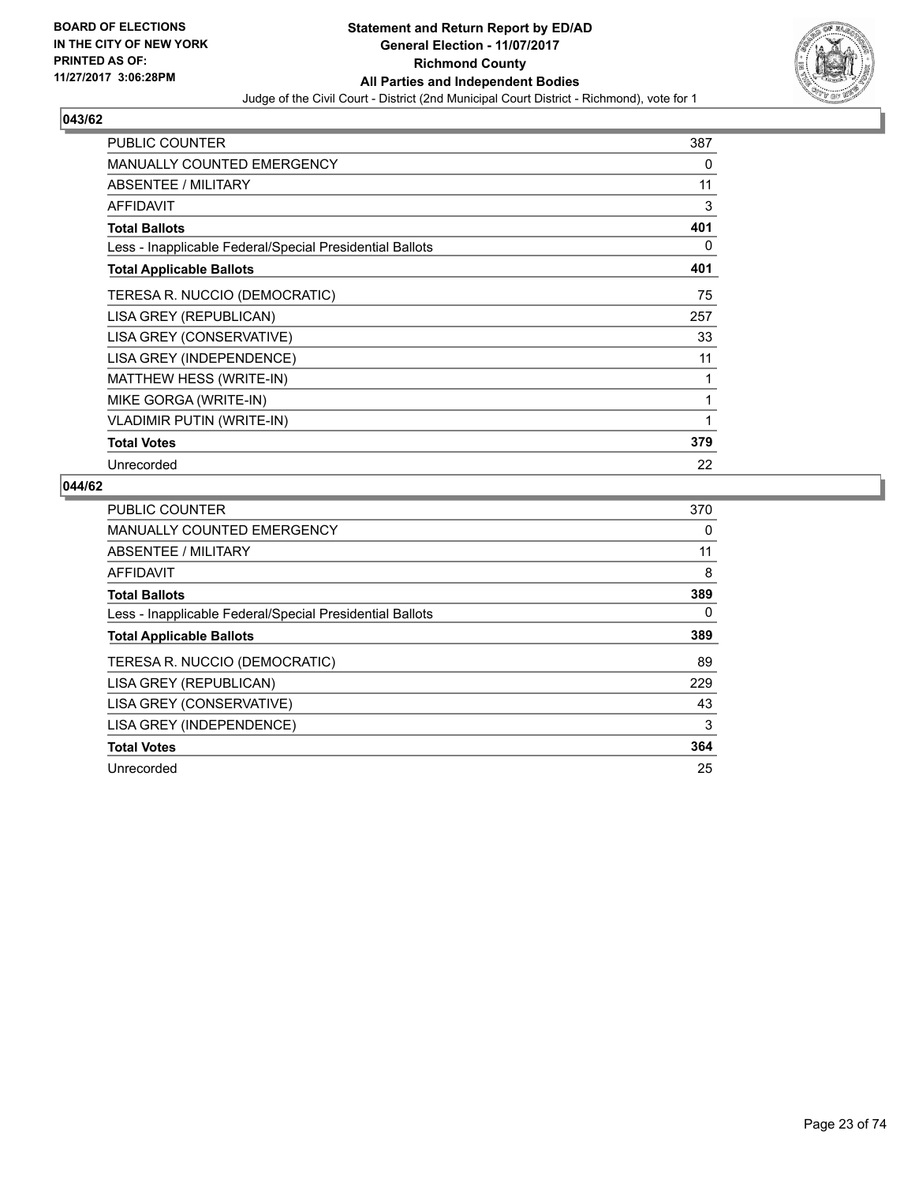BOARD OF ELECTIONS
IN THE CITY OF NEW YORK
PRINTED AS OF:
11/27/2017 3:06:28PM

**Statement and Return Report by ED/AD**
**General Election - 11/07/2017**
**Richmond County**
**All Parties and Independent Bodies**
Judge of the Civil Court - District (2nd Municipal Court District - Richmond), vote for 1

### 043/62

| | |
|---|---|
| PUBLIC COUNTER | 387 |
| MANUALLY COUNTED EMERGENCY | 0 |
| ABSENTEE / MILITARY | 11 |
| AFFIDAVIT | 3 |
| **Total Ballots** | **401** |
| Less - Inapplicable Federal/Special Presidential Ballots | 0 |
| **Total Applicable Ballots** | **401** |
| TERESA R. NUCCIO (DEMOCRATIC) | 75 |
| LISA GREY (REPUBLICAN) | 257 |
| LISA GREY (CONSERVATIVE) | 33 |
| LISA GREY (INDEPENDENCE) | 11 |
| MATTHEW HESS (WRITE-IN) | 1 |
| MIKE GORGA (WRITE-IN) | 1 |
| VLADIMIR PUTIN (WRITE-IN) | 1 |
| **Total Votes** | **379** |
| Unrecorded | 22 |

### 044/62

| | |
|---|---|
| PUBLIC COUNTER | 370 |
| MANUALLY COUNTED EMERGENCY | 0 |
| ABSENTEE / MILITARY | 11 |
| AFFIDAVIT | 8 |
| **Total Ballots** | **389** |
| Less - Inapplicable Federal/Special Presidential Ballots | 0 |
| **Total Applicable Ballots** | **389** |
| TERESA R. NUCCIO (DEMOCRATIC) | 89 |
| LISA GREY (REPUBLICAN) | 229 |
| LISA GREY (CONSERVATIVE) | 43 |
| LISA GREY (INDEPENDENCE) | 3 |
| **Total Votes** | **364** |
| Unrecorded | 25 |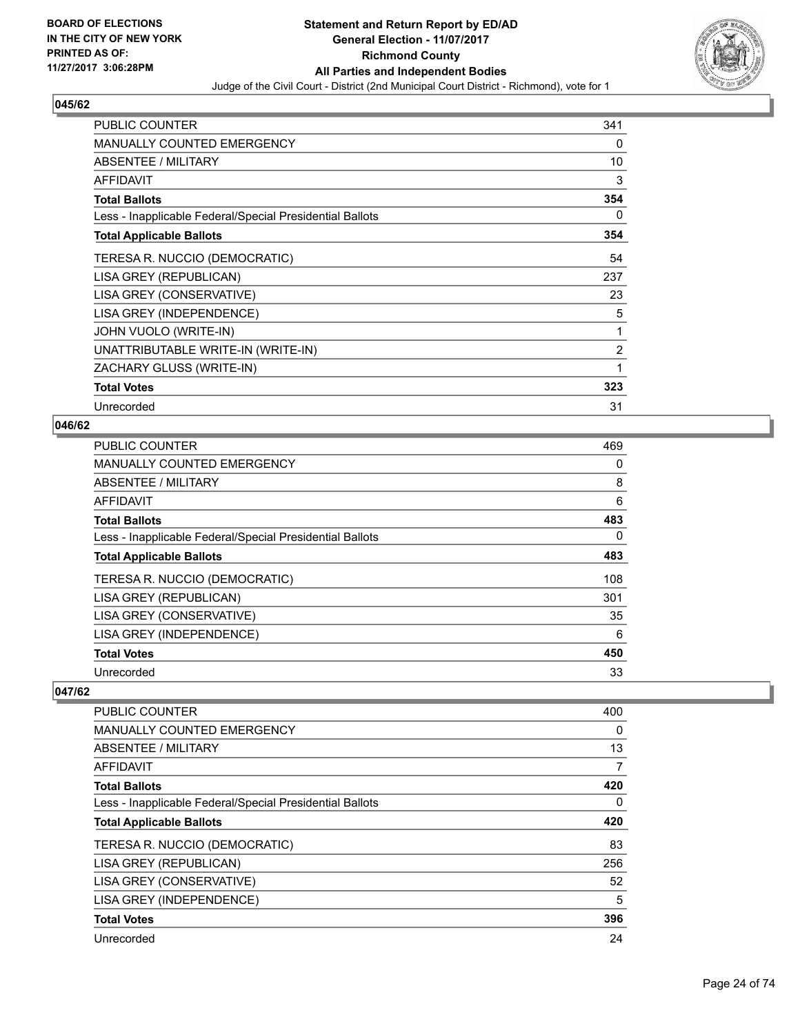### 045/62

| | |
|---|---|
| PUBLIC COUNTER | 341 |
| MANUALLY COUNTED EMERGENCY | 0 |
| ABSENTEE / MILITARY | 10 |
| AFFIDAVIT | 3 |
| **Total Ballots** | **354** |
| Less - Inapplicable Federal/Special Presidential Ballots | 0 |
| **Total Applicable Ballots** | **354** |
| TERESA R. NUCCIO (DEMOCRATIC) | 54 |
| LISA GREY (REPUBLICAN) | 237 |
| LISA GREY (CONSERVATIVE) | 23 |
| LISA GREY (INDEPENDENCE) | 5 |
| JOHN VUOLO (WRITE-IN) | 1 |
| UNATTRIBUTABLE WRITE-IN (WRITE-IN) | 2 |
| ZACHARY GLUSS (WRITE-IN) | 1 |
| **Total Votes** | **323** |
| Unrecorded | 31 |

### 046/62

| | |
|---|---|
| PUBLIC COUNTER | 469 |
| MANUALLY COUNTED EMERGENCY | 0 |
| ABSENTEE / MILITARY | 8 |
| AFFIDAVIT | 6 |
| **Total Ballots** | **483** |
| Less - Inapplicable Federal/Special Presidential Ballots | 0 |
| **Total Applicable Ballots** | **483** |
| TERESA R. NUCCIO (DEMOCRATIC) | 108 |
| LISA GREY (REPUBLICAN) | 301 |
| LISA GREY (CONSERVATIVE) | 35 |
| LISA GREY (INDEPENDENCE) | 6 |
| **Total Votes** | **450** |
| Unrecorded | 33 |

### 047/62

| | |
|---|---|
| PUBLIC COUNTER | 400 |
| MANUALLY COUNTED EMERGENCY | 0 |
| ABSENTEE / MILITARY | 13 |
| AFFIDAVIT | 7 |
| **Total Ballots** | **420** |
| Less - Inapplicable Federal/Special Presidential Ballots | 0 |
| **Total Applicable Ballots** | **420** |
| TERESA R. NUCCIO (DEMOCRATIC) | 83 |
| LISA GREY (REPUBLICAN) | 256 |
| LISA GREY (CONSERVATIVE) | 52 |
| LISA GREY (INDEPENDENCE) | 5 |
| **Total Votes** | **396** |
| Unrecorded | 24 |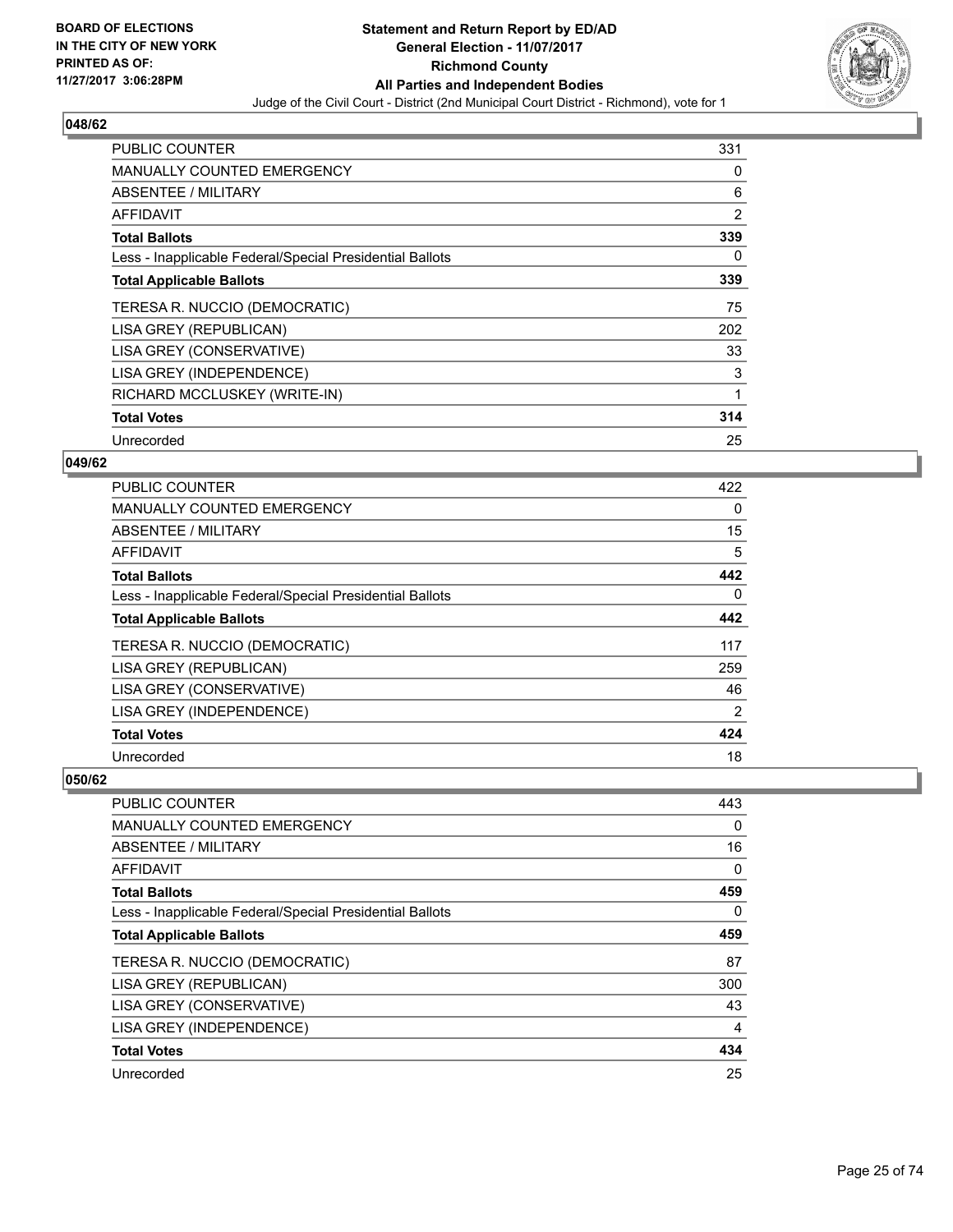## 048/62

| | |
|---|---|
| PUBLIC COUNTER | 331 |
| MANUALLY COUNTED EMERGENCY | 0 |
| ABSENTEE / MILITARY | 6 |
| AFFIDAVIT | 2 |
| **Total Ballots** | **339** |
| Less - Inapplicable Federal/Special Presidential Ballots | 0 |
| **Total Applicable Ballots** | **339** |
| TERESA R. NUCCIO (DEMOCRATIC) | 75 |
| LISA GREY (REPUBLICAN) | 202 |
| LISA GREY (CONSERVATIVE) | 33 |
| LISA GREY (INDEPENDENCE) | 3 |
| RICHARD MCCLUSKEY (WRITE-IN) | 1 |
| **Total Votes** | **314** |
| Unrecorded | 25 |

## 049/62

| | |
|---|---|
| PUBLIC COUNTER | 422 |
| MANUALLY COUNTED EMERGENCY | 0 |
| ABSENTEE / MILITARY | 15 |
| AFFIDAVIT | 5 |
| **Total Ballots** | **442** |
| Less - Inapplicable Federal/Special Presidential Ballots | 0 |
| **Total Applicable Ballots** | **442** |
| TERESA R. NUCCIO (DEMOCRATIC) | 117 |
| LISA GREY (REPUBLICAN) | 259 |
| LISA GREY (CONSERVATIVE) | 46 |
| LISA GREY (INDEPENDENCE) | 2 |
| **Total Votes** | **424** |
| Unrecorded | 18 |

## 050/62

| | |
|---|---|
| PUBLIC COUNTER | 443 |
| MANUALLY COUNTED EMERGENCY | 0 |
| ABSENTEE / MILITARY | 16 |
| AFFIDAVIT | 0 |
| **Total Ballots** | **459** |
| Less - Inapplicable Federal/Special Presidential Ballots | 0 |
| **Total Applicable Ballots** | **459** |
| TERESA R. NUCCIO (DEMOCRATIC) | 87 |
| LISA GREY (REPUBLICAN) | 300 |
| LISA GREY (CONSERVATIVE) | 43 |
| LISA GREY (INDEPENDENCE) | 4 |
| **Total Votes** | **434** |
| Unrecorded | 25 |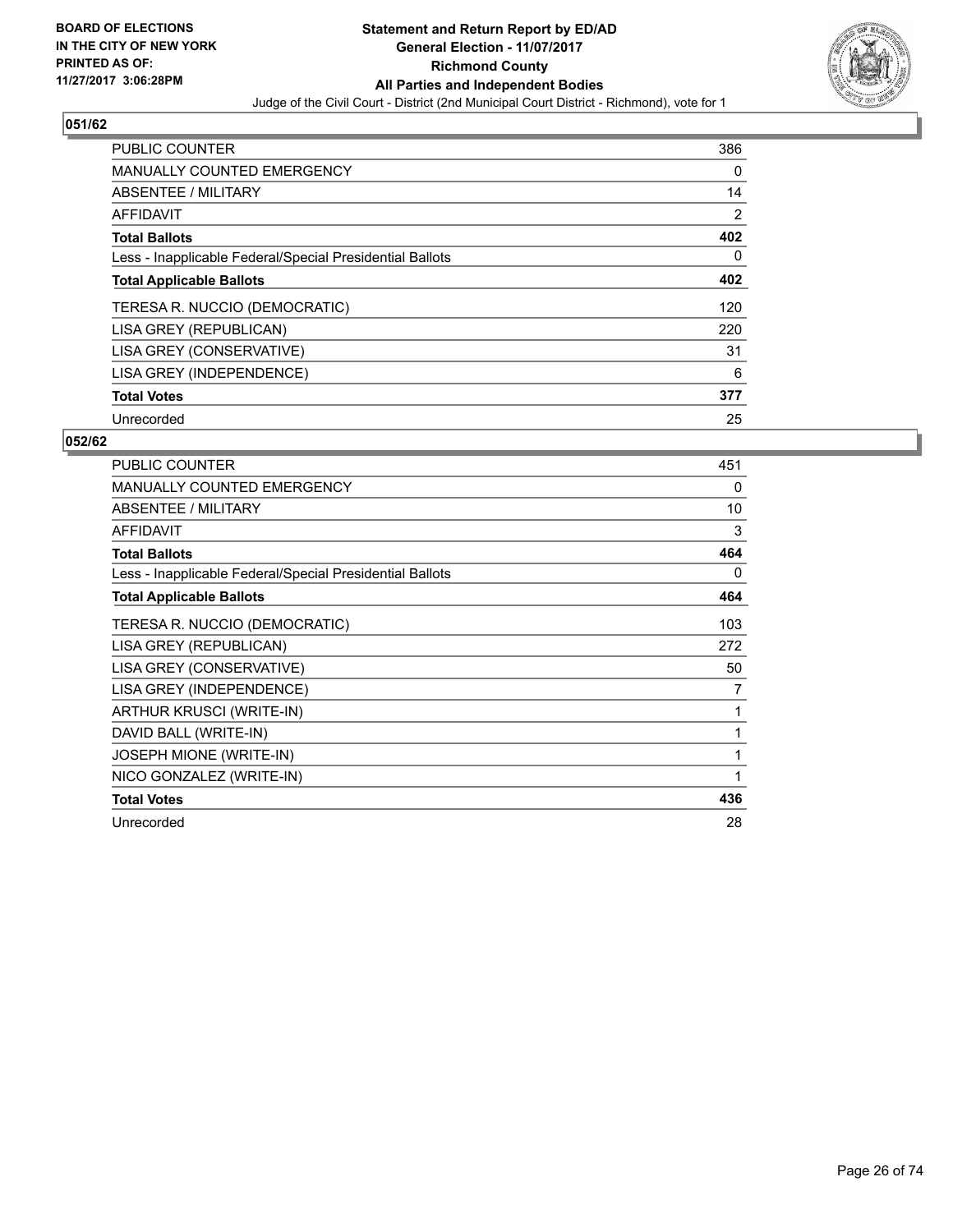**BOARD OF ELECTIONS IN THE CITY OF NEW YORK PRINTED AS OF: 11/27/2017 3:06:28PM**

# Statement and Return Report by ED/AD
## General Election - 11/07/2017
## Richmond County
## All Parties and Independent Bodies
### Judge of the Civil Court - District (2nd Municipal Court District - Richmond), vote for 1

**051/62**

| | |
|---|---|
| PUBLIC COUNTER | 386 |
| MANUALLY COUNTED EMERGENCY | 0 |
| ABSENTEE / MILITARY | 14 |
| AFFIDAVIT | 2 |
| **Total Ballots** | **402** |
| Less - Inapplicable Federal/Special Presidential Ballots | 0 |
| **Total Applicable Ballots** | **402** |
| TERESA R. NUCCIO (DEMOCRATIC) | 120 |
| LISA GREY (REPUBLICAN) | 220 |
| LISA GREY (CONSERVATIVE) | 31 |
| LISA GREY (INDEPENDENCE) | 6 |
| **Total Votes** | **377** |
| Unrecorded | 25 |

**052/62**

| | |
|---|---|
| PUBLIC COUNTER | 451 |
| MANUALLY COUNTED EMERGENCY | 0 |
| ABSENTEE / MILITARY | 10 |
| AFFIDAVIT | 3 |
| **Total Ballots** | **464** |
| Less - Inapplicable Federal/Special Presidential Ballots | 0 |
| **Total Applicable Ballots** | **464** |
| TERESA R. NUCCIO (DEMOCRATIC) | 103 |
| LISA GREY (REPUBLICAN) | 272 |
| LISA GREY (CONSERVATIVE) | 50 |
| LISA GREY (INDEPENDENCE) | 7 |
| ARTHUR KRUSCI (WRITE-IN) | 1 |
| DAVID BALL (WRITE-IN) | 1 |
| JOSEPH MIONE (WRITE-IN) | 1 |
| NICO GONZALEZ (WRITE-IN) | 1 |
| **Total Votes** | **436** |
| Unrecorded | 28 |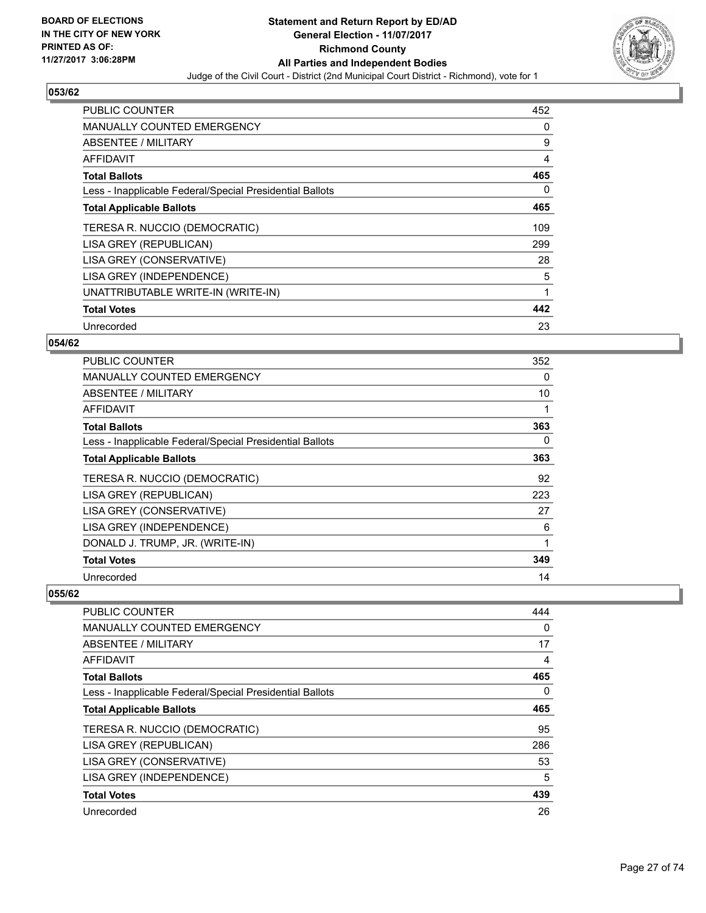BOARD OF ELECTIONS
IN THE CITY OF NEW YORK
PRINTED AS OF:
11/27/2017 3:06:28PM

**Statement and Return Report by ED/AD**
**General Election - 11/07/2017**
**Richmond County**
**All Parties and Independent Bodies**
Judge of the Civil Court - District (2nd Municipal Court District - Richmond), vote for 1

## 053/62

| | |
|---|---|
| PUBLIC COUNTER | 452 |
| MANUALLY COUNTED EMERGENCY | 0 |
| ABSENTEE / MILITARY | 9 |
| AFFIDAVIT | 4 |
| **Total Ballots** | **465** |
| Less - Inapplicable Federal/Special Presidential Ballots | 0 |
| **Total Applicable Ballots** | **465** |
| TERESA R. NUCCIO (DEMOCRATIC) | 109 |
| LISA GREY (REPUBLICAN) | 299 |
| LISA GREY (CONSERVATIVE) | 28 |
| LISA GREY (INDEPENDENCE) | 5 |
| UNATTRIBUTABLE WRITE-IN (WRITE-IN) | 1 |
| **Total Votes** | **442** |
| Unrecorded | 23 |

## 054/62

| | |
|---|---|
| PUBLIC COUNTER | 352 |
| MANUALLY COUNTED EMERGENCY | 0 |
| ABSENTEE / MILITARY | 10 |
| AFFIDAVIT | 1 |
| **Total Ballots** | **363** |
| Less - Inapplicable Federal/Special Presidential Ballots | 0 |
| **Total Applicable Ballots** | **363** |
| TERESA R. NUCCIO (DEMOCRATIC) | 92 |
| LISA GREY (REPUBLICAN) | 223 |
| LISA GREY (CONSERVATIVE) | 27 |
| LISA GREY (INDEPENDENCE) | 6 |
| DONALD J. TRUMP, JR. (WRITE-IN) | 1 |
| **Total Votes** | **349** |
| Unrecorded | 14 |

## 055/62

| | |
|---|---|
| PUBLIC COUNTER | 444 |
| MANUALLY COUNTED EMERGENCY | 0 |
| ABSENTEE / MILITARY | 17 |
| AFFIDAVIT | 4 |
| **Total Ballots** | **465** |
| Less - Inapplicable Federal/Special Presidential Ballots | 0 |
| **Total Applicable Ballots** | **465** |
| TERESA R. NUCCIO (DEMOCRATIC) | 95 |
| LISA GREY (REPUBLICAN) | 286 |
| LISA GREY (CONSERVATIVE) | 53 |
| LISA GREY (INDEPENDENCE) | 5 |
| **Total Votes** | **439** |
| Unrecorded | 26 |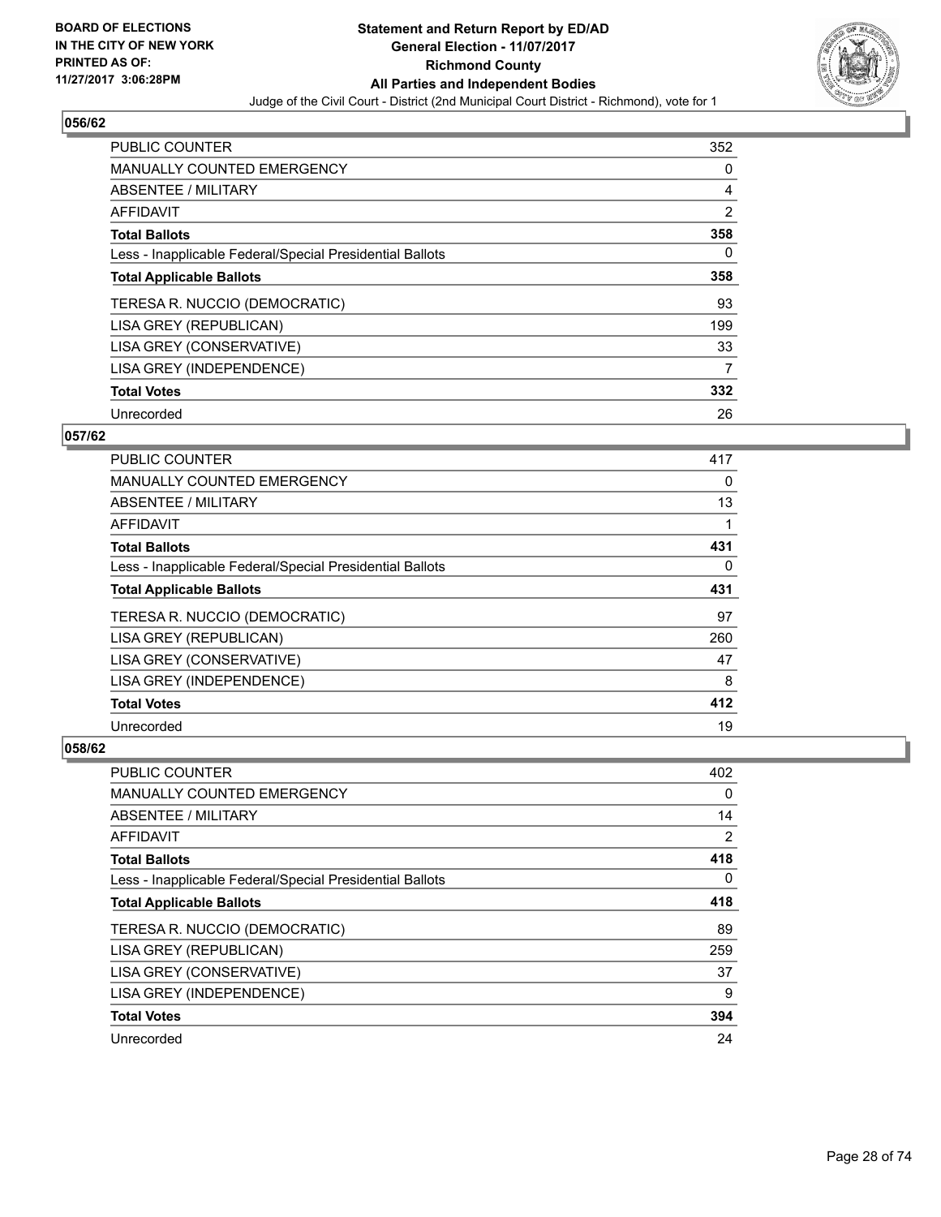**Statement and Return Report by ED/AD**
**General Election - 11/07/2017**
**Richmond County**
**All Parties and Independent Bodies**
Judge of the Civil Court - District (2nd Municipal Court District - Richmond), vote for 1

BOARD OF ELECTIONS IN THE CITY OF NEW YORK PRINTED AS OF: 11/27/2017 3:06:28PM

### 056/62

| | |
|---|---|
| PUBLIC COUNTER | 352 |
| MANUALLY COUNTED EMERGENCY | 0 |
| ABSENTEE / MILITARY | 4 |
| AFFIDAVIT | 2 |
| **Total Ballots** | **358** |
| Less - Inapplicable Federal/Special Presidential Ballots | 0 |
| **Total Applicable Ballots** | **358** |
| TERESA R. NUCCIO (DEMOCRATIC) | 93 |
| LISA GREY (REPUBLICAN) | 199 |
| LISA GREY (CONSERVATIVE) | 33 |
| LISA GREY (INDEPENDENCE) | 7 |
| **Total Votes** | **332** |
| Unrecorded | 26 |

### 057/62

| | |
|---|---|
| PUBLIC COUNTER | 417 |
| MANUALLY COUNTED EMERGENCY | 0 |
| ABSENTEE / MILITARY | 13 |
| AFFIDAVIT | 1 |
| **Total Ballots** | **431** |
| Less - Inapplicable Federal/Special Presidential Ballots | 0 |
| **Total Applicable Ballots** | **431** |
| TERESA R. NUCCIO (DEMOCRATIC) | 97 |
| LISA GREY (REPUBLICAN) | 260 |
| LISA GREY (CONSERVATIVE) | 47 |
| LISA GREY (INDEPENDENCE) | 8 |
| **Total Votes** | **412** |
| Unrecorded | 19 |

### 058/62

| | |
|---|---|
| PUBLIC COUNTER | 402 |
| MANUALLY COUNTED EMERGENCY | 0 |
| ABSENTEE / MILITARY | 14 |
| AFFIDAVIT | 2 |
| **Total Ballots** | **418** |
| Less - Inapplicable Federal/Special Presidential Ballots | 0 |
| **Total Applicable Ballots** | **418** |
| TERESA R. NUCCIO (DEMOCRATIC) | 89 |
| LISA GREY (REPUBLICAN) | 259 |
| LISA GREY (CONSERVATIVE) | 37 |
| LISA GREY (INDEPENDENCE) | 9 |
| **Total Votes** | **394** |
| Unrecorded | 24 |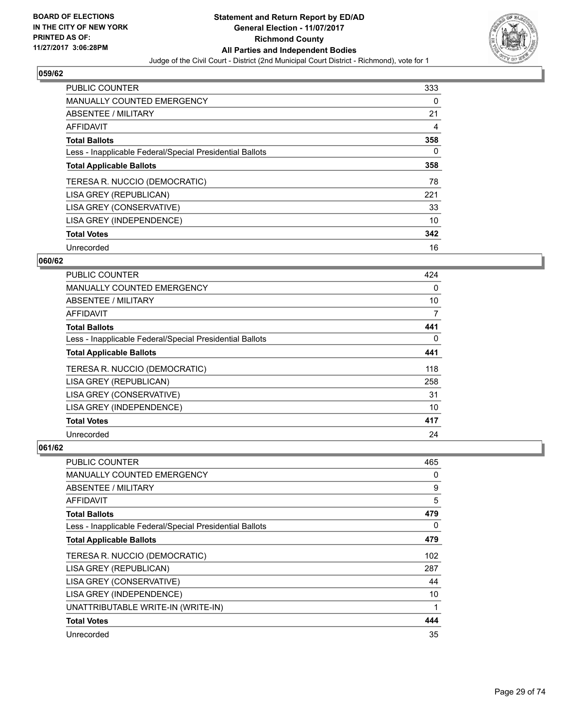# Statement and Return Report by ED/AD
## General Election - 11/07/2017
## Richmond County
## All Parties and Independent Bodies

Judge of the Civil Court - District (2nd Municipal Court District - Richmond), vote for 1

BOARD OF ELECTIONS
IN THE CITY OF NEW YORK
PRINTED AS OF:
11/27/2017 3:06:28PM

### 059/62

| | |
|---|---|
| PUBLIC COUNTER | 333 |
| MANUALLY COUNTED EMERGENCY | 0 |
| ABSENTEE / MILITARY | 21 |
| AFFIDAVIT | 4 |
| **Total Ballots** | **358** |
| Less - Inapplicable Federal/Special Presidential Ballots | 0 |
| **Total Applicable Ballots** | **358** |
| TERESA R. NUCCIO (DEMOCRATIC) | 78 |
| LISA GREY (REPUBLICAN) | 221 |
| LISA GREY (CONSERVATIVE) | 33 |
| LISA GREY (INDEPENDENCE) | 10 |
| **Total Votes** | **342** |
| Unrecorded | 16 |

### 060/62

| | |
|---|---|
| PUBLIC COUNTER | 424 |
| MANUALLY COUNTED EMERGENCY | 0 |
| ABSENTEE / MILITARY | 10 |
| AFFIDAVIT | 7 |
| **Total Ballots** | **441** |
| Less - Inapplicable Federal/Special Presidential Ballots | 0 |
| **Total Applicable Ballots** | **441** |
| TERESA R. NUCCIO (DEMOCRATIC) | 118 |
| LISA GREY (REPUBLICAN) | 258 |
| LISA GREY (CONSERVATIVE) | 31 |
| LISA GREY (INDEPENDENCE) | 10 |
| **Total Votes** | **417** |
| Unrecorded | 24 |

### 061/62

| | |
|---|---|
| PUBLIC COUNTER | 465 |
| MANUALLY COUNTED EMERGENCY | 0 |
| ABSENTEE / MILITARY | 9 |
| AFFIDAVIT | 5 |
| **Total Ballots** | **479** |
| Less - Inapplicable Federal/Special Presidential Ballots | 0 |
| **Total Applicable Ballots** | **479** |
| TERESA R. NUCCIO (DEMOCRATIC) | 102 |
| LISA GREY (REPUBLICAN) | 287 |
| LISA GREY (CONSERVATIVE) | 44 |
| LISA GREY (INDEPENDENCE) | 10 |
| UNATTRIBUTABLE WRITE-IN (WRITE-IN) | 1 |
| **Total Votes** | **444** |
| Unrecorded | 35 |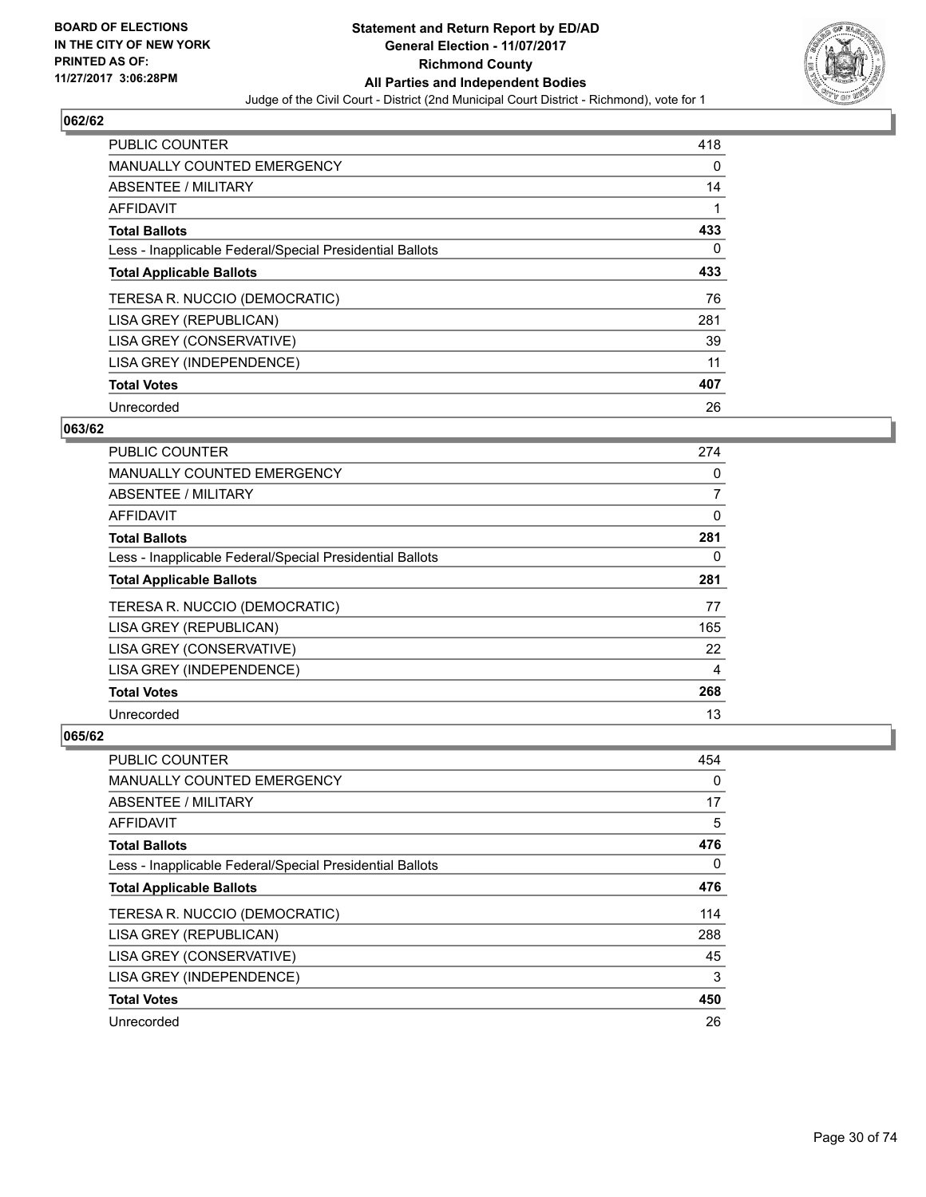**BOARD OF ELECTIONS IN THE CITY OF NEW YORK PRINTED AS OF: 11/27/2017 3:06:28PM**

**Statement and Return Report by ED/AD General Election - 11/07/2017 Richmond County All Parties and Independent Bodies**

Judge of the Civil Court - District (2nd Municipal Court District - Richmond), vote for 1

### 062/62

| | |
|---|---|
| PUBLIC COUNTER | 418 |
| MANUALLY COUNTED EMERGENCY | 0 |
| ABSENTEE / MILITARY | 14 |
| AFFIDAVIT | 1 |
| **Total Ballots** | **433** |
| Less - Inapplicable Federal/Special Presidential Ballots | 0 |
| **Total Applicable Ballots** | **433** |
| TERESA R. NUCCIO (DEMOCRATIC) | 76 |
| LISA GREY (REPUBLICAN) | 281 |
| LISA GREY (CONSERVATIVE) | 39 |
| LISA GREY (INDEPENDENCE) | 11 |
| **Total Votes** | **407** |
| Unrecorded | 26 |

### 063/62

| | |
|---|---|
| PUBLIC COUNTER | 274 |
| MANUALLY COUNTED EMERGENCY | 0 |
| ABSENTEE / MILITARY | 7 |
| AFFIDAVIT | 0 |
| **Total Ballots** | **281** |
| Less - Inapplicable Federal/Special Presidential Ballots | 0 |
| **Total Applicable Ballots** | **281** |
| TERESA R. NUCCIO (DEMOCRATIC) | 77 |
| LISA GREY (REPUBLICAN) | 165 |
| LISA GREY (CONSERVATIVE) | 22 |
| LISA GREY (INDEPENDENCE) | 4 |
| **Total Votes** | **268** |
| Unrecorded | 13 |

### 065/62

| | |
|---|---|
| PUBLIC COUNTER | 454 |
| MANUALLY COUNTED EMERGENCY | 0 |
| ABSENTEE / MILITARY | 17 |
| AFFIDAVIT | 5 |
| **Total Ballots** | **476** |
| Less - Inapplicable Federal/Special Presidential Ballots | 0 |
| **Total Applicable Ballots** | **476** |
| TERESA R. NUCCIO (DEMOCRATIC) | 114 |
| LISA GREY (REPUBLICAN) | 288 |
| LISA GREY (CONSERVATIVE) | 45 |
| LISA GREY (INDEPENDENCE) | 3 |
| **Total Votes** | **450** |
| Unrecorded | 26 |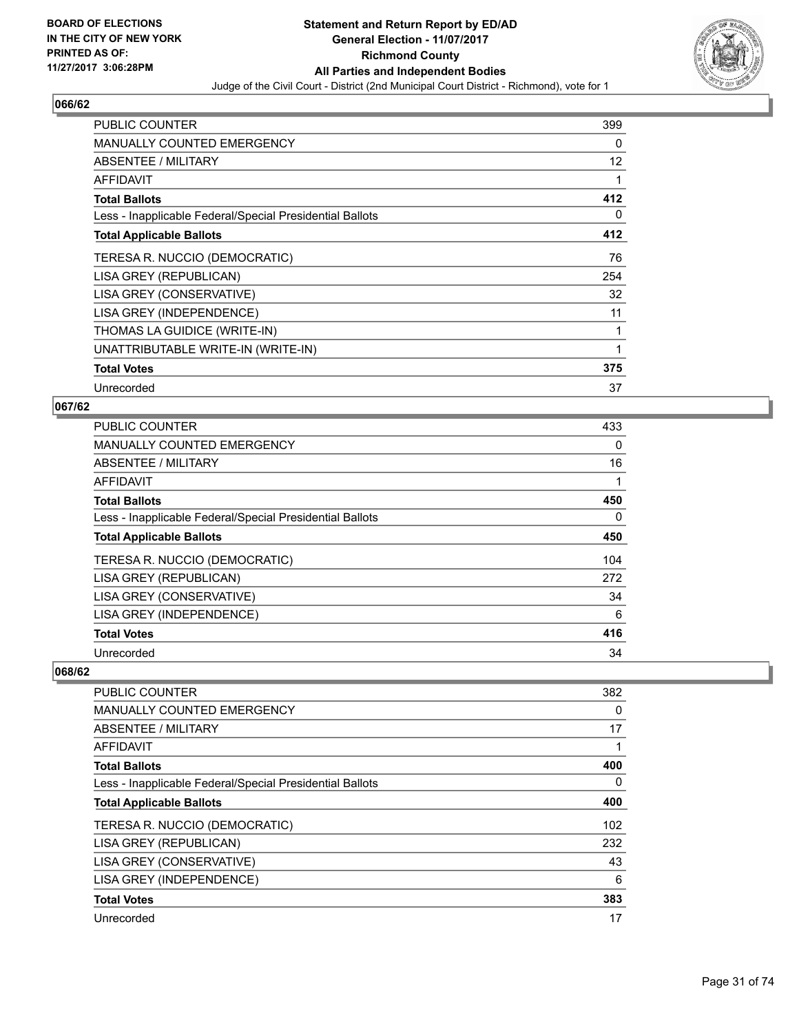**BOARD OF ELECTIONS IN THE CITY OF NEW YORK PRINTED AS OF: 11/27/2017 3:06:28PM**

**Statement and Return Report by ED/AD**
**General Election - 11/07/2017**
**Richmond County**
**All Parties and Independent Bodies**
Judge of the Civil Court - District (2nd Municipal Court District - Richmond), vote for 1

## 066/62

| | |
|---|---|
| PUBLIC COUNTER | 399 |
| MANUALLY COUNTED EMERGENCY | 0 |
| ABSENTEE / MILITARY | 12 |
| AFFIDAVIT | 1 |
| **Total Ballots** | **412** |
| Less - Inapplicable Federal/Special Presidential Ballots | 0 |
| **Total Applicable Ballots** | **412** |
| TERESA R. NUCCIO (DEMOCRATIC) | 76 |
| LISA GREY (REPUBLICAN) | 254 |
| LISA GREY (CONSERVATIVE) | 32 |
| LISA GREY (INDEPENDENCE) | 11 |
| THOMAS LA GUIDICE (WRITE-IN) | 1 |
| UNATTRIBUTABLE WRITE-IN (WRITE-IN) | 1 |
| **Total Votes** | **375** |
| Unrecorded | 37 |

## 067/62

| | |
|---|---|
| PUBLIC COUNTER | 433 |
| MANUALLY COUNTED EMERGENCY | 0 |
| ABSENTEE / MILITARY | 16 |
| AFFIDAVIT | 1 |
| **Total Ballots** | **450** |
| Less - Inapplicable Federal/Special Presidential Ballots | 0 |
| **Total Applicable Ballots** | **450** |
| TERESA R. NUCCIO (DEMOCRATIC) | 104 |
| LISA GREY (REPUBLICAN) | 272 |
| LISA GREY (CONSERVATIVE) | 34 |
| LISA GREY (INDEPENDENCE) | 6 |
| **Total Votes** | **416** |
| Unrecorded | 34 |

## 068/62

| | |
|---|---|
| PUBLIC COUNTER | 382 |
| MANUALLY COUNTED EMERGENCY | 0 |
| ABSENTEE / MILITARY | 17 |
| AFFIDAVIT | 1 |
| **Total Ballots** | **400** |
| Less - Inapplicable Federal/Special Presidential Ballots | 0 |
| **Total Applicable Ballots** | **400** |
| TERESA R. NUCCIO (DEMOCRATIC) | 102 |
| LISA GREY (REPUBLICAN) | 232 |
| LISA GREY (CONSERVATIVE) | 43 |
| LISA GREY (INDEPENDENCE) | 6 |
| **Total Votes** | **383** |
| Unrecorded | 17 |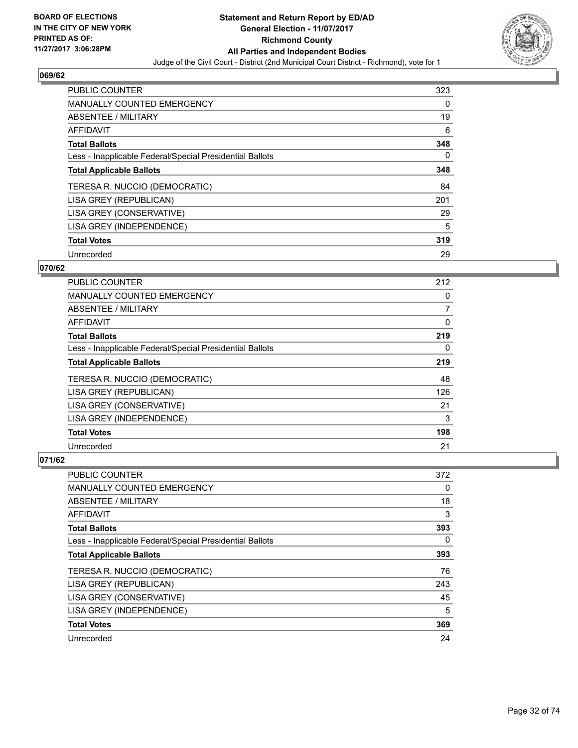**BOARD OF ELECTIONS IN THE CITY OF NEW YORK PRINTED AS OF: 11/27/2017 3:06:28PM**

**Statement and Return Report by ED/AD General Election - 11/07/2017 Richmond County All Parties and Independent Bodies**

Judge of the Civil Court - District (2nd Municipal Court District - Richmond), vote for 1

## 069/62

| | |
|---|---|
| PUBLIC COUNTER | 323 |
| MANUALLY COUNTED EMERGENCY | 0 |
| ABSENTEE / MILITARY | 19 |
| AFFIDAVIT | 6 |
| **Total Ballots** | **348** |
| Less - Inapplicable Federal/Special Presidential Ballots | 0 |
| **Total Applicable Ballots** | **348** |
| TERESA R. NUCCIO (DEMOCRATIC) | 84 |
| LISA GREY (REPUBLICAN) | 201 |
| LISA GREY (CONSERVATIVE) | 29 |
| LISA GREY (INDEPENDENCE) | 5 |
| **Total Votes** | **319** |
| Unrecorded | 29 |

## 070/62

| | |
|---|---|
| PUBLIC COUNTER | 212 |
| MANUALLY COUNTED EMERGENCY | 0 |
| ABSENTEE / MILITARY | 7 |
| AFFIDAVIT | 0 |
| **Total Ballots** | **219** |
| Less - Inapplicable Federal/Special Presidential Ballots | 0 |
| **Total Applicable Ballots** | **219** |
| TERESA R. NUCCIO (DEMOCRATIC) | 48 |
| LISA GREY (REPUBLICAN) | 126 |
| LISA GREY (CONSERVATIVE) | 21 |
| LISA GREY (INDEPENDENCE) | 3 |
| **Total Votes** | **198** |
| Unrecorded | 21 |

## 071/62

| | |
|---|---|
| PUBLIC COUNTER | 372 |
| MANUALLY COUNTED EMERGENCY | 0 |
| ABSENTEE / MILITARY | 18 |
| AFFIDAVIT | 3 |
| **Total Ballots** | **393** |
| Less - Inapplicable Federal/Special Presidential Ballots | 0 |
| **Total Applicable Ballots** | **393** |
| TERESA R. NUCCIO (DEMOCRATIC) | 76 |
| LISA GREY (REPUBLICAN) | 243 |
| LISA GREY (CONSERVATIVE) | 45 |
| LISA GREY (INDEPENDENCE) | 5 |
| **Total Votes** | **369** |
| Unrecorded | 24 |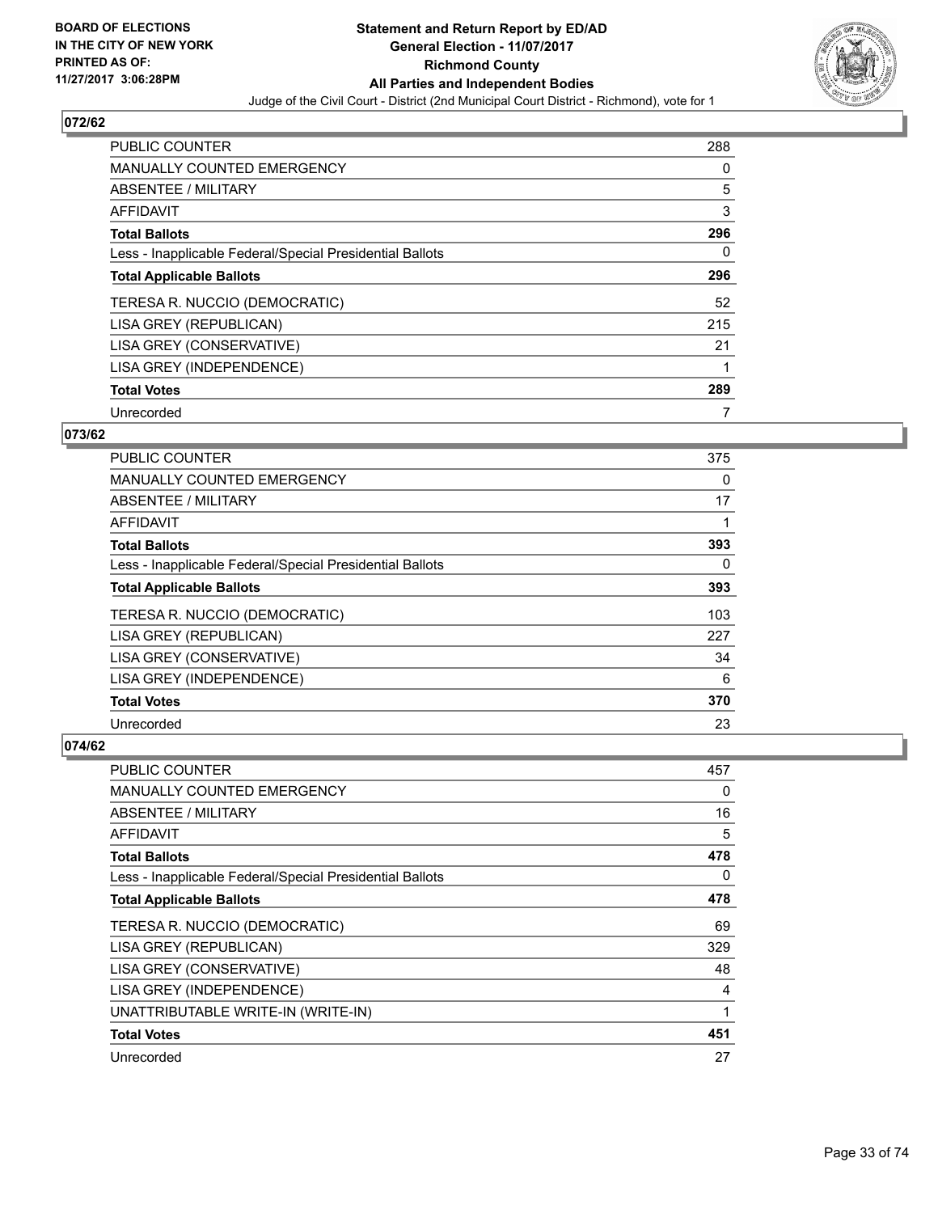**Statement and Return Report by ED/AD**
**General Election - 11/07/2017**
**Richmond County**
**All Parties and Independent Bodies**
Judge of the Civil Court - District (2nd Municipal Court District - Richmond), vote for 1

BOARD OF ELECTIONS
IN THE CITY OF NEW YORK
PRINTED AS OF:
11/27/2017 3:06:28PM

### 072/62

| | |
|---|---|
| PUBLIC COUNTER | 288 |
| MANUALLY COUNTED EMERGENCY | 0 |
| ABSENTEE / MILITARY | 5 |
| AFFIDAVIT | 3 |
| **Total Ballots** | **296** |
| Less - Inapplicable Federal/Special Presidential Ballots | 0 |
| **Total Applicable Ballots** | **296** |
| TERESA R. NUCCIO (DEMOCRATIC) | 52 |
| LISA GREY (REPUBLICAN) | 215 |
| LISA GREY (CONSERVATIVE) | 21 |
| LISA GREY (INDEPENDENCE) | 1 |
| **Total Votes** | **289** |
| Unrecorded | 7 |

### 073/62

| | |
|---|---|
| PUBLIC COUNTER | 375 |
| MANUALLY COUNTED EMERGENCY | 0 |
| ABSENTEE / MILITARY | 17 |
| AFFIDAVIT | 1 |
| **Total Ballots** | **393** |
| Less - Inapplicable Federal/Special Presidential Ballots | 0 |
| **Total Applicable Ballots** | **393** |
| TERESA R. NUCCIO (DEMOCRATIC) | 103 |
| LISA GREY (REPUBLICAN) | 227 |
| LISA GREY (CONSERVATIVE) | 34 |
| LISA GREY (INDEPENDENCE) | 6 |
| **Total Votes** | **370** |
| Unrecorded | 23 |

### 074/62

| | |
|---|---|
| PUBLIC COUNTER | 457 |
| MANUALLY COUNTED EMERGENCY | 0 |
| ABSENTEE / MILITARY | 16 |
| AFFIDAVIT | 5 |
| **Total Ballots** | **478** |
| Less - Inapplicable Federal/Special Presidential Ballots | 0 |
| **Total Applicable Ballots** | **478** |
| TERESA R. NUCCIO (DEMOCRATIC) | 69 |
| LISA GREY (REPUBLICAN) | 329 |
| LISA GREY (CONSERVATIVE) | 48 |
| LISA GREY (INDEPENDENCE) | 4 |
| UNATTRIBUTABLE WRITE-IN (WRITE-IN) | 1 |
| **Total Votes** | **451** |
| Unrecorded | 27 |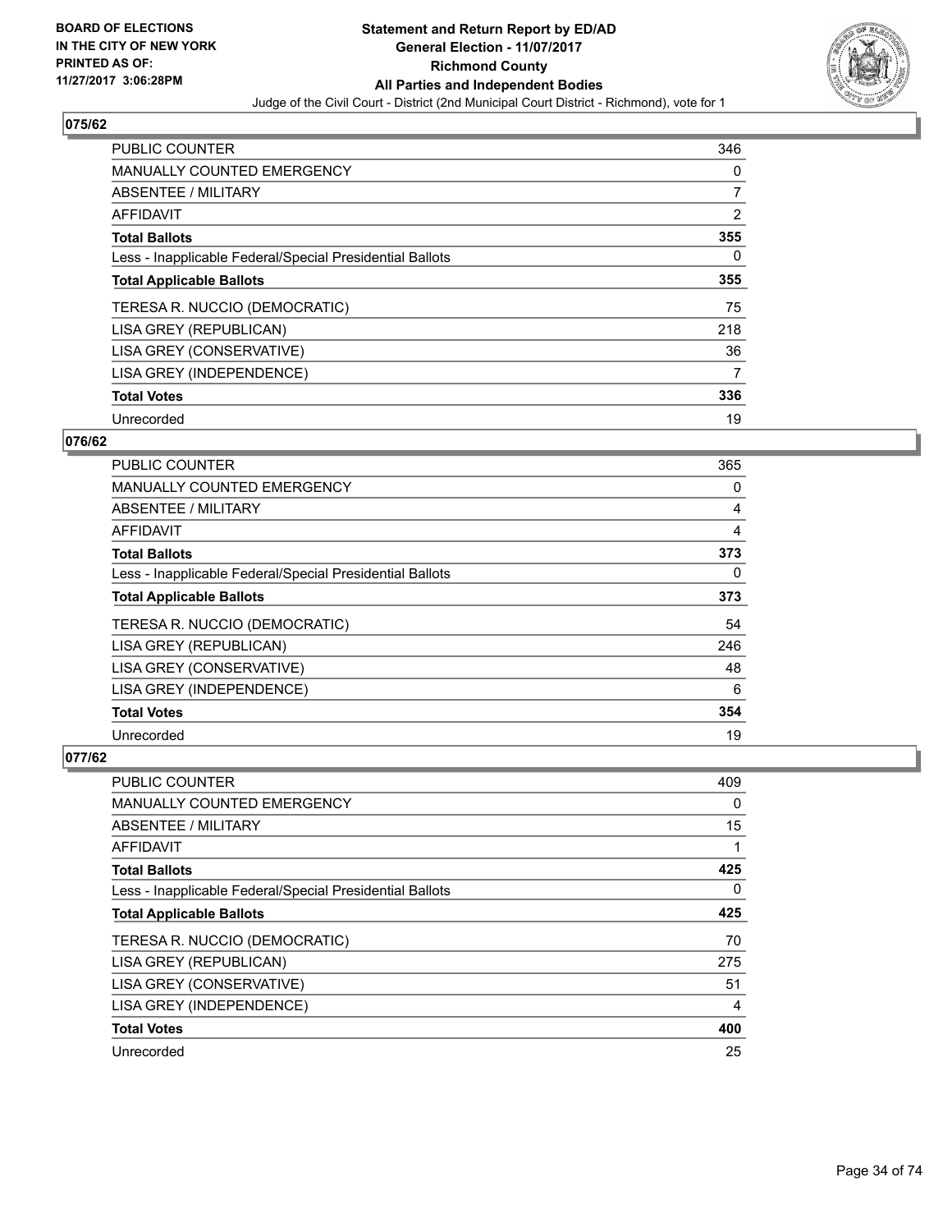**BOARD OF ELECTIONS IN THE CITY OF NEW YORK PRINTED AS OF: 11/27/2017 3:06:28PM**

**Statement and Return Report by ED/AD General Election - 11/07/2017 Richmond County All Parties and Independent Bodies**

Judge of the Civil Court - District (2nd Municipal Court District - Richmond), vote for 1

## 075/62

| | |
|---|---|
| PUBLIC COUNTER | 346 |
| MANUALLY COUNTED EMERGENCY | 0 |
| ABSENTEE / MILITARY | 7 |
| AFFIDAVIT | 2 |
| **Total Ballots** | **355** |
| Less - Inapplicable Federal/Special Presidential Ballots | 0 |
| **Total Applicable Ballots** | **355** |
| TERESA R. NUCCIO (DEMOCRATIC) | 75 |
| LISA GREY (REPUBLICAN) | 218 |
| LISA GREY (CONSERVATIVE) | 36 |
| LISA GREY (INDEPENDENCE) | 7 |
| **Total Votes** | **336** |
| Unrecorded | 19 |

## 076/62

| | |
|---|---|
| PUBLIC COUNTER | 365 |
| MANUALLY COUNTED EMERGENCY | 0 |
| ABSENTEE / MILITARY | 4 |
| AFFIDAVIT | 4 |
| **Total Ballots** | **373** |
| Less - Inapplicable Federal/Special Presidential Ballots | 0 |
| **Total Applicable Ballots** | **373** |
| TERESA R. NUCCIO (DEMOCRATIC) | 54 |
| LISA GREY (REPUBLICAN) | 246 |
| LISA GREY (CONSERVATIVE) | 48 |
| LISA GREY (INDEPENDENCE) | 6 |
| **Total Votes** | **354** |
| Unrecorded | 19 |

## 077/62

| | |
|---|---|
| PUBLIC COUNTER | 409 |
| MANUALLY COUNTED EMERGENCY | 0 |
| ABSENTEE / MILITARY | 15 |
| AFFIDAVIT | 1 |
| **Total Ballots** | **425** |
| Less - Inapplicable Federal/Special Presidential Ballots | 0 |
| **Total Applicable Ballots** | **425** |
| TERESA R. NUCCIO (DEMOCRATIC) | 70 |
| LISA GREY (REPUBLICAN) | 275 |
| LISA GREY (CONSERVATIVE) | 51 |
| LISA GREY (INDEPENDENCE) | 4 |
| **Total Votes** | **400** |
| Unrecorded | 25 |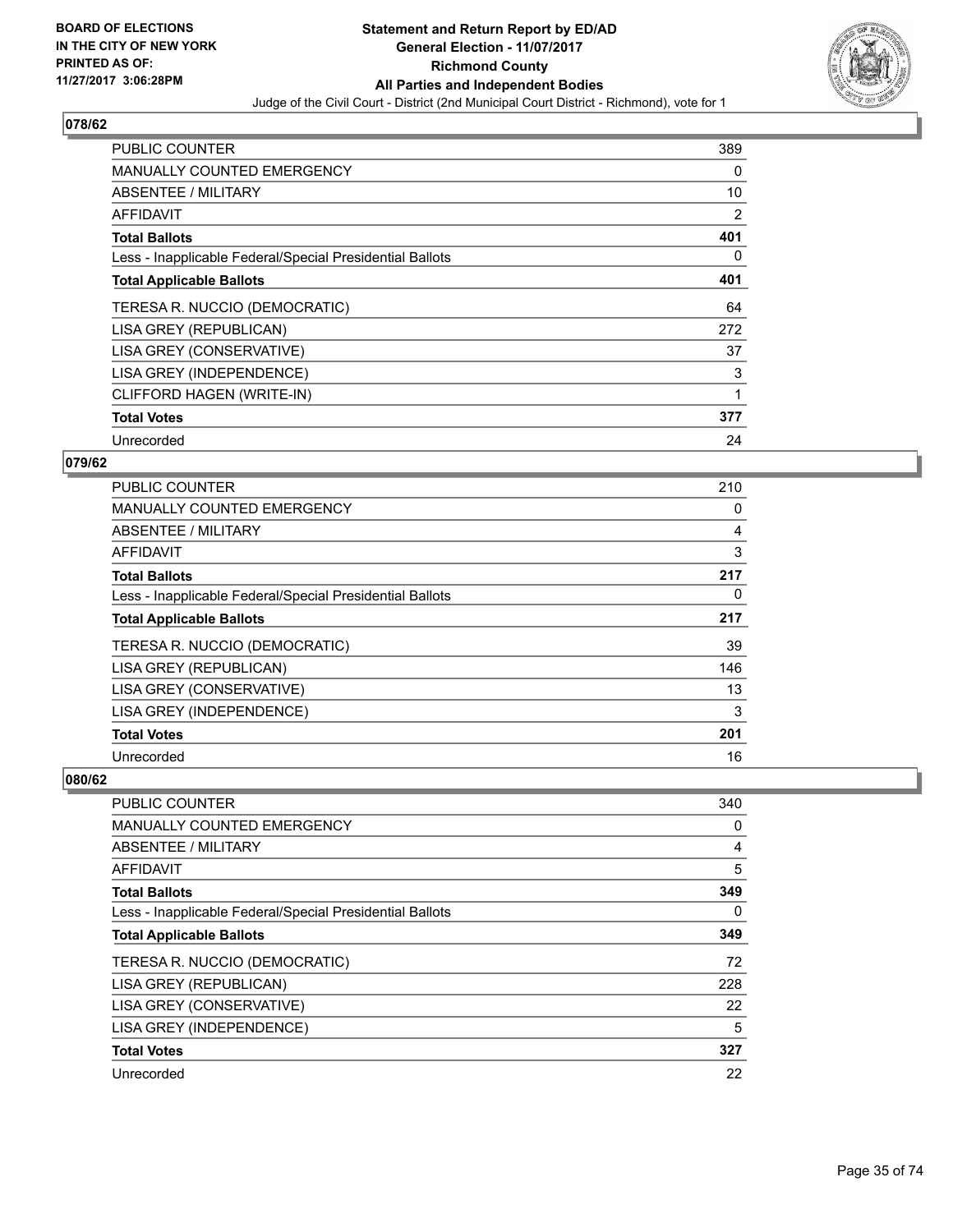BOARD OF ELECTIONS
IN THE CITY OF NEW YORK
PRINTED AS OF:
11/27/2017 3:06:28PM

**Statement and Return Report by ED/AD**
**General Election - 11/07/2017**
**Richmond County**
**All Parties and Independent Bodies**
Judge of the Civil Court - District (2nd Municipal Court District - Richmond), vote for 1

### 078/62

| | |
|---|---|
| PUBLIC COUNTER | 389 |
| MANUALLY COUNTED EMERGENCY | 0 |
| ABSENTEE / MILITARY | 10 |
| AFFIDAVIT | 2 |
| **Total Ballots** | **401** |
| Less - Inapplicable Federal/Special Presidential Ballots | 0 |
| **Total Applicable Ballots** | **401** |
| TERESA R. NUCCIO (DEMOCRATIC) | 64 |
| LISA GREY (REPUBLICAN) | 272 |
| LISA GREY (CONSERVATIVE) | 37 |
| LISA GREY (INDEPENDENCE) | 3 |
| CLIFFORD HAGEN (WRITE-IN) | 1 |
| **Total Votes** | **377** |
| Unrecorded | 24 |

### 079/62

| | |
|---|---|
| PUBLIC COUNTER | 210 |
| MANUALLY COUNTED EMERGENCY | 0 |
| ABSENTEE / MILITARY | 4 |
| AFFIDAVIT | 3 |
| **Total Ballots** | **217** |
| Less - Inapplicable Federal/Special Presidential Ballots | 0 |
| **Total Applicable Ballots** | **217** |
| TERESA R. NUCCIO (DEMOCRATIC) | 39 |
| LISA GREY (REPUBLICAN) | 146 |
| LISA GREY (CONSERVATIVE) | 13 |
| LISA GREY (INDEPENDENCE) | 3 |
| **Total Votes** | **201** |
| Unrecorded | 16 |

### 080/62

| | |
|---|---|
| PUBLIC COUNTER | 340 |
| MANUALLY COUNTED EMERGENCY | 0 |
| ABSENTEE / MILITARY | 4 |
| AFFIDAVIT | 5 |
| **Total Ballots** | **349** |
| Less - Inapplicable Federal/Special Presidential Ballots | 0 |
| **Total Applicable Ballots** | **349** |
| TERESA R. NUCCIO (DEMOCRATIC) | 72 |
| LISA GREY (REPUBLICAN) | 228 |
| LISA GREY (CONSERVATIVE) | 22 |
| LISA GREY (INDEPENDENCE) | 5 |
| **Total Votes** | **327** |
| Unrecorded | 22 |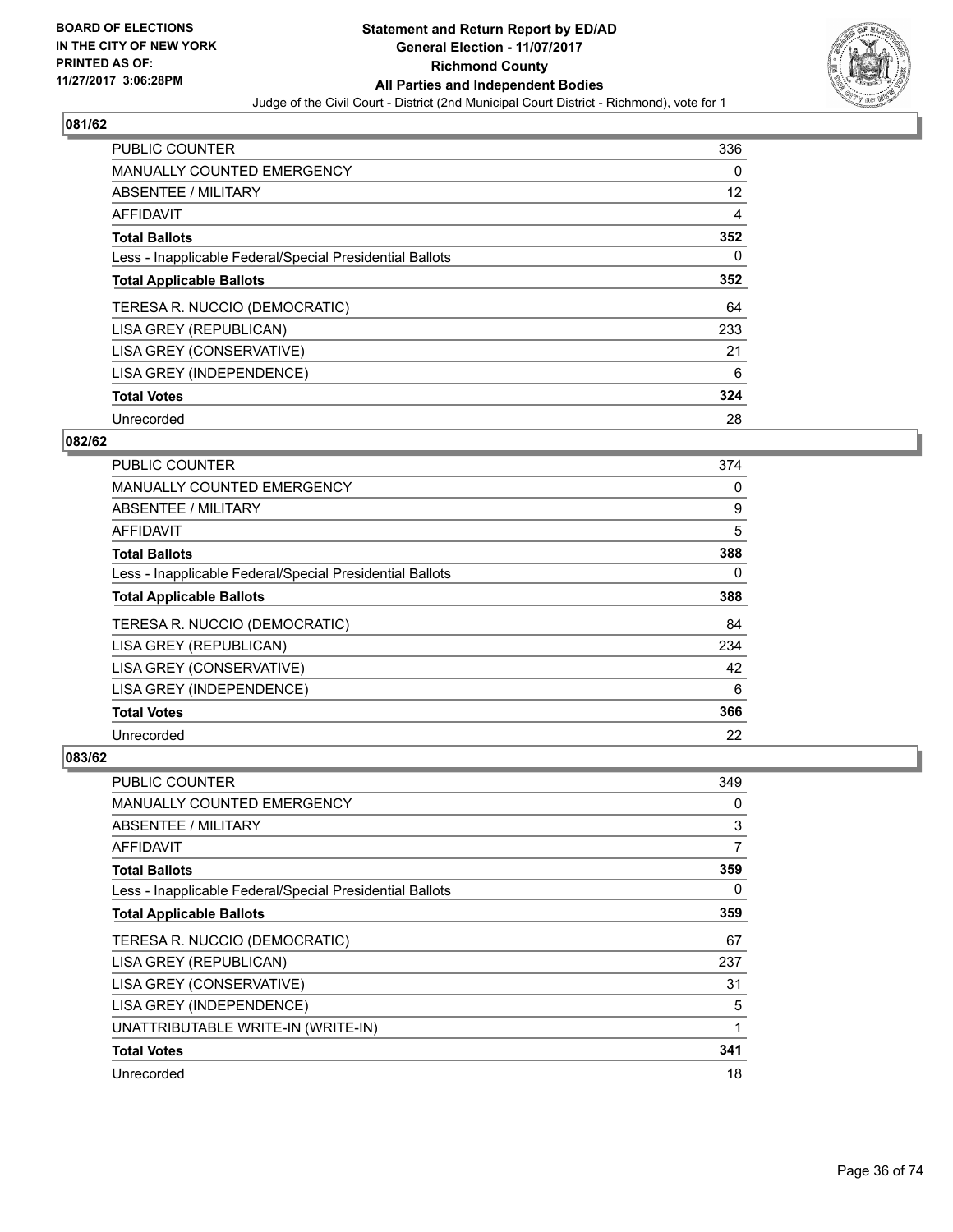## 081/62

| | |
|---|---|
| PUBLIC COUNTER | 336 |
| MANUALLY COUNTED EMERGENCY | 0 |
| ABSENTEE / MILITARY | 12 |
| AFFIDAVIT | 4 |
| **Total Ballots** | **352** |
| Less - Inapplicable Federal/Special Presidential Ballots | 0 |
| **Total Applicable Ballots** | **352** |
| TERESA R. NUCCIO (DEMOCRATIC) | 64 |
| LISA GREY (REPUBLICAN) | 233 |
| LISA GREY (CONSERVATIVE) | 21 |
| LISA GREY (INDEPENDENCE) | 6 |
| **Total Votes** | **324** |
| Unrecorded | 28 |

## 082/62

| | |
|---|---|
| PUBLIC COUNTER | 374 |
| MANUALLY COUNTED EMERGENCY | 0 |
| ABSENTEE / MILITARY | 9 |
| AFFIDAVIT | 5 |
| **Total Ballots** | **388** |
| Less - Inapplicable Federal/Special Presidential Ballots | 0 |
| **Total Applicable Ballots** | **388** |
| TERESA R. NUCCIO (DEMOCRATIC) | 84 |
| LISA GREY (REPUBLICAN) | 234 |
| LISA GREY (CONSERVATIVE) | 42 |
| LISA GREY (INDEPENDENCE) | 6 |
| **Total Votes** | **366** |
| Unrecorded | 22 |

## 083/62

| | |
|---|---|
| PUBLIC COUNTER | 349 |
| MANUALLY COUNTED EMERGENCY | 0 |
| ABSENTEE / MILITARY | 3 |
| AFFIDAVIT | 7 |
| **Total Ballots** | **359** |
| Less - Inapplicable Federal/Special Presidential Ballots | 0 |
| **Total Applicable Ballots** | **359** |
| TERESA R. NUCCIO (DEMOCRATIC) | 67 |
| LISA GREY (REPUBLICAN) | 237 |
| LISA GREY (CONSERVATIVE) | 31 |
| LISA GREY (INDEPENDENCE) | 5 |
| UNATTRIBUTABLE WRITE-IN (WRITE-IN) | 1 |
| **Total Votes** | **341** |
| Unrecorded | 18 |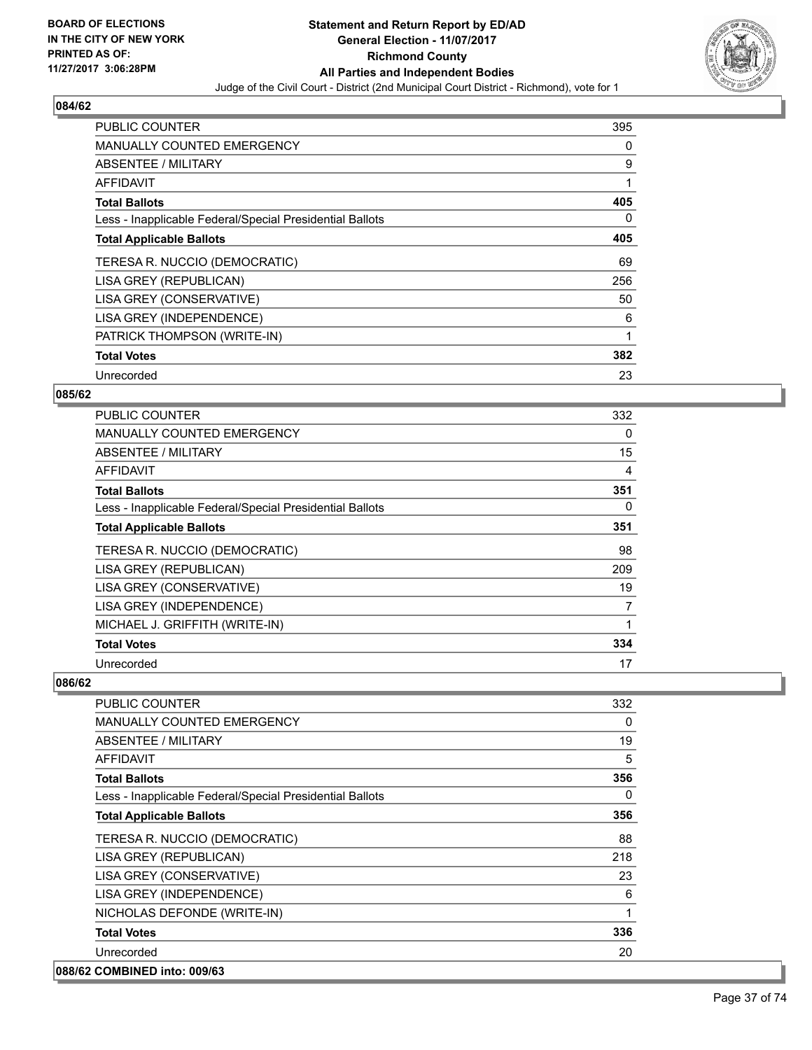**BOARD OF ELECTIONS IN THE CITY OF NEW YORK PRINTED AS OF: 11/27/2017 3:06:28PM**

**Statement and Return Report by ED/AD General Election - 11/07/2017 Richmond County All Parties and Independent Bodies**

Judge of the Civil Court - District (2nd Municipal Court District - Richmond), vote for 1

## 084/62

| | |
|---|---|
| PUBLIC COUNTER | 395 |
| MANUALLY COUNTED EMERGENCY | 0 |
| ABSENTEE / MILITARY | 9 |
| AFFIDAVIT | 1 |
| **Total Ballots** | **405** |
| Less - Inapplicable Federal/Special Presidential Ballots | 0 |
| **Total Applicable Ballots** | **405** |
| TERESA R. NUCCIO (DEMOCRATIC) | 69 |
| LISA GREY (REPUBLICAN) | 256 |
| LISA GREY (CONSERVATIVE) | 50 |
| LISA GREY (INDEPENDENCE) | 6 |
| PATRICK THOMPSON (WRITE-IN) | 1 |
| **Total Votes** | **382** |
| Unrecorded | 23 |

## 085/62

| | |
|---|---|
| PUBLIC COUNTER | 332 |
| MANUALLY COUNTED EMERGENCY | 0 |
| ABSENTEE / MILITARY | 15 |
| AFFIDAVIT | 4 |
| **Total Ballots** | **351** |
| Less - Inapplicable Federal/Special Presidential Ballots | 0 |
| **Total Applicable Ballots** | **351** |
| TERESA R. NUCCIO (DEMOCRATIC) | 98 |
| LISA GREY (REPUBLICAN) | 209 |
| LISA GREY (CONSERVATIVE) | 19 |
| LISA GREY (INDEPENDENCE) | 7 |
| MICHAEL J. GRIFFITH (WRITE-IN) | 1 |
| **Total Votes** | **334** |
| Unrecorded | 17 |

## 086/62

| | |
|---|---|
| PUBLIC COUNTER | 332 |
| MANUALLY COUNTED EMERGENCY | 0 |
| ABSENTEE / MILITARY | 19 |
| AFFIDAVIT | 5 |
| **Total Ballots** | **356** |
| Less - Inapplicable Federal/Special Presidential Ballots | 0 |
| **Total Applicable Ballots** | **356** |
| TERESA R. NUCCIO (DEMOCRATIC) | 88 |
| LISA GREY (REPUBLICAN) | 218 |
| LISA GREY (CONSERVATIVE) | 23 |
| LISA GREY (INDEPENDENCE) | 6 |
| NICHOLAS DEFONDE (WRITE-IN) | 1 |
| **Total Votes** | **336** |
| Unrecorded | 20 |

## 088/62 COMBINED into: 009/63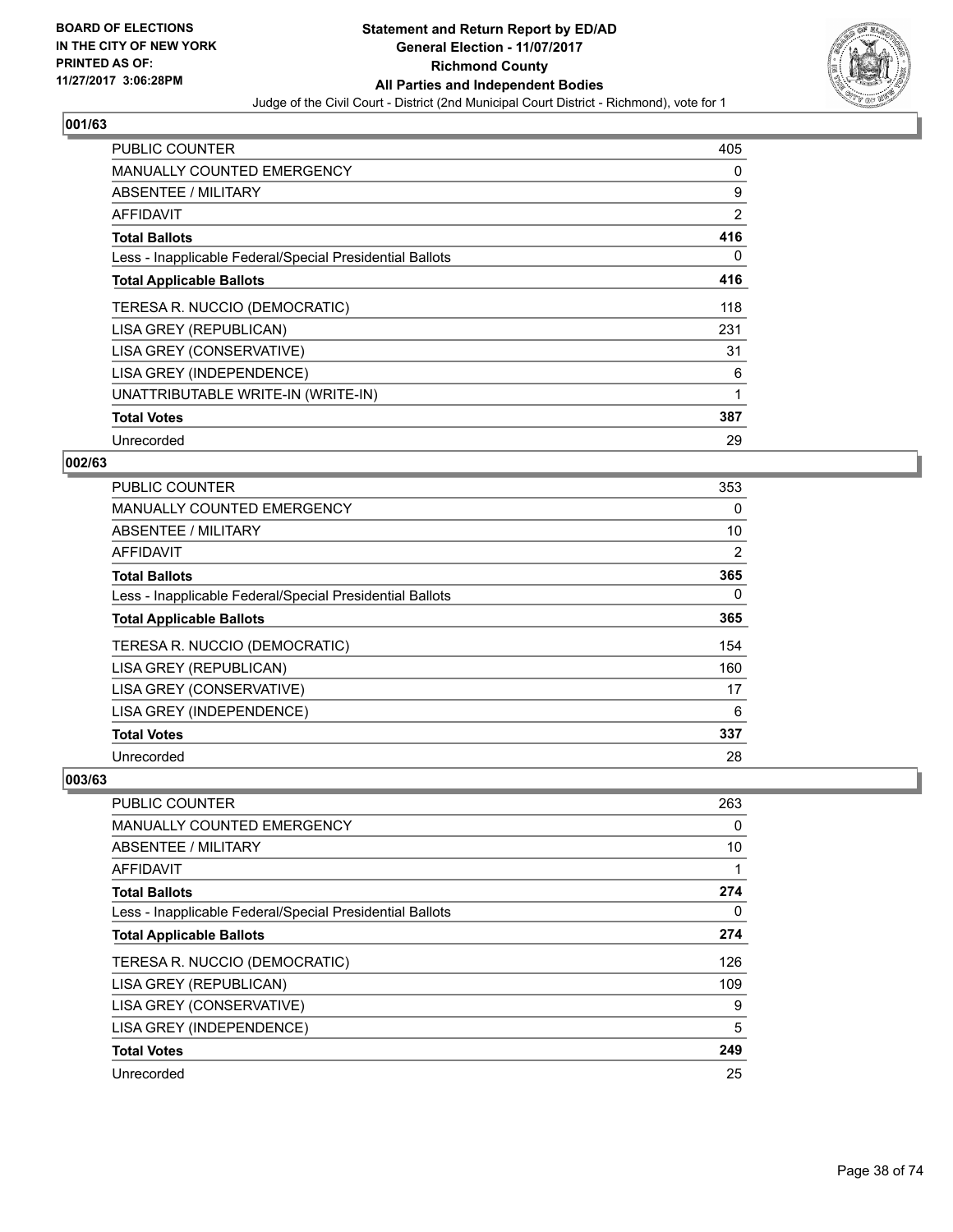**BOARD OF ELECTIONS IN THE CITY OF NEW YORK PRINTED AS OF: 11/27/2017 3:06:28PM**

**Statement and Return Report by ED/AD General Election - 11/07/2017 Richmond County All Parties and Independent Bodies**

Judge of the Civil Court - District (2nd Municipal Court District - Richmond), vote for 1

## 001/63

| | |
|---|---|
| PUBLIC COUNTER | 405 |
| MANUALLY COUNTED EMERGENCY | 0 |
| ABSENTEE / MILITARY | 9 |
| AFFIDAVIT | 2 |
| **Total Ballots** | **416** |
| Less - Inapplicable Federal/Special Presidential Ballots | 0 |
| **Total Applicable Ballots** | **416** |
| TERESA R. NUCCIO (DEMOCRATIC) | 118 |
| LISA GREY (REPUBLICAN) | 231 |
| LISA GREY (CONSERVATIVE) | 31 |
| LISA GREY (INDEPENDENCE) | 6 |
| UNATTRIBUTABLE WRITE-IN (WRITE-IN) | 1 |
| **Total Votes** | **387** |
| Unrecorded | 29 |

## 002/63

| | |
|---|---|
| PUBLIC COUNTER | 353 |
| MANUALLY COUNTED EMERGENCY | 0 |
| ABSENTEE / MILITARY | 10 |
| AFFIDAVIT | 2 |
| **Total Ballots** | **365** |
| Less - Inapplicable Federal/Special Presidential Ballots | 0 |
| **Total Applicable Ballots** | **365** |
| TERESA R. NUCCIO (DEMOCRATIC) | 154 |
| LISA GREY (REPUBLICAN) | 160 |
| LISA GREY (CONSERVATIVE) | 17 |
| LISA GREY (INDEPENDENCE) | 6 |
| **Total Votes** | **337** |
| Unrecorded | 28 |

## 003/63

| | |
|---|---|
| PUBLIC COUNTER | 263 |
| MANUALLY COUNTED EMERGENCY | 0 |
| ABSENTEE / MILITARY | 10 |
| AFFIDAVIT | 1 |
| **Total Ballots** | **274** |
| Less - Inapplicable Federal/Special Presidential Ballots | 0 |
| **Total Applicable Ballots** | **274** |
| TERESA R. NUCCIO (DEMOCRATIC) | 126 |
| LISA GREY (REPUBLICAN) | 109 |
| LISA GREY (CONSERVATIVE) | 9 |
| LISA GREY (INDEPENDENCE) | 5 |
| **Total Votes** | **249** |
| Unrecorded | 25 |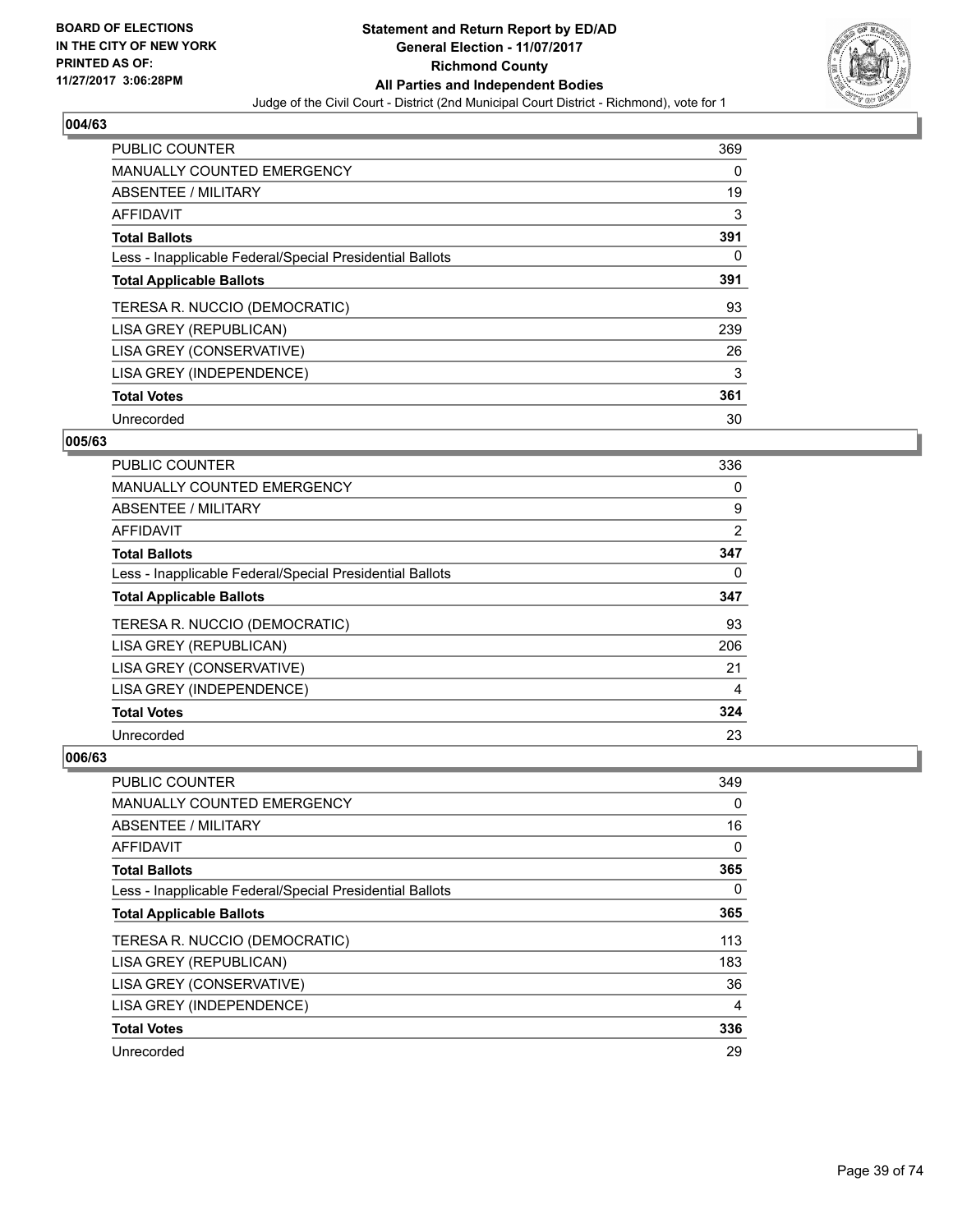**BOARD OF ELECTIONS IN THE CITY OF NEW YORK PRINTED AS OF: 11/27/2017 3:06:28PM**

# Statement and Return Report by ED/AD
## General Election - 11/07/2017
## Richmond County
## All Parties and Independent Bodies
### Judge of the Civil Court - District (2nd Municipal Court District - Richmond), vote for 1

### 004/63

| | |
|---|---|
| PUBLIC COUNTER | 369 |
| MANUALLY COUNTED EMERGENCY | 0 |
| ABSENTEE / MILITARY | 19 |
| AFFIDAVIT | 3 |
| **Total Ballots** | **391** |
| Less - Inapplicable Federal/Special Presidential Ballots | 0 |
| **Total Applicable Ballots** | **391** |
| TERESA R. NUCCIO (DEMOCRATIC) | 93 |
| LISA GREY (REPUBLICAN) | 239 |
| LISA GREY (CONSERVATIVE) | 26 |
| LISA GREY (INDEPENDENCE) | 3 |
| **Total Votes** | **361** |
| Unrecorded | 30 |

### 005/63

| | |
|---|---|
| PUBLIC COUNTER | 336 |
| MANUALLY COUNTED EMERGENCY | 0 |
| ABSENTEE / MILITARY | 9 |
| AFFIDAVIT | 2 |
| **Total Ballots** | **347** |
| Less - Inapplicable Federal/Special Presidential Ballots | 0 |
| **Total Applicable Ballots** | **347** |
| TERESA R. NUCCIO (DEMOCRATIC) | 93 |
| LISA GREY (REPUBLICAN) | 206 |
| LISA GREY (CONSERVATIVE) | 21 |
| LISA GREY (INDEPENDENCE) | 4 |
| **Total Votes** | **324** |
| Unrecorded | 23 |

### 006/63

| | |
|---|---|
| PUBLIC COUNTER | 349 |
| MANUALLY COUNTED EMERGENCY | 0 |
| ABSENTEE / MILITARY | 16 |
| AFFIDAVIT | 0 |
| **Total Ballots** | **365** |
| Less - Inapplicable Federal/Special Presidential Ballots | 0 |
| **Total Applicable Ballots** | **365** |
| TERESA R. NUCCIO (DEMOCRATIC) | 113 |
| LISA GREY (REPUBLICAN) | 183 |
| LISA GREY (CONSERVATIVE) | 36 |
| LISA GREY (INDEPENDENCE) | 4 |
| **Total Votes** | **336** |
| Unrecorded | 29 |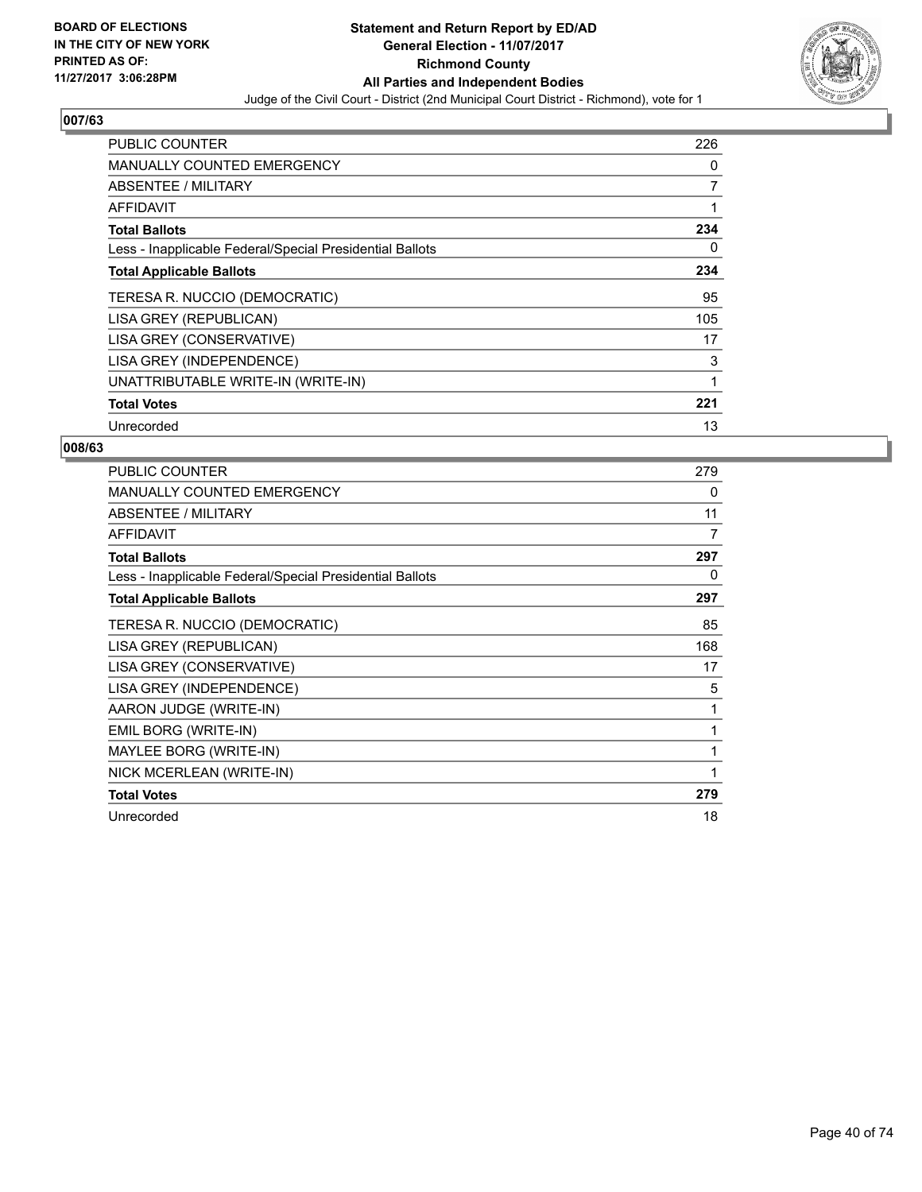BOARD OF ELECTIONS
IN THE CITY OF NEW YORK
PRINTED AS OF:
11/27/2017 3:06:28PM

**Statement and Return Report by ED/AD**
**General Election - 11/07/2017**
**Richmond County**
**All Parties and Independent Bodies**
Judge of the Civil Court - District (2nd Municipal Court District - Richmond), vote for 1

### 007/63

| | |
|---|---|
| PUBLIC COUNTER | 226 |
| MANUALLY COUNTED EMERGENCY | 0 |
| ABSENTEE / MILITARY | 7 |
| AFFIDAVIT | 1 |
| **Total Ballots** | **234** |
| Less - Inapplicable Federal/Special Presidential Ballots | 0 |
| **Total Applicable Ballots** | **234** |
| TERESA R. NUCCIO (DEMOCRATIC) | 95 |
| LISA GREY (REPUBLICAN) | 105 |
| LISA GREY (CONSERVATIVE) | 17 |
| LISA GREY (INDEPENDENCE) | 3 |
| UNATTRIBUTABLE WRITE-IN (WRITE-IN) | 1 |
| **Total Votes** | **221** |
| Unrecorded | 13 |

### 008/63

| | |
|---|---|
| PUBLIC COUNTER | 279 |
| MANUALLY COUNTED EMERGENCY | 0 |
| ABSENTEE / MILITARY | 11 |
| AFFIDAVIT | 7 |
| **Total Ballots** | **297** |
| Less - Inapplicable Federal/Special Presidential Ballots | 0 |
| **Total Applicable Ballots** | **297** |
| TERESA R. NUCCIO (DEMOCRATIC) | 85 |
| LISA GREY (REPUBLICAN) | 168 |
| LISA GREY (CONSERVATIVE) | 17 |
| LISA GREY (INDEPENDENCE) | 5 |
| AARON JUDGE (WRITE-IN) | 1 |
| EMIL BORG (WRITE-IN) | 1 |
| MAYLEE BORG (WRITE-IN) | 1 |
| NICK MCERLEAN (WRITE-IN) | 1 |
| **Total Votes** | **279** |
| Unrecorded | 18 |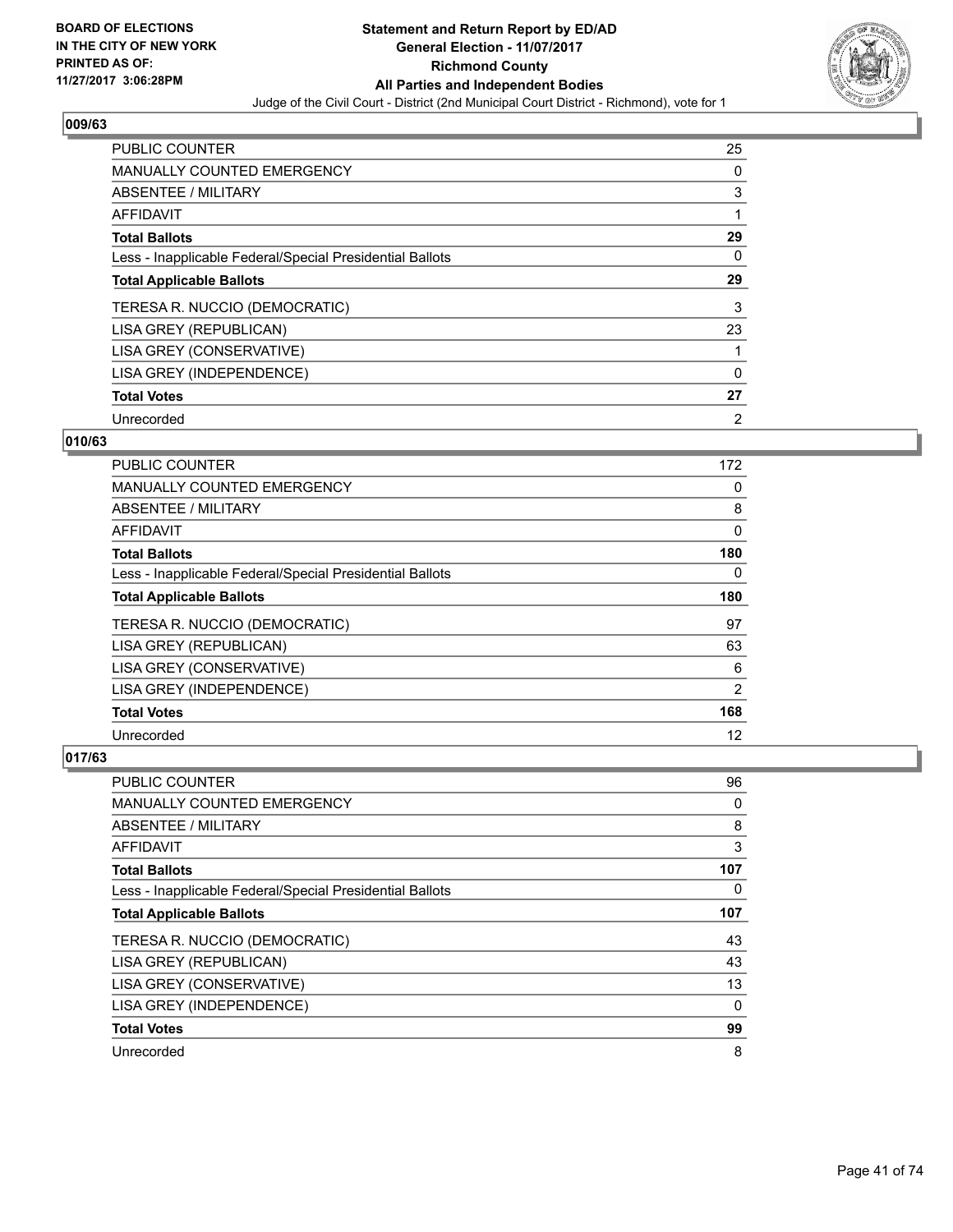**BOARD OF ELECTIONS IN THE CITY OF NEW YORK PRINTED AS OF: 11/27/2017 3:06:28PM**

# Statement and Return Report by ED/AD
## General Election - 11/07/2017
## Richmond County
## All Parties and Independent Bodies
### Judge of the Civil Court - District (2nd Municipal Court District - Richmond), vote for 1

### 009/63

| | |
|---|---|
| PUBLIC COUNTER | 25 |
| MANUALLY COUNTED EMERGENCY | 0 |
| ABSENTEE / MILITARY | 3 |
| AFFIDAVIT | 1 |
| **Total Ballots** | **29** |
| Less - Inapplicable Federal/Special Presidential Ballots | 0 |
| **Total Applicable Ballots** | **29** |
| TERESA R. NUCCIO (DEMOCRATIC) | 3 |
| LISA GREY (REPUBLICAN) | 23 |
| LISA GREY (CONSERVATIVE) | 1 |
| LISA GREY (INDEPENDENCE) | 0 |
| **Total Votes** | **27** |
| Unrecorded | 2 |

### 010/63

| | |
|---|---|
| PUBLIC COUNTER | 172 |
| MANUALLY COUNTED EMERGENCY | 0 |
| ABSENTEE / MILITARY | 8 |
| AFFIDAVIT | 0 |
| **Total Ballots** | **180** |
| Less - Inapplicable Federal/Special Presidential Ballots | 0 |
| **Total Applicable Ballots** | **180** |
| TERESA R. NUCCIO (DEMOCRATIC) | 97 |
| LISA GREY (REPUBLICAN) | 63 |
| LISA GREY (CONSERVATIVE) | 6 |
| LISA GREY (INDEPENDENCE) | 2 |
| **Total Votes** | **168** |
| Unrecorded | 12 |

### 017/63

| | |
|---|---|
| PUBLIC COUNTER | 96 |
| MANUALLY COUNTED EMERGENCY | 0 |
| ABSENTEE / MILITARY | 8 |
| AFFIDAVIT | 3 |
| **Total Ballots** | **107** |
| Less - Inapplicable Federal/Special Presidential Ballots | 0 |
| **Total Applicable Ballots** | **107** |
| TERESA R. NUCCIO (DEMOCRATIC) | 43 |
| LISA GREY (REPUBLICAN) | 43 |
| LISA GREY (CONSERVATIVE) | 13 |
| LISA GREY (INDEPENDENCE) | 0 |
| **Total Votes** | **99** |
| Unrecorded | 8 |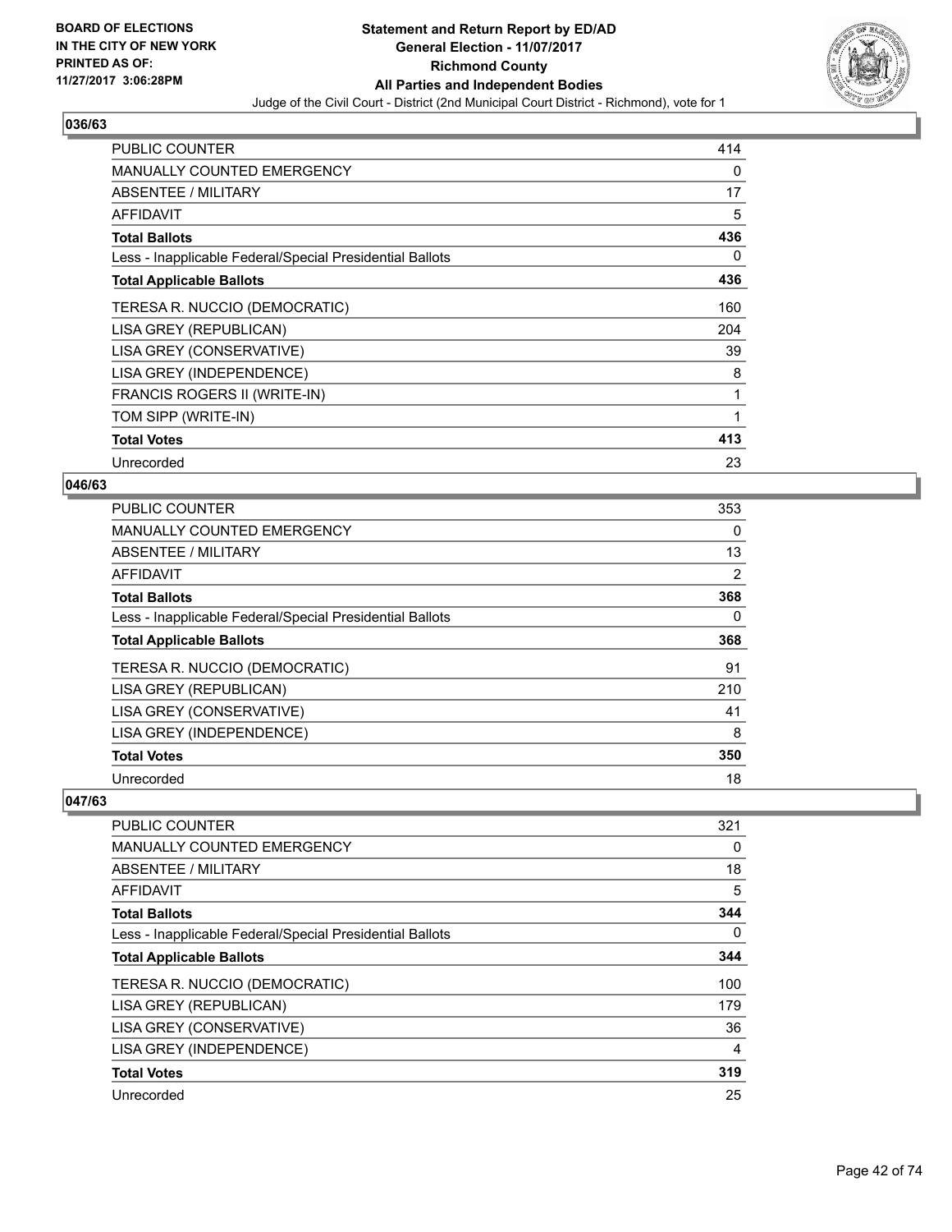## 036/63

| | |
|---|---|
| PUBLIC COUNTER | 414 |
| MANUALLY COUNTED EMERGENCY | 0 |
| ABSENTEE / MILITARY | 17 |
| AFFIDAVIT | 5 |
| **Total Ballots** | **436** |
| Less - Inapplicable Federal/Special Presidential Ballots | 0 |
| **Total Applicable Ballots** | **436** |
| TERESA R. NUCCIO (DEMOCRATIC) | 160 |
| LISA GREY (REPUBLICAN) | 204 |
| LISA GREY (CONSERVATIVE) | 39 |
| LISA GREY (INDEPENDENCE) | 8 |
| FRANCIS ROGERS II (WRITE-IN) | 1 |
| TOM SIPP (WRITE-IN) | 1 |
| **Total Votes** | **413** |
| Unrecorded | 23 |

## 046/63

| | |
|---|---|
| PUBLIC COUNTER | 353 |
| MANUALLY COUNTED EMERGENCY | 0 |
| ABSENTEE / MILITARY | 13 |
| AFFIDAVIT | 2 |
| **Total Ballots** | **368** |
| Less - Inapplicable Federal/Special Presidential Ballots | 0 |
| **Total Applicable Ballots** | **368** |
| TERESA R. NUCCIO (DEMOCRATIC) | 91 |
| LISA GREY (REPUBLICAN) | 210 |
| LISA GREY (CONSERVATIVE) | 41 |
| LISA GREY (INDEPENDENCE) | 8 |
| **Total Votes** | **350** |
| Unrecorded | 18 |

## 047/63

| | |
|---|---|
| PUBLIC COUNTER | 321 |
| MANUALLY COUNTED EMERGENCY | 0 |
| ABSENTEE / MILITARY | 18 |
| AFFIDAVIT | 5 |
| **Total Ballots** | **344** |
| Less - Inapplicable Federal/Special Presidential Ballots | 0 |
| **Total Applicable Ballots** | **344** |
| TERESA R. NUCCIO (DEMOCRATIC) | 100 |
| LISA GREY (REPUBLICAN) | 179 |
| LISA GREY (CONSERVATIVE) | 36 |
| LISA GREY (INDEPENDENCE) | 4 |
| **Total Votes** | **319** |
| Unrecorded | 25 |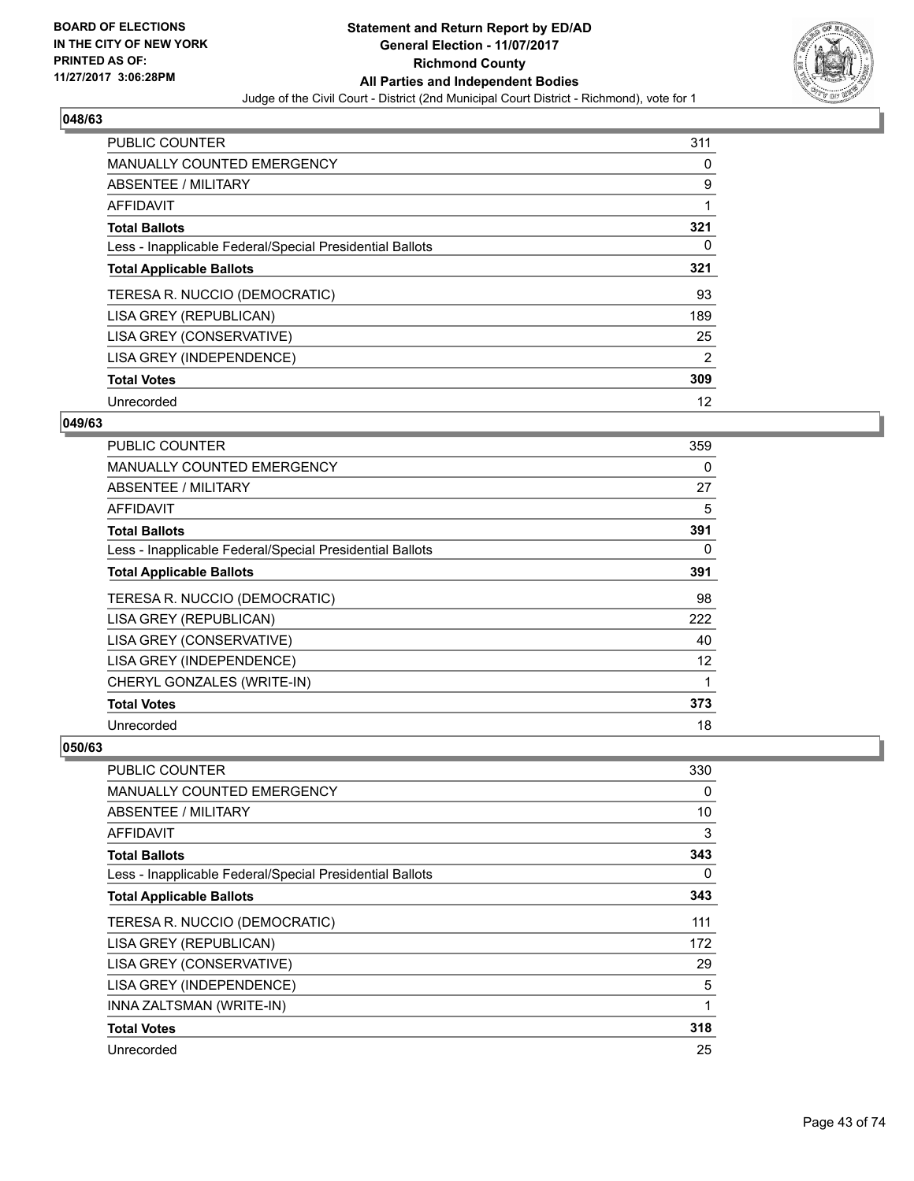BOARD OF ELECTIONS
IN THE CITY OF NEW YORK
PRINTED AS OF:
11/27/2017 3:06:28PM

**Statement and Return Report by ED/AD**
**General Election - 11/07/2017**
**Richmond County**
**All Parties and Independent Bodies**
Judge of the Civil Court - District (2nd Municipal Court District - Richmond), vote for 1

### 048/63

| | |
|---|---|
| PUBLIC COUNTER | 311 |
| MANUALLY COUNTED EMERGENCY | 0 |
| ABSENTEE / MILITARY | 9 |
| AFFIDAVIT | 1 |
| **Total Ballots** | **321** |
| Less - Inapplicable Federal/Special Presidential Ballots | 0 |
| **Total Applicable Ballots** | **321** |
| TERESA R. NUCCIO (DEMOCRATIC) | 93 |
| LISA GREY (REPUBLICAN) | 189 |
| LISA GREY (CONSERVATIVE) | 25 |
| LISA GREY (INDEPENDENCE) | 2 |
| **Total Votes** | **309** |
| Unrecorded | 12 |

### 049/63

| | |
|---|---|
| PUBLIC COUNTER | 359 |
| MANUALLY COUNTED EMERGENCY | 0 |
| ABSENTEE / MILITARY | 27 |
| AFFIDAVIT | 5 |
| **Total Ballots** | **391** |
| Less - Inapplicable Federal/Special Presidential Ballots | 0 |
| **Total Applicable Ballots** | **391** |
| TERESA R. NUCCIO (DEMOCRATIC) | 98 |
| LISA GREY (REPUBLICAN) | 222 |
| LISA GREY (CONSERVATIVE) | 40 |
| LISA GREY (INDEPENDENCE) | 12 |
| CHERYL GONZALES (WRITE-IN) | 1 |
| **Total Votes** | **373** |
| Unrecorded | 18 |

### 050/63

| | |
|---|---|
| PUBLIC COUNTER | 330 |
| MANUALLY COUNTED EMERGENCY | 0 |
| ABSENTEE / MILITARY | 10 |
| AFFIDAVIT | 3 |
| **Total Ballots** | **343** |
| Less - Inapplicable Federal/Special Presidential Ballots | 0 |
| **Total Applicable Ballots** | **343** |
| TERESA R. NUCCIO (DEMOCRATIC) | 111 |
| LISA GREY (REPUBLICAN) | 172 |
| LISA GREY (CONSERVATIVE) | 29 |
| LISA GREY (INDEPENDENCE) | 5 |
| INNA ZALTSMAN (WRITE-IN) | 1 |
| **Total Votes** | **318** |
| Unrecorded | 25 |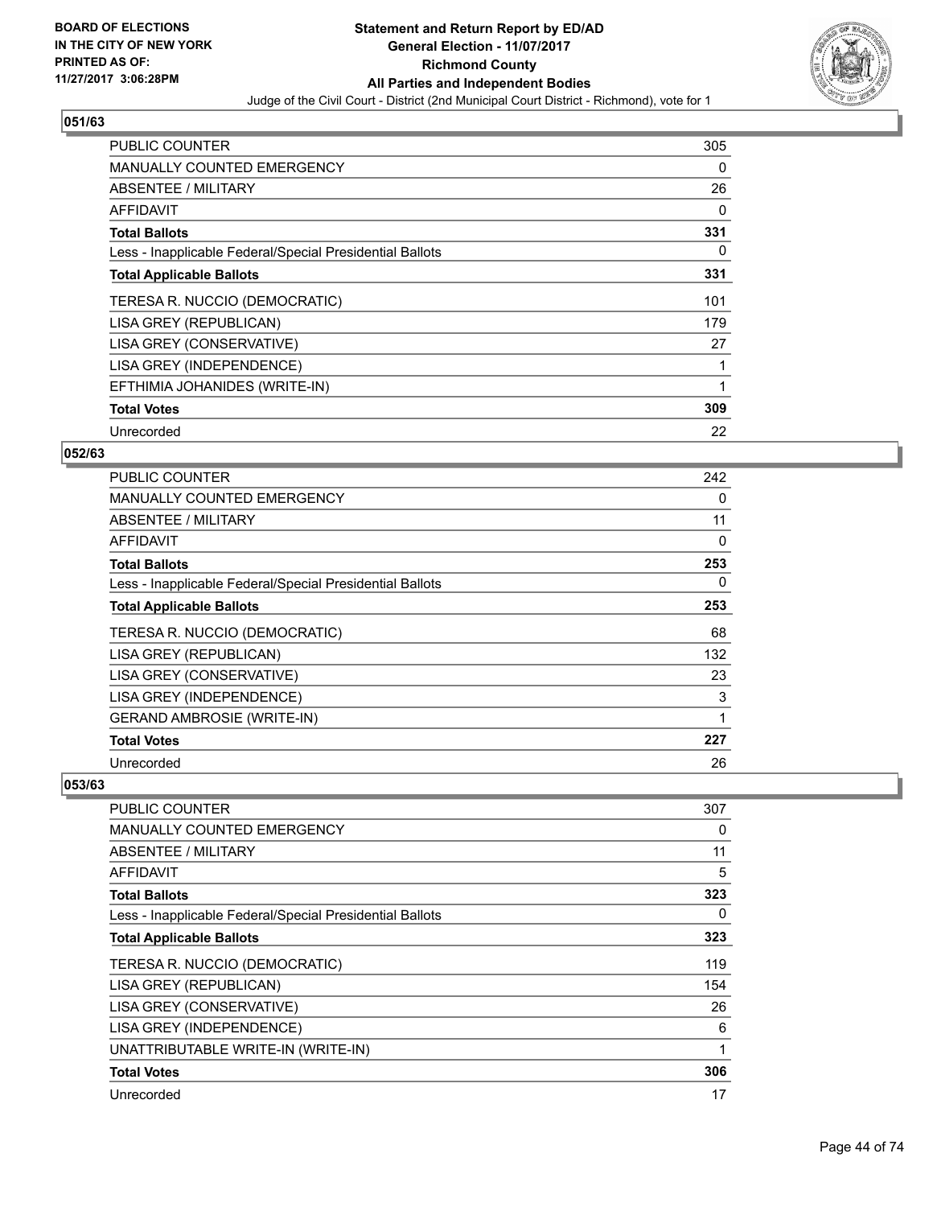**Statement and Return Report by ED/AD**
**General Election - 11/07/2017**
**Richmond County**
**All Parties and Independent Bodies**

Judge of the Civil Court - District (2nd Municipal Court District - Richmond), vote for 1

BOARD OF ELECTIONS IN THE CITY OF NEW YORK PRINTED AS OF: 11/27/2017 3:06:28PM

### 051/63

| | |
|---|---|
| PUBLIC COUNTER | 305 |
| MANUALLY COUNTED EMERGENCY | 0 |
| ABSENTEE / MILITARY | 26 |
| AFFIDAVIT | 0 |
| **Total Ballots** | **331** |
| Less - Inapplicable Federal/Special Presidential Ballots | 0 |
| **Total Applicable Ballots** | **331** |
| TERESA R. NUCCIO (DEMOCRATIC) | 101 |
| LISA GREY (REPUBLICAN) | 179 |
| LISA GREY (CONSERVATIVE) | 27 |
| LISA GREY (INDEPENDENCE) | 1 |
| EFTHIMIA JOHANIDES (WRITE-IN) | 1 |
| **Total Votes** | **309** |
| Unrecorded | 22 |

### 052/63

| | |
|---|---|
| PUBLIC COUNTER | 242 |
| MANUALLY COUNTED EMERGENCY | 0 |
| ABSENTEE / MILITARY | 11 |
| AFFIDAVIT | 0 |
| **Total Ballots** | **253** |
| Less - Inapplicable Federal/Special Presidential Ballots | 0 |
| **Total Applicable Ballots** | **253** |
| TERESA R. NUCCIO (DEMOCRATIC) | 68 |
| LISA GREY (REPUBLICAN) | 132 |
| LISA GREY (CONSERVATIVE) | 23 |
| LISA GREY (INDEPENDENCE) | 3 |
| GERAND AMBROSIE (WRITE-IN) | 1 |
| **Total Votes** | **227** |
| Unrecorded | 26 |

### 053/63

| | |
|---|---|
| PUBLIC COUNTER | 307 |
| MANUALLY COUNTED EMERGENCY | 0 |
| ABSENTEE / MILITARY | 11 |
| AFFIDAVIT | 5 |
| **Total Ballots** | **323** |
| Less - Inapplicable Federal/Special Presidential Ballots | 0 |
| **Total Applicable Ballots** | **323** |
| TERESA R. NUCCIO (DEMOCRATIC) | 119 |
| LISA GREY (REPUBLICAN) | 154 |
| LISA GREY (CONSERVATIVE) | 26 |
| LISA GREY (INDEPENDENCE) | 6 |
| UNATTRIBUTABLE WRITE-IN (WRITE-IN) | 1 |
| **Total Votes** | **306** |
| Unrecorded | 17 |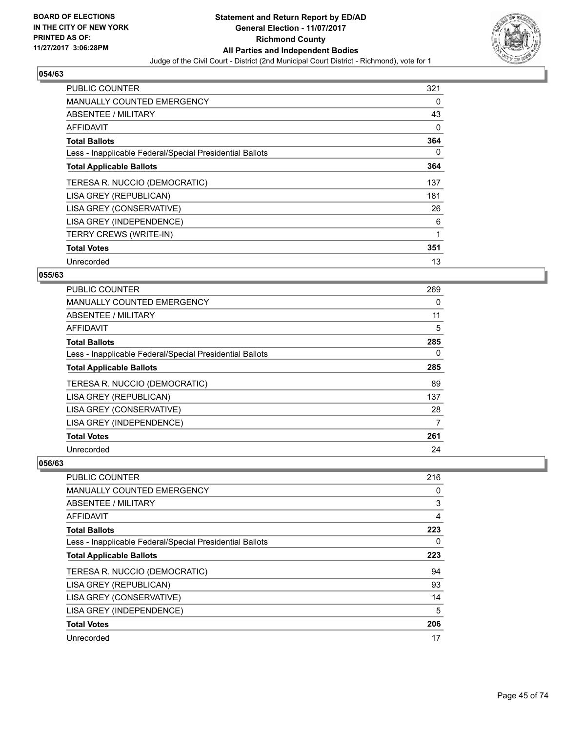**BOARD OF ELECTIONS IN THE CITY OF NEW YORK PRINTED AS OF: 11/27/2017 3:06:28PM**

# Statement and Return Report by ED/AD
## General Election - 11/07/2017
## Richmond County
## All Parties and Independent Bodies

Judge of the Civil Court - District (2nd Municipal Court District - Richmond), vote for 1

### 054/63

| | |
|---|---|
| PUBLIC COUNTER | 321 |
| MANUALLY COUNTED EMERGENCY | 0 |
| ABSENTEE / MILITARY | 43 |
| AFFIDAVIT | 0 |
| **Total Ballots** | **364** |
| Less - Inapplicable Federal/Special Presidential Ballots | 0 |
| **Total Applicable Ballots** | **364** |
| TERESA R. NUCCIO (DEMOCRATIC) | 137 |
| LISA GREY (REPUBLICAN) | 181 |
| LISA GREY (CONSERVATIVE) | 26 |
| LISA GREY (INDEPENDENCE) | 6 |
| TERRY CREWS (WRITE-IN) | 1 |
| **Total Votes** | **351** |
| Unrecorded | 13 |

### 055/63

| | |
|---|---|
| PUBLIC COUNTER | 269 |
| MANUALLY COUNTED EMERGENCY | 0 |
| ABSENTEE / MILITARY | 11 |
| AFFIDAVIT | 5 |
| **Total Ballots** | **285** |
| Less - Inapplicable Federal/Special Presidential Ballots | 0 |
| **Total Applicable Ballots** | **285** |
| TERESA R. NUCCIO (DEMOCRATIC) | 89 |
| LISA GREY (REPUBLICAN) | 137 |
| LISA GREY (CONSERVATIVE) | 28 |
| LISA GREY (INDEPENDENCE) | 7 |
| **Total Votes** | **261** |
| Unrecorded | 24 |

### 056/63

| | |
|---|---|
| PUBLIC COUNTER | 216 |
| MANUALLY COUNTED EMERGENCY | 0 |
| ABSENTEE / MILITARY | 3 |
| AFFIDAVIT | 4 |
| **Total Ballots** | **223** |
| Less - Inapplicable Federal/Special Presidential Ballots | 0 |
| **Total Applicable Ballots** | **223** |
| TERESA R. NUCCIO (DEMOCRATIC) | 94 |
| LISA GREY (REPUBLICAN) | 93 |
| LISA GREY (CONSERVATIVE) | 14 |
| LISA GREY (INDEPENDENCE) | 5 |
| **Total Votes** | **206** |
| Unrecorded | 17 |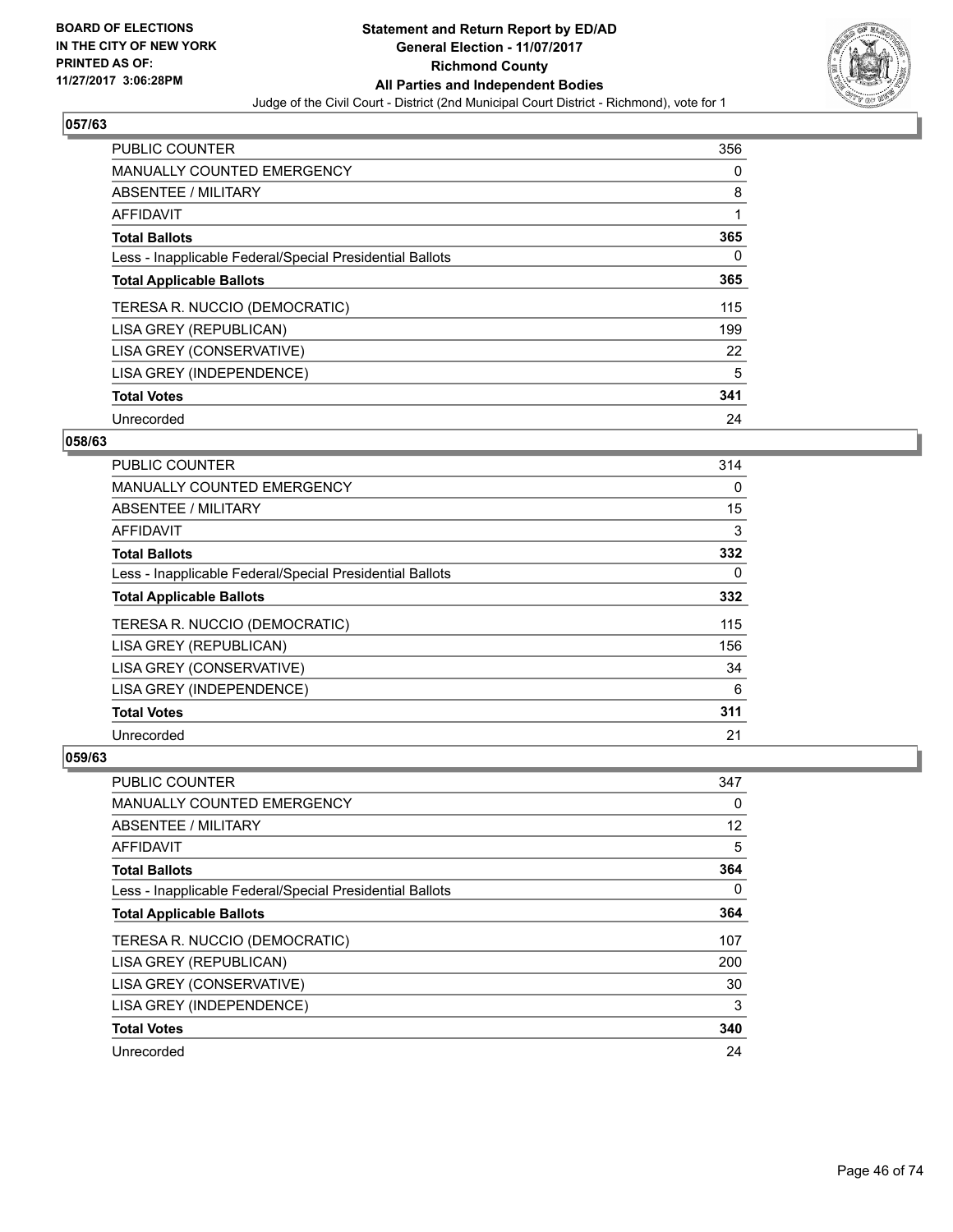**BOARD OF ELECTIONS IN THE CITY OF NEW YORK PRINTED AS OF: 11/27/2017 3:06:28PM**

# Statement and Return Report by ED/AD
## General Election - 11/07/2017
## Richmond County
## All Parties and Independent Bodies
### Judge of the Civil Court - District (2nd Municipal Court District - Richmond), vote for 1

### 057/63

| | |
|---|---|
| PUBLIC COUNTER | 356 |
| MANUALLY COUNTED EMERGENCY | 0 |
| ABSENTEE / MILITARY | 8 |
| AFFIDAVIT | 1 |
| **Total Ballots** | **365** |
| Less - Inapplicable Federal/Special Presidential Ballots | 0 |
| **Total Applicable Ballots** | **365** |
| TERESA R. NUCCIO (DEMOCRATIC) | 115 |
| LISA GREY (REPUBLICAN) | 199 |
| LISA GREY (CONSERVATIVE) | 22 |
| LISA GREY (INDEPENDENCE) | 5 |
| **Total Votes** | **341** |
| Unrecorded | 24 |

### 058/63

| | |
|---|---|
| PUBLIC COUNTER | 314 |
| MANUALLY COUNTED EMERGENCY | 0 |
| ABSENTEE / MILITARY | 15 |
| AFFIDAVIT | 3 |
| **Total Ballots** | **332** |
| Less - Inapplicable Federal/Special Presidential Ballots | 0 |
| **Total Applicable Ballots** | **332** |
| TERESA R. NUCCIO (DEMOCRATIC) | 115 |
| LISA GREY (REPUBLICAN) | 156 |
| LISA GREY (CONSERVATIVE) | 34 |
| LISA GREY (INDEPENDENCE) | 6 |
| **Total Votes** | **311** |
| Unrecorded | 21 |

### 059/63

| | |
|---|---|
| PUBLIC COUNTER | 347 |
| MANUALLY COUNTED EMERGENCY | 0 |
| ABSENTEE / MILITARY | 12 |
| AFFIDAVIT | 5 |
| **Total Ballots** | **364** |
| Less - Inapplicable Federal/Special Presidential Ballots | 0 |
| **Total Applicable Ballots** | **364** |
| TERESA R. NUCCIO (DEMOCRATIC) | 107 |
| LISA GREY (REPUBLICAN) | 200 |
| LISA GREY (CONSERVATIVE) | 30 |
| LISA GREY (INDEPENDENCE) | 3 |
| **Total Votes** | **340** |
| Unrecorded | 24 |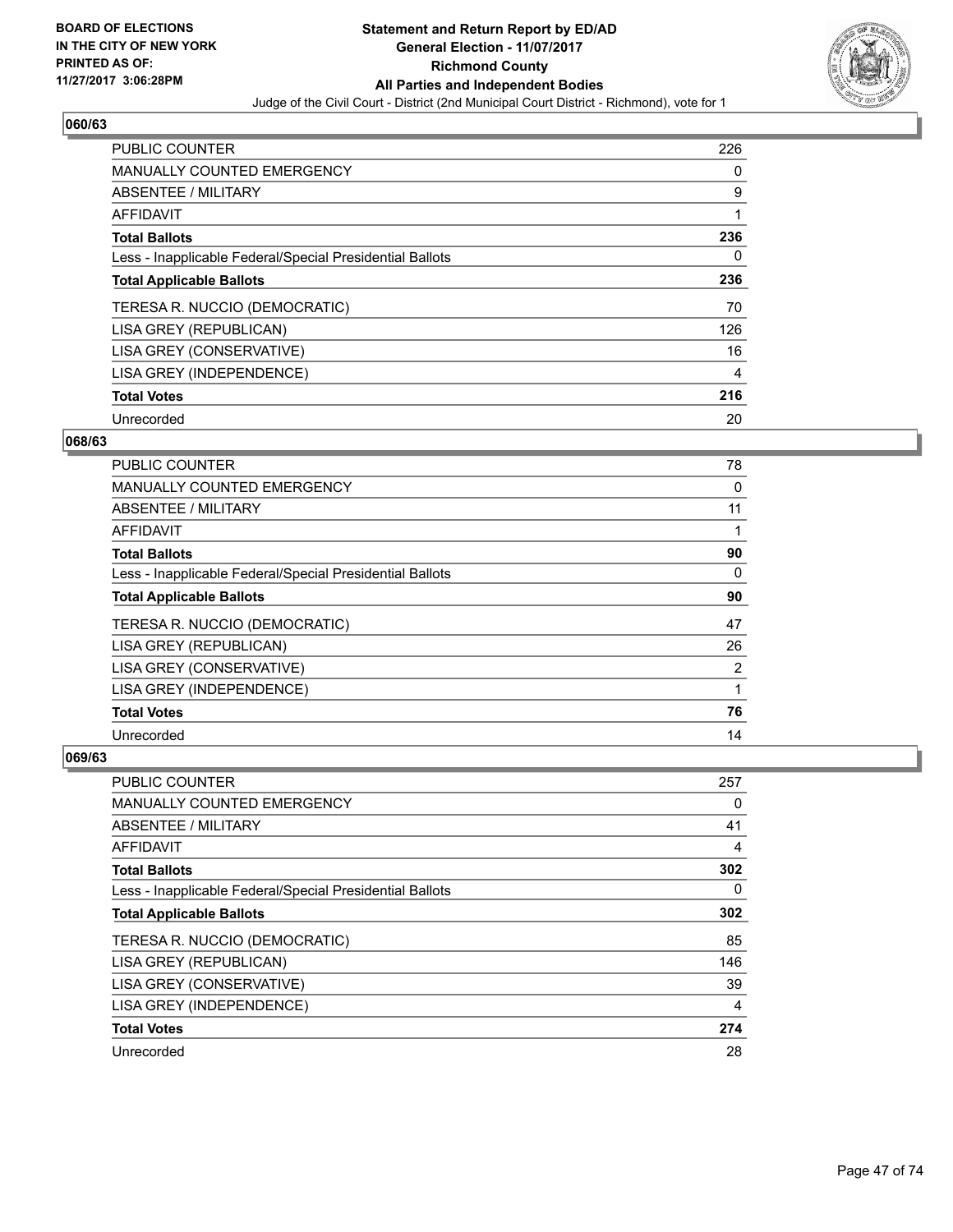**BOARD OF ELECTIONS IN THE CITY OF NEW YORK PRINTED AS OF: 11/27/2017 3:06:28PM**

# Statement and Return Report by ED/AD
## General Election - 11/07/2017
## Richmond County
## All Parties and Independent Bodies
Judge of the Civil Court - District (2nd Municipal Court District - Richmond), vote for 1

### 060/63

| | |
|---|---|
| PUBLIC COUNTER | 226 |
| MANUALLY COUNTED EMERGENCY | 0 |
| ABSENTEE / MILITARY | 9 |
| AFFIDAVIT | 1 |
| **Total Ballots** | **236** |
| Less - Inapplicable Federal/Special Presidential Ballots | 0 |
| **Total Applicable Ballots** | **236** |
| TERESA R. NUCCIO (DEMOCRATIC) | 70 |
| LISA GREY (REPUBLICAN) | 126 |
| LISA GREY (CONSERVATIVE) | 16 |
| LISA GREY (INDEPENDENCE) | 4 |
| **Total Votes** | **216** |
| Unrecorded | 20 |

### 068/63

| | |
|---|---|
| PUBLIC COUNTER | 78 |
| MANUALLY COUNTED EMERGENCY | 0 |
| ABSENTEE / MILITARY | 11 |
| AFFIDAVIT | 1 |
| **Total Ballots** | **90** |
| Less - Inapplicable Federal/Special Presidential Ballots | 0 |
| **Total Applicable Ballots** | **90** |
| TERESA R. NUCCIO (DEMOCRATIC) | 47 |
| LISA GREY (REPUBLICAN) | 26 |
| LISA GREY (CONSERVATIVE) | 2 |
| LISA GREY (INDEPENDENCE) | 1 |
| **Total Votes** | **76** |
| Unrecorded | 14 |

### 069/63

| | |
|---|---|
| PUBLIC COUNTER | 257 |
| MANUALLY COUNTED EMERGENCY | 0 |
| ABSENTEE / MILITARY | 41 |
| AFFIDAVIT | 4 |
| **Total Ballots** | **302** |
| Less - Inapplicable Federal/Special Presidential Ballots | 0 |
| **Total Applicable Ballots** | **302** |
| TERESA R. NUCCIO (DEMOCRATIC) | 85 |
| LISA GREY (REPUBLICAN) | 146 |
| LISA GREY (CONSERVATIVE) | 39 |
| LISA GREY (INDEPENDENCE) | 4 |
| **Total Votes** | **274** |
| Unrecorded | 28 |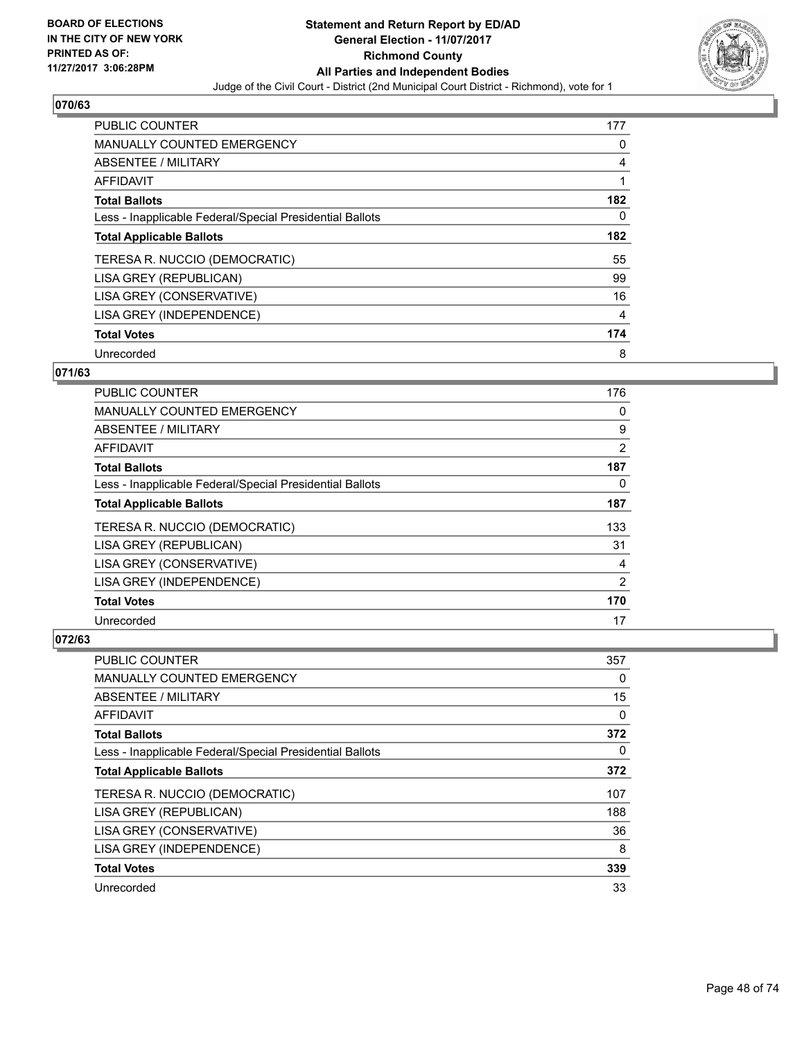**BOARD OF ELECTIONS IN THE CITY OF NEW YORK PRINTED AS OF: 11/27/2017 3:06:28PM**

# Statement and Return Report by ED/AD
## General Election - 11/07/2017
## Richmond County
## All Parties and Independent Bodies
### Judge of the Civil Court - District (2nd Municipal Court District - Richmond), vote for 1

**070/63**

| | |
|---|---|
| PUBLIC COUNTER | 177 |
| MANUALLY COUNTED EMERGENCY | 0 |
| ABSENTEE / MILITARY | 4 |
| AFFIDAVIT | 1 |
| **Total Ballots** | **182** |
| Less - Inapplicable Federal/Special Presidential Ballots | 0 |
| **Total Applicable Ballots** | **182** |
| TERESA R. NUCCIO (DEMOCRATIC) | 55 |
| LISA GREY (REPUBLICAN) | 99 |
| LISA GREY (CONSERVATIVE) | 16 |
| LISA GREY (INDEPENDENCE) | 4 |
| **Total Votes** | **174** |
| Unrecorded | 8 |

**071/63**

| | |
|---|---|
| PUBLIC COUNTER | 176 |
| MANUALLY COUNTED EMERGENCY | 0 |
| ABSENTEE / MILITARY | 9 |
| AFFIDAVIT | 2 |
| **Total Ballots** | **187** |
| Less - Inapplicable Federal/Special Presidential Ballots | 0 |
| **Total Applicable Ballots** | **187** |
| TERESA R. NUCCIO (DEMOCRATIC) | 133 |
| LISA GREY (REPUBLICAN) | 31 |
| LISA GREY (CONSERVATIVE) | 4 |
| LISA GREY (INDEPENDENCE) | 2 |
| **Total Votes** | **170** |
| Unrecorded | 17 |

**072/63**

| | |
|---|---|
| PUBLIC COUNTER | 357 |
| MANUALLY COUNTED EMERGENCY | 0 |
| ABSENTEE / MILITARY | 15 |
| AFFIDAVIT | 0 |
| **Total Ballots** | **372** |
| Less - Inapplicable Federal/Special Presidential Ballots | 0 |
| **Total Applicable Ballots** | **372** |
| TERESA R. NUCCIO (DEMOCRATIC) | 107 |
| LISA GREY (REPUBLICAN) | 188 |
| LISA GREY (CONSERVATIVE) | 36 |
| LISA GREY (INDEPENDENCE) | 8 |
| **Total Votes** | **339** |
| Unrecorded | 33 |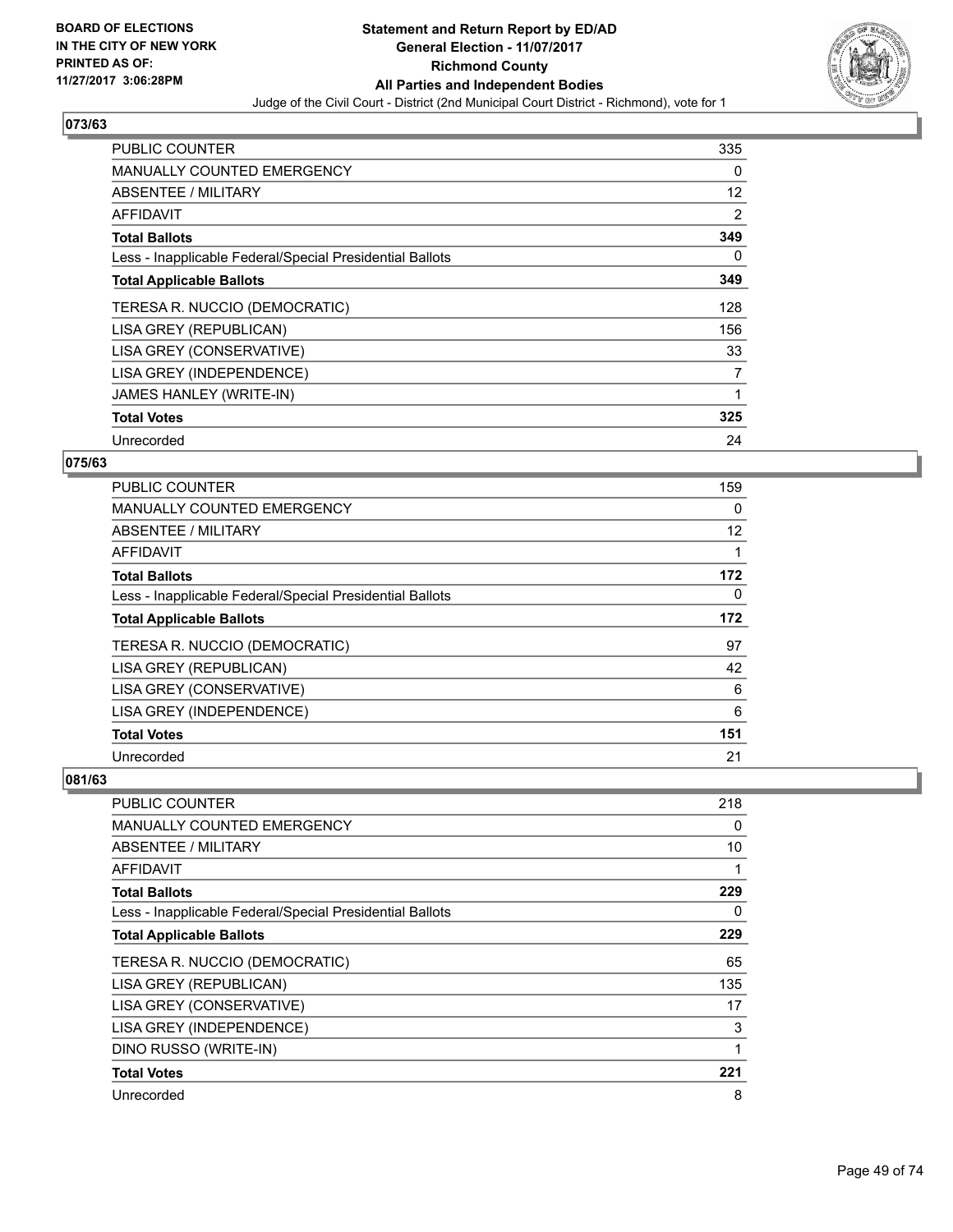## 073/63

| | |
|---|---|
| PUBLIC COUNTER | 335 |
| MANUALLY COUNTED EMERGENCY | 0 |
| ABSENTEE / MILITARY | 12 |
| AFFIDAVIT | 2 |
| **Total Ballots** | **349** |
| Less - Inapplicable Federal/Special Presidential Ballots | 0 |
| **Total Applicable Ballots** | **349** |
| TERESA R. NUCCIO (DEMOCRATIC) | 128 |
| LISA GREY (REPUBLICAN) | 156 |
| LISA GREY (CONSERVATIVE) | 33 |
| LISA GREY (INDEPENDENCE) | 7 |
| JAMES HANLEY (WRITE-IN) | 1 |
| **Total Votes** | **325** |
| Unrecorded | 24 |

## 075/63

| | |
|---|---|
| PUBLIC COUNTER | 159 |
| MANUALLY COUNTED EMERGENCY | 0 |
| ABSENTEE / MILITARY | 12 |
| AFFIDAVIT | 1 |
| **Total Ballots** | **172** |
| Less - Inapplicable Federal/Special Presidential Ballots | 0 |
| **Total Applicable Ballots** | **172** |
| TERESA R. NUCCIO (DEMOCRATIC) | 97 |
| LISA GREY (REPUBLICAN) | 42 |
| LISA GREY (CONSERVATIVE) | 6 |
| LISA GREY (INDEPENDENCE) | 6 |
| **Total Votes** | **151** |
| Unrecorded | 21 |

## 081/63

| | |
|---|---|
| PUBLIC COUNTER | 218 |
| MANUALLY COUNTED EMERGENCY | 0 |
| ABSENTEE / MILITARY | 10 |
| AFFIDAVIT | 1 |
| **Total Ballots** | **229** |
| Less - Inapplicable Federal/Special Presidential Ballots | 0 |
| **Total Applicable Ballots** | **229** |
| TERESA R. NUCCIO (DEMOCRATIC) | 65 |
| LISA GREY (REPUBLICAN) | 135 |
| LISA GREY (CONSERVATIVE) | 17 |
| LISA GREY (INDEPENDENCE) | 3 |
| DINO RUSSO (WRITE-IN) | 1 |
| **Total Votes** | **221** |
| Unrecorded | 8 |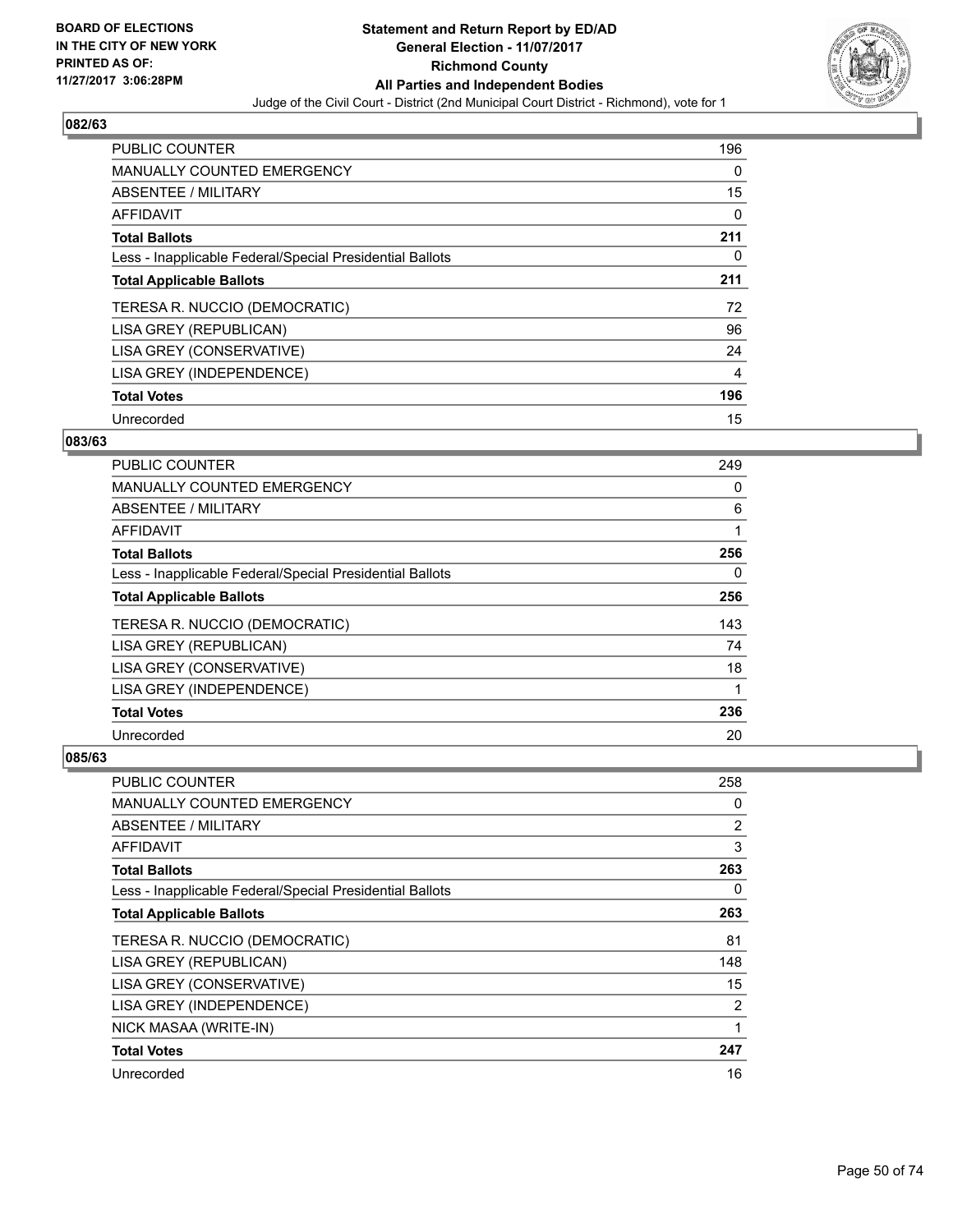**BOARD OF ELECTIONS IN THE CITY OF NEW YORK PRINTED AS OF: 11/27/2017 3:06:28PM**

# Statement and Return Report by ED/AD
## General Election - 11/07/2017
## Richmond County
## All Parties and Independent Bodies
Judge of the Civil Court - District (2nd Municipal Court District - Richmond), vote for 1

### 082/63

| | |
|---|---|
| PUBLIC COUNTER | 196 |
| MANUALLY COUNTED EMERGENCY | 0 |
| ABSENTEE / MILITARY | 15 |
| AFFIDAVIT | 0 |
| **Total Ballots** | **211** |
| Less - Inapplicable Federal/Special Presidential Ballots | 0 |
| **Total Applicable Ballots** | **211** |
| TERESA R. NUCCIO (DEMOCRATIC) | 72 |
| LISA GREY (REPUBLICAN) | 96 |
| LISA GREY (CONSERVATIVE) | 24 |
| LISA GREY (INDEPENDENCE) | 4 |
| **Total Votes** | **196** |
| Unrecorded | 15 |

### 083/63

| | |
|---|---|
| PUBLIC COUNTER | 249 |
| MANUALLY COUNTED EMERGENCY | 0 |
| ABSENTEE / MILITARY | 6 |
| AFFIDAVIT | 1 |
| **Total Ballots** | **256** |
| Less - Inapplicable Federal/Special Presidential Ballots | 0 |
| **Total Applicable Ballots** | **256** |
| TERESA R. NUCCIO (DEMOCRATIC) | 143 |
| LISA GREY (REPUBLICAN) | 74 |
| LISA GREY (CONSERVATIVE) | 18 |
| LISA GREY (INDEPENDENCE) | 1 |
| **Total Votes** | **236** |
| Unrecorded | 20 |

### 085/63

| | |
|---|---|
| PUBLIC COUNTER | 258 |
| MANUALLY COUNTED EMERGENCY | 0 |
| ABSENTEE / MILITARY | 2 |
| AFFIDAVIT | 3 |
| **Total Ballots** | **263** |
| Less - Inapplicable Federal/Special Presidential Ballots | 0 |
| **Total Applicable Ballots** | **263** |
| TERESA R. NUCCIO (DEMOCRATIC) | 81 |
| LISA GREY (REPUBLICAN) | 148 |
| LISA GREY (CONSERVATIVE) | 15 |
| LISA GREY (INDEPENDENCE) | 2 |
| NICK MASAA (WRITE-IN) | 1 |
| **Total Votes** | **247** |
| Unrecorded | 16 |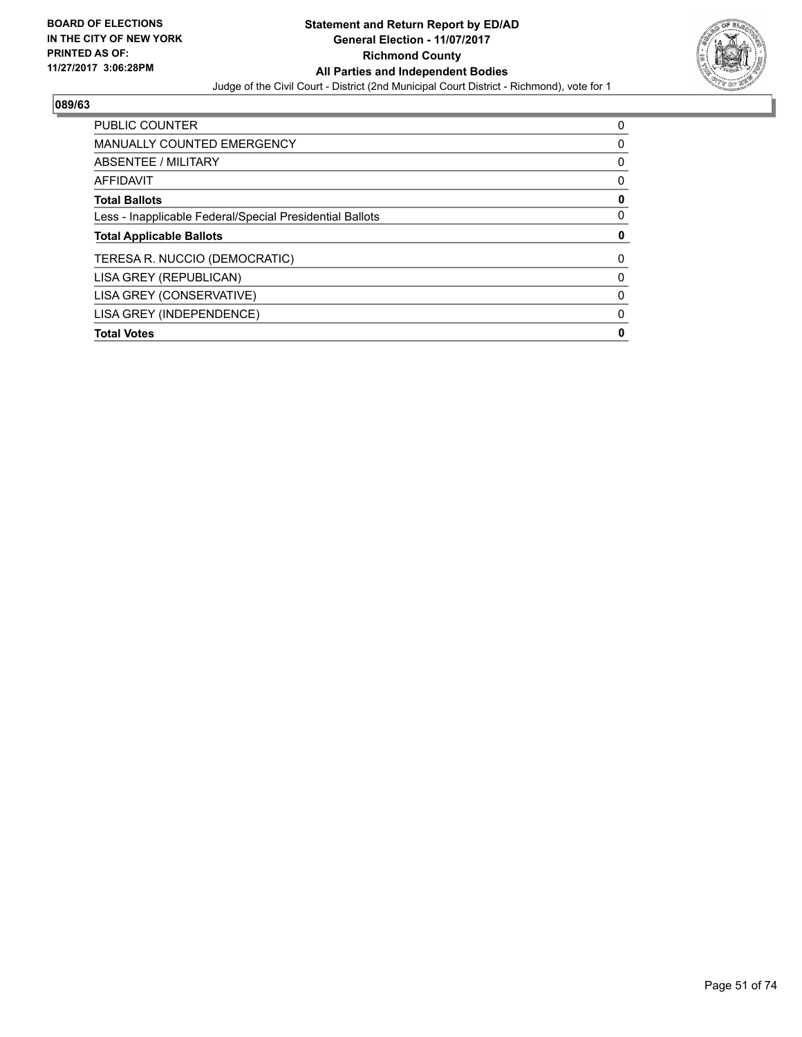BOARD OF ELECTIONS
IN THE CITY OF NEW YORK
PRINTED AS OF:
11/27/2017 3:06:28PM

**Statement and Return Report by ED/AD**
**General Election - 11/07/2017**
**Richmond County**
**All Parties and Independent Bodies**
Judge of the Civil Court - District (2nd Municipal Court District - Richmond), vote for 1

**089/63**

| | |
|---|---|
| PUBLIC COUNTER | 0 |
| MANUALLY COUNTED EMERGENCY | 0 |
| ABSENTEE / MILITARY | 0 |
| AFFIDAVIT | 0 |
| **Total Ballots** | **0** |
| Less - Inapplicable Federal/Special Presidential Ballots | 0 |
| **Total Applicable Ballots** | **0** |
| TERESA R. NUCCIO (DEMOCRATIC) | 0 |
| LISA GREY (REPUBLICAN) | 0 |
| LISA GREY (CONSERVATIVE) | 0 |
| LISA GREY (INDEPENDENCE) | 0 |
| **Total Votes** | **0** |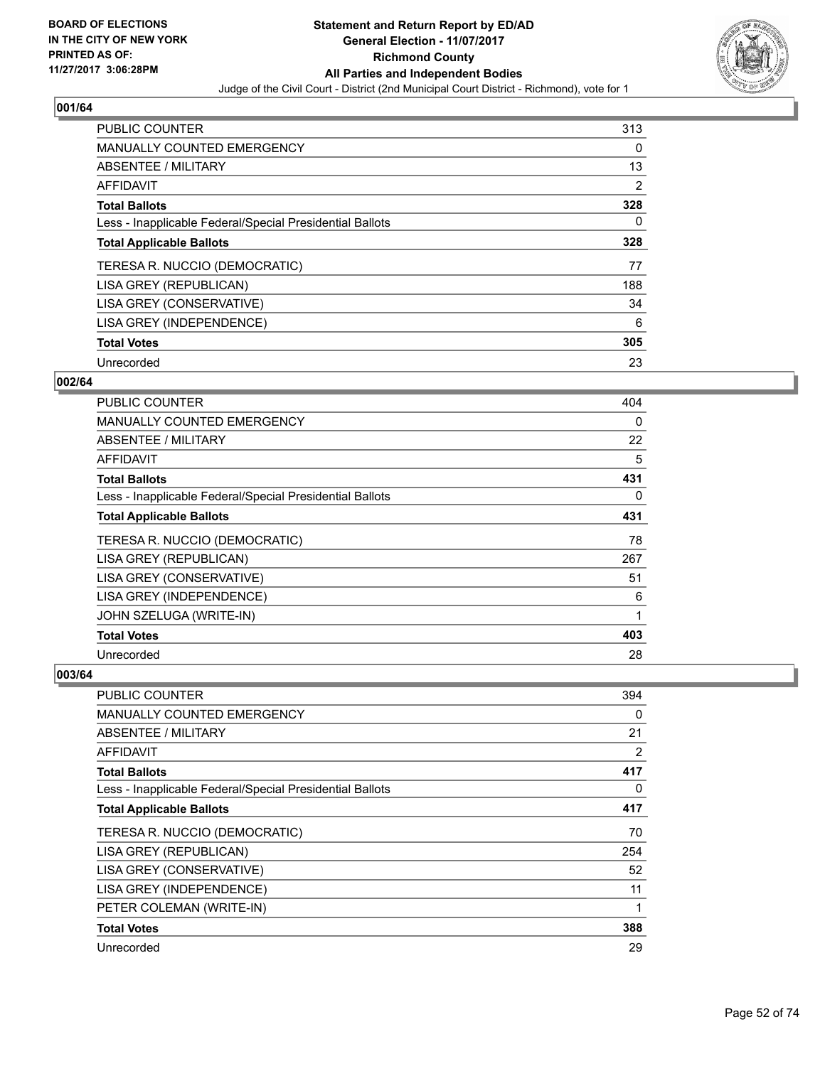## 001/64

| | |
|---|---|
| PUBLIC COUNTER | 313 |
| MANUALLY COUNTED EMERGENCY | 0 |
| ABSENTEE / MILITARY | 13 |
| AFFIDAVIT | 2 |
| **Total Ballots** | **328** |
| Less - Inapplicable Federal/Special Presidential Ballots | 0 |
| **Total Applicable Ballots** | **328** |
| TERESA R. NUCCIO (DEMOCRATIC) | 77 |
| LISA GREY (REPUBLICAN) | 188 |
| LISA GREY (CONSERVATIVE) | 34 |
| LISA GREY (INDEPENDENCE) | 6 |
| **Total Votes** | **305** |
| Unrecorded | 23 |

## 002/64

| | |
|---|---|
| PUBLIC COUNTER | 404 |
| MANUALLY COUNTED EMERGENCY | 0 |
| ABSENTEE / MILITARY | 22 |
| AFFIDAVIT | 5 |
| **Total Ballots** | **431** |
| Less - Inapplicable Federal/Special Presidential Ballots | 0 |
| **Total Applicable Ballots** | **431** |
| TERESA R. NUCCIO (DEMOCRATIC) | 78 |
| LISA GREY (REPUBLICAN) | 267 |
| LISA GREY (CONSERVATIVE) | 51 |
| LISA GREY (INDEPENDENCE) | 6 |
| JOHN SZELUGA (WRITE-IN) | 1 |
| **Total Votes** | **403** |
| Unrecorded | 28 |

## 003/64

| | |
|---|---|
| PUBLIC COUNTER | 394 |
| MANUALLY COUNTED EMERGENCY | 0 |
| ABSENTEE / MILITARY | 21 |
| AFFIDAVIT | 2 |
| **Total Ballots** | **417** |
| Less - Inapplicable Federal/Special Presidential Ballots | 0 |
| **Total Applicable Ballots** | **417** |
| TERESA R. NUCCIO (DEMOCRATIC) | 70 |
| LISA GREY (REPUBLICAN) | 254 |
| LISA GREY (CONSERVATIVE) | 52 |
| LISA GREY (INDEPENDENCE) | 11 |
| PETER COLEMAN (WRITE-IN) | 1 |
| **Total Votes** | **388** |
| Unrecorded | 29 |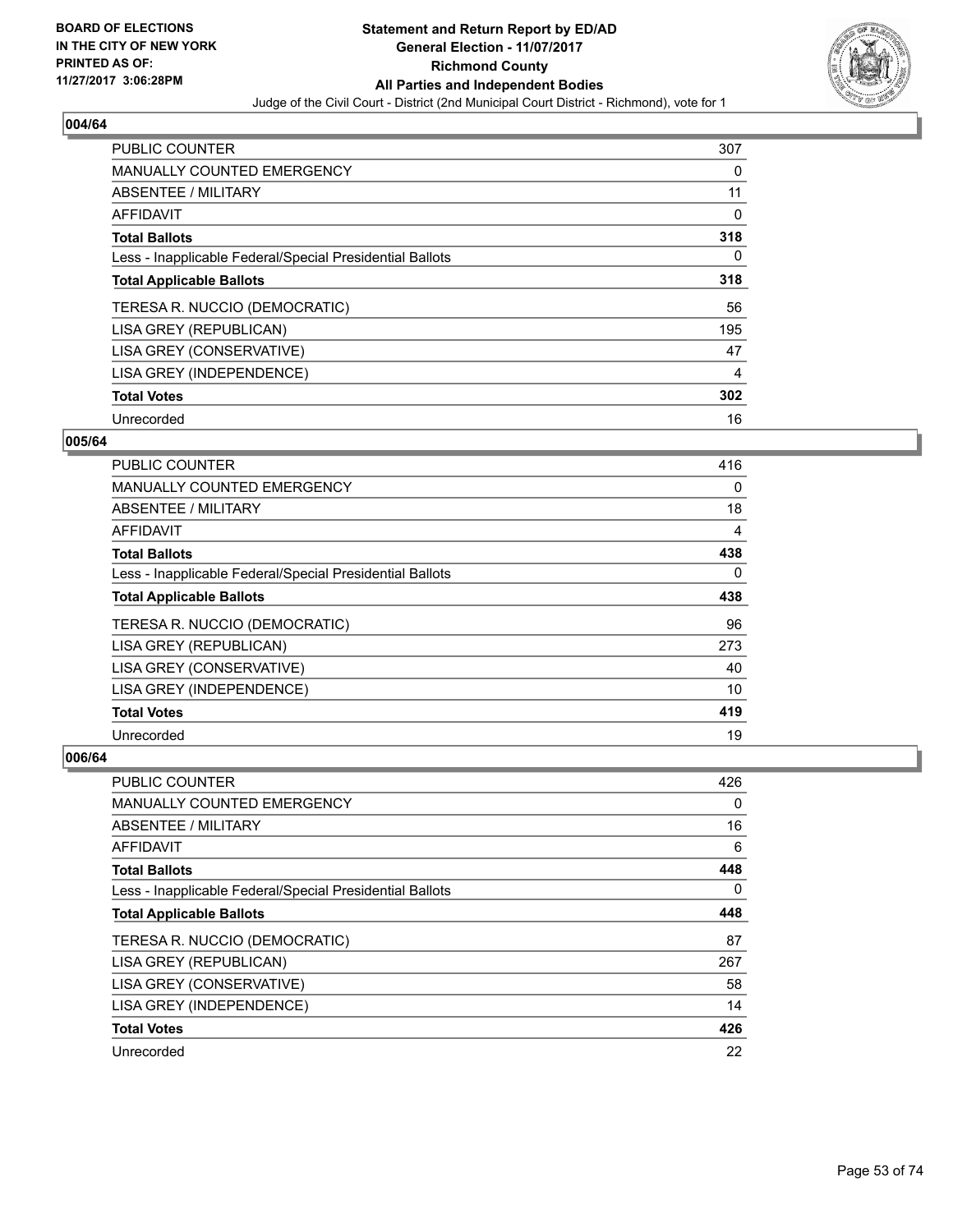BOARD OF ELECTIONS
IN THE CITY OF NEW YORK
PRINTED AS OF:
11/27/2017 3:06:28PM

# Statement and Return Report by ED/AD
## General Election - 11/07/2017
## Richmond County
## All Parties and Independent Bodies
### Judge of the Civil Court - District (2nd Municipal Court District - Richmond), vote for 1

**004/64**

| | |
|---|---|
| PUBLIC COUNTER | 307 |
| MANUALLY COUNTED EMERGENCY | 0 |
| ABSENTEE / MILITARY | 11 |
| AFFIDAVIT | 0 |
| **Total Ballots** | **318** |
| Less - Inapplicable Federal/Special Presidential Ballots | 0 |
| **Total Applicable Ballots** | **318** |
| TERESA R. NUCCIO (DEMOCRATIC) | 56 |
| LISA GREY (REPUBLICAN) | 195 |
| LISA GREY (CONSERVATIVE) | 47 |
| LISA GREY (INDEPENDENCE) | 4 |
| **Total Votes** | **302** |
| Unrecorded | 16 |

**005/64**

| | |
|---|---|
| PUBLIC COUNTER | 416 |
| MANUALLY COUNTED EMERGENCY | 0 |
| ABSENTEE / MILITARY | 18 |
| AFFIDAVIT | 4 |
| **Total Ballots** | **438** |
| Less - Inapplicable Federal/Special Presidential Ballots | 0 |
| **Total Applicable Ballots** | **438** |
| TERESA R. NUCCIO (DEMOCRATIC) | 96 |
| LISA GREY (REPUBLICAN) | 273 |
| LISA GREY (CONSERVATIVE) | 40 |
| LISA GREY (INDEPENDENCE) | 10 |
| **Total Votes** | **419** |
| Unrecorded | 19 |

**006/64**

| | |
|---|---|
| PUBLIC COUNTER | 426 |
| MANUALLY COUNTED EMERGENCY | 0 |
| ABSENTEE / MILITARY | 16 |
| AFFIDAVIT | 6 |
| **Total Ballots** | **448** |
| Less - Inapplicable Federal/Special Presidential Ballots | 0 |
| **Total Applicable Ballots** | **448** |
| TERESA R. NUCCIO (DEMOCRATIC) | 87 |
| LISA GREY (REPUBLICAN) | 267 |
| LISA GREY (CONSERVATIVE) | 58 |
| LISA GREY (INDEPENDENCE) | 14 |
| **Total Votes** | **426** |
| Unrecorded | 22 |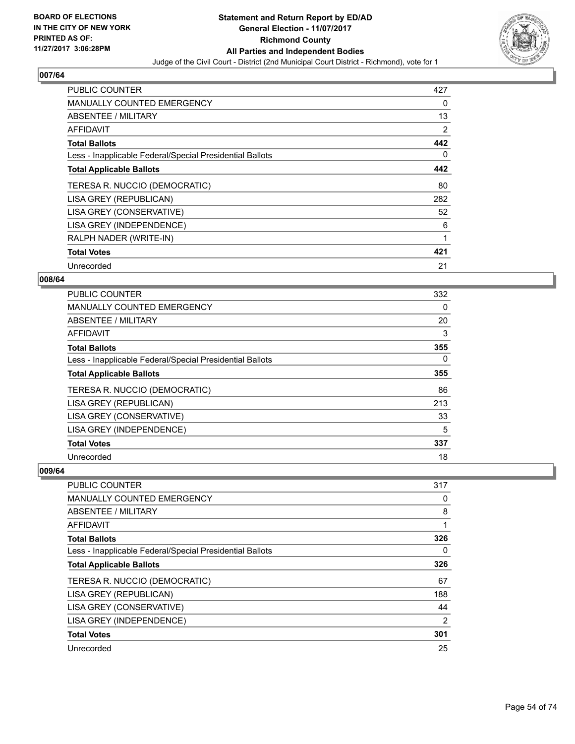**BOARD OF ELECTIONS IN THE CITY OF NEW YORK PRINTED AS OF: 11/27/2017 3:06:28PM**

**Statement and Return Report by ED/AD General Election - 11/07/2017 Richmond County All Parties and Independent Bodies**

Judge of the Civil Court - District (2nd Municipal Court District - Richmond), vote for 1

## 007/64

| | |
|---|---|
| PUBLIC COUNTER | 427 |
| MANUALLY COUNTED EMERGENCY | 0 |
| ABSENTEE / MILITARY | 13 |
| AFFIDAVIT | 2 |
| **Total Ballots** | **442** |
| Less - Inapplicable Federal/Special Presidential Ballots | 0 |
| **Total Applicable Ballots** | **442** |
| TERESA R. NUCCIO (DEMOCRATIC) | 80 |
| LISA GREY (REPUBLICAN) | 282 |
| LISA GREY (CONSERVATIVE) | 52 |
| LISA GREY (INDEPENDENCE) | 6 |
| RALPH NADER (WRITE-IN) | 1 |
| **Total Votes** | **421** |
| Unrecorded | 21 |

## 008/64

| | |
|---|---|
| PUBLIC COUNTER | 332 |
| MANUALLY COUNTED EMERGENCY | 0 |
| ABSENTEE / MILITARY | 20 |
| AFFIDAVIT | 3 |
| **Total Ballots** | **355** |
| Less - Inapplicable Federal/Special Presidential Ballots | 0 |
| **Total Applicable Ballots** | **355** |
| TERESA R. NUCCIO (DEMOCRATIC) | 86 |
| LISA GREY (REPUBLICAN) | 213 |
| LISA GREY (CONSERVATIVE) | 33 |
| LISA GREY (INDEPENDENCE) | 5 |
| **Total Votes** | **337** |
| Unrecorded | 18 |

## 009/64

| | |
|---|---|
| PUBLIC COUNTER | 317 |
| MANUALLY COUNTED EMERGENCY | 0 |
| ABSENTEE / MILITARY | 8 |
| AFFIDAVIT | 1 |
| **Total Ballots** | **326** |
| Less - Inapplicable Federal/Special Presidential Ballots | 0 |
| **Total Applicable Ballots** | **326** |
| TERESA R. NUCCIO (DEMOCRATIC) | 67 |
| LISA GREY (REPUBLICAN) | 188 |
| LISA GREY (CONSERVATIVE) | 44 |
| LISA GREY (INDEPENDENCE) | 2 |
| **Total Votes** | **301** |
| Unrecorded | 25 |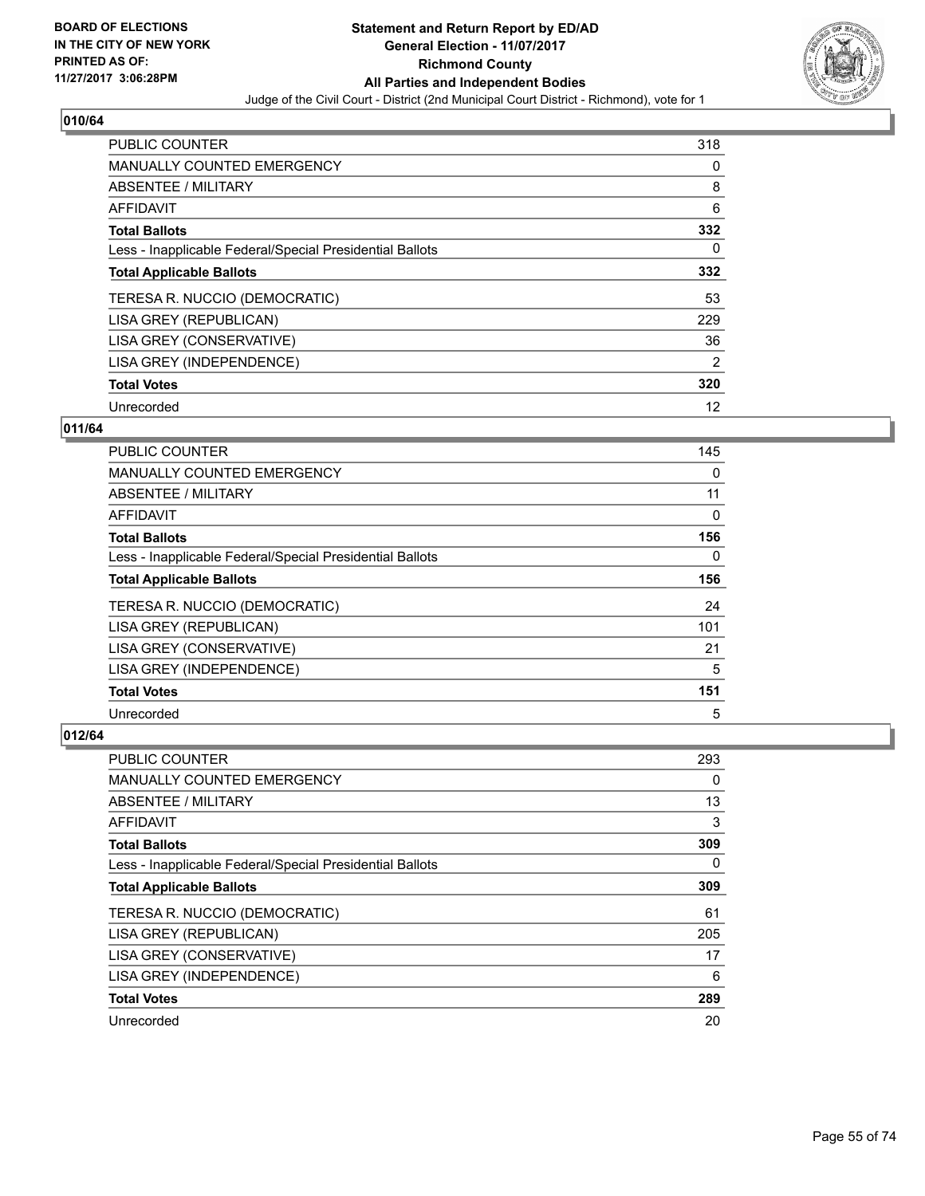**BOARD OF ELECTIONS IN THE CITY OF NEW YORK PRINTED AS OF: 11/27/2017 3:06:28PM**

# Statement and Return Report by ED/AD
## General Election - 11/07/2017
## Richmond County
## All Parties and Independent Bodies
Judge of the Civil Court - District (2nd Municipal Court District - Richmond), vote for 1

### 010/64

| | |
|---|---|
| PUBLIC COUNTER | 318 |
| MANUALLY COUNTED EMERGENCY | 0 |
| ABSENTEE / MILITARY | 8 |
| AFFIDAVIT | 6 |
| **Total Ballots** | **332** |
| Less - Inapplicable Federal/Special Presidential Ballots | 0 |
| **Total Applicable Ballots** | **332** |
| TERESA R. NUCCIO (DEMOCRATIC) | 53 |
| LISA GREY (REPUBLICAN) | 229 |
| LISA GREY (CONSERVATIVE) | 36 |
| LISA GREY (INDEPENDENCE) | 2 |
| **Total Votes** | **320** |
| Unrecorded | 12 |

### 011/64

| | |
|---|---|
| PUBLIC COUNTER | 145 |
| MANUALLY COUNTED EMERGENCY | 0 |
| ABSENTEE / MILITARY | 11 |
| AFFIDAVIT | 0 |
| **Total Ballots** | **156** |
| Less - Inapplicable Federal/Special Presidential Ballots | 0 |
| **Total Applicable Ballots** | **156** |
| TERESA R. NUCCIO (DEMOCRATIC) | 24 |
| LISA GREY (REPUBLICAN) | 101 |
| LISA GREY (CONSERVATIVE) | 21 |
| LISA GREY (INDEPENDENCE) | 5 |
| **Total Votes** | **151** |
| Unrecorded | 5 |

### 012/64

| | |
|---|---|
| PUBLIC COUNTER | 293 |
| MANUALLY COUNTED EMERGENCY | 0 |
| ABSENTEE / MILITARY | 13 |
| AFFIDAVIT | 3 |
| **Total Ballots** | **309** |
| Less - Inapplicable Federal/Special Presidential Ballots | 0 |
| **Total Applicable Ballots** | **309** |
| TERESA R. NUCCIO (DEMOCRATIC) | 61 |
| LISA GREY (REPUBLICAN) | 205 |
| LISA GREY (CONSERVATIVE) | 17 |
| LISA GREY (INDEPENDENCE) | 6 |
| **Total Votes** | **289** |
| Unrecorded | 20 |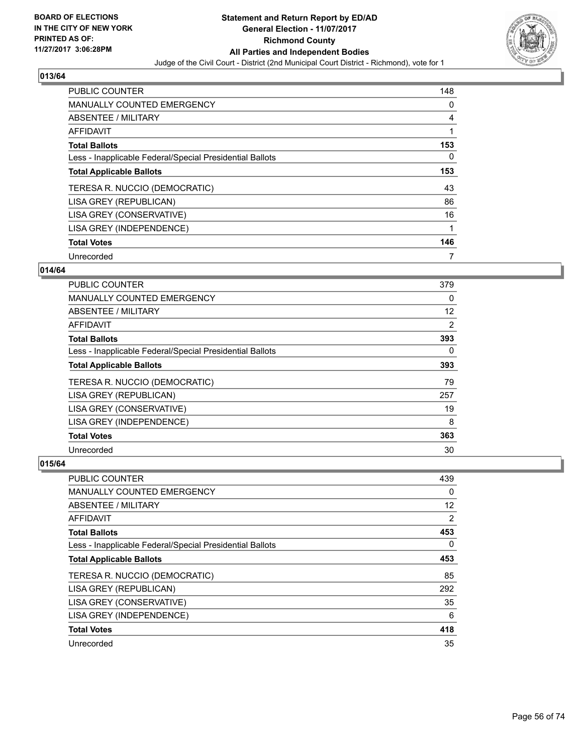**013/64**

| | |
|---|---|
| PUBLIC COUNTER | 148 |
| MANUALLY COUNTED EMERGENCY | 0 |
| ABSENTEE / MILITARY | 4 |
| AFFIDAVIT | 1 |
| **Total Ballots** | **153** |
| Less - Inapplicable Federal/Special Presidential Ballots | 0 |
| **Total Applicable Ballots** | **153** |
| TERESA R. NUCCIO (DEMOCRATIC) | 43 |
| LISA GREY (REPUBLICAN) | 86 |
| LISA GREY (CONSERVATIVE) | 16 |
| LISA GREY (INDEPENDENCE) | 1 |
| **Total Votes** | **146** |
| Unrecorded | 7 |

**014/64**

| | |
|---|---|
| PUBLIC COUNTER | 379 |
| MANUALLY COUNTED EMERGENCY | 0 |
| ABSENTEE / MILITARY | 12 |
| AFFIDAVIT | 2 |
| **Total Ballots** | **393** |
| Less - Inapplicable Federal/Special Presidential Ballots | 0 |
| **Total Applicable Ballots** | **393** |
| TERESA R. NUCCIO (DEMOCRATIC) | 79 |
| LISA GREY (REPUBLICAN) | 257 |
| LISA GREY (CONSERVATIVE) | 19 |
| LISA GREY (INDEPENDENCE) | 8 |
| **Total Votes** | **363** |
| Unrecorded | 30 |

**015/64**

| | |
|---|---|
| PUBLIC COUNTER | 439 |
| MANUALLY COUNTED EMERGENCY | 0 |
| ABSENTEE / MILITARY | 12 |
| AFFIDAVIT | 2 |
| **Total Ballots** | **453** |
| Less - Inapplicable Federal/Special Presidential Ballots | 0 |
| **Total Applicable Ballots** | **453** |
| TERESA R. NUCCIO (DEMOCRATIC) | 85 |
| LISA GREY (REPUBLICAN) | 292 |
| LISA GREY (CONSERVATIVE) | 35 |
| LISA GREY (INDEPENDENCE) | 6 |
| **Total Votes** | **418** |
| Unrecorded | 35 |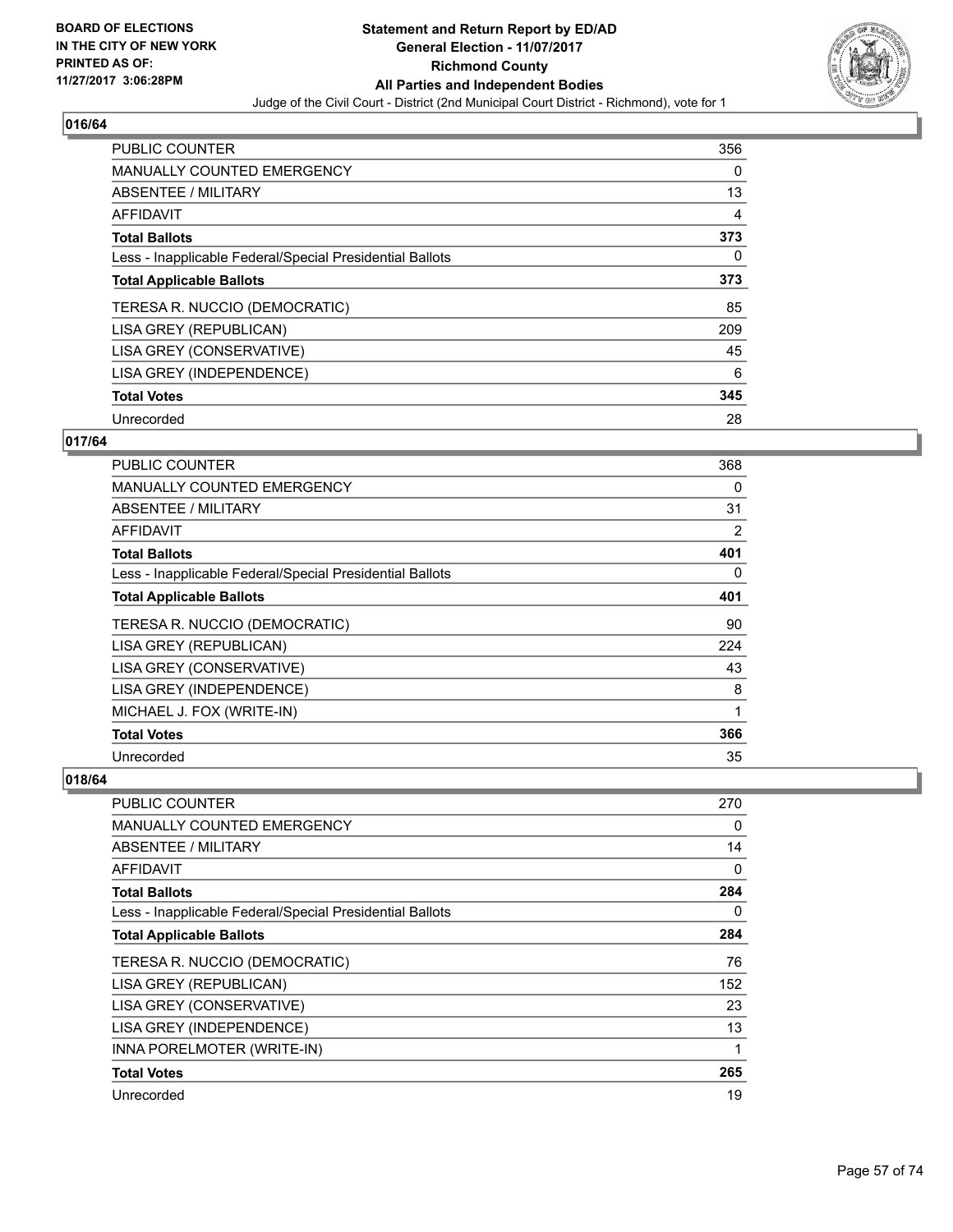## 016/64

| | |
|---|---|
| PUBLIC COUNTER | 356 |
| MANUALLY COUNTED EMERGENCY | 0 |
| ABSENTEE / MILITARY | 13 |
| AFFIDAVIT | 4 |
| **Total Ballots** | **373** |
| Less - Inapplicable Federal/Special Presidential Ballots | 0 |
| **Total Applicable Ballots** | **373** |
| TERESA R. NUCCIO (DEMOCRATIC) | 85 |
| LISA GREY (REPUBLICAN) | 209 |
| LISA GREY (CONSERVATIVE) | 45 |
| LISA GREY (INDEPENDENCE) | 6 |
| **Total Votes** | **345** |
| Unrecorded | 28 |

## 017/64

| | |
|---|---|
| PUBLIC COUNTER | 368 |
| MANUALLY COUNTED EMERGENCY | 0 |
| ABSENTEE / MILITARY | 31 |
| AFFIDAVIT | 2 |
| **Total Ballots** | **401** |
| Less - Inapplicable Federal/Special Presidential Ballots | 0 |
| **Total Applicable Ballots** | **401** |
| TERESA R. NUCCIO (DEMOCRATIC) | 90 |
| LISA GREY (REPUBLICAN) | 224 |
| LISA GREY (CONSERVATIVE) | 43 |
| LISA GREY (INDEPENDENCE) | 8 |
| MICHAEL J. FOX (WRITE-IN) | 1 |
| **Total Votes** | **366** |
| Unrecorded | 35 |

## 018/64

| | |
|---|---|
| PUBLIC COUNTER | 270 |
| MANUALLY COUNTED EMERGENCY | 0 |
| ABSENTEE / MILITARY | 14 |
| AFFIDAVIT | 0 |
| **Total Ballots** | **284** |
| Less - Inapplicable Federal/Special Presidential Ballots | 0 |
| **Total Applicable Ballots** | **284** |
| TERESA R. NUCCIO (DEMOCRATIC) | 76 |
| LISA GREY (REPUBLICAN) | 152 |
| LISA GREY (CONSERVATIVE) | 23 |
| LISA GREY (INDEPENDENCE) | 13 |
| INNA PORELMOTER (WRITE-IN) | 1 |
| **Total Votes** | **265** |
| Unrecorded | 19 |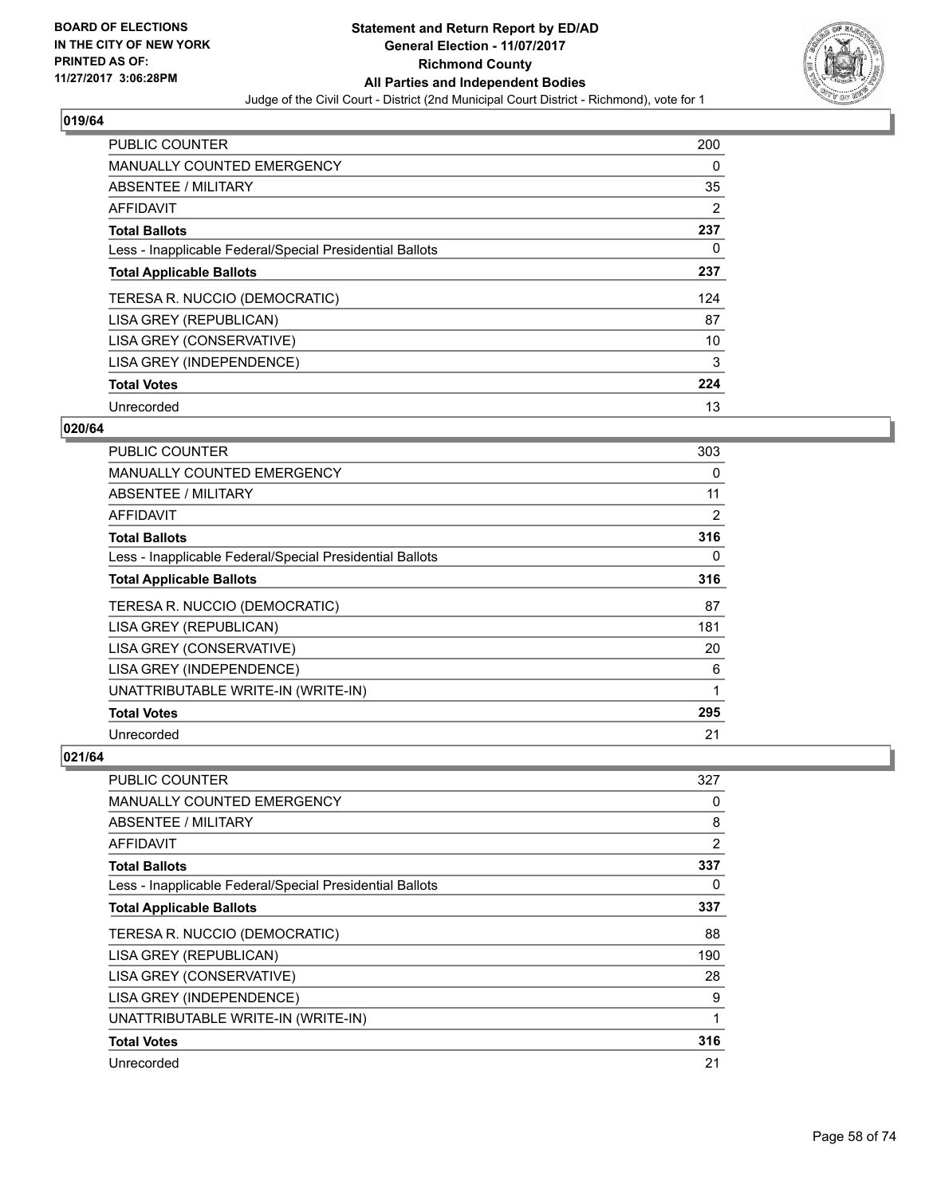### 019/64

| | |
|---|---|
| PUBLIC COUNTER | 200 |
| MANUALLY COUNTED EMERGENCY | 0 |
| ABSENTEE / MILITARY | 35 |
| AFFIDAVIT | 2 |
| **Total Ballots** | **237** |
| Less - Inapplicable Federal/Special Presidential Ballots | 0 |
| **Total Applicable Ballots** | **237** |
| TERESA R. NUCCIO (DEMOCRATIC) | 124 |
| LISA GREY (REPUBLICAN) | 87 |
| LISA GREY (CONSERVATIVE) | 10 |
| LISA GREY (INDEPENDENCE) | 3 |
| **Total Votes** | **224** |
| Unrecorded | 13 |

### 020/64

| | |
|---|---|
| PUBLIC COUNTER | 303 |
| MANUALLY COUNTED EMERGENCY | 0 |
| ABSENTEE / MILITARY | 11 |
| AFFIDAVIT | 2 |
| **Total Ballots** | **316** |
| Less - Inapplicable Federal/Special Presidential Ballots | 0 |
| **Total Applicable Ballots** | **316** |
| TERESA R. NUCCIO (DEMOCRATIC) | 87 |
| LISA GREY (REPUBLICAN) | 181 |
| LISA GREY (CONSERVATIVE) | 20 |
| LISA GREY (INDEPENDENCE) | 6 |
| UNATTRIBUTABLE WRITE-IN (WRITE-IN) | 1 |
| **Total Votes** | **295** |
| Unrecorded | 21 |

### 021/64

| | |
|---|---|
| PUBLIC COUNTER | 327 |
| MANUALLY COUNTED EMERGENCY | 0 |
| ABSENTEE / MILITARY | 8 |
| AFFIDAVIT | 2 |
| **Total Ballots** | **337** |
| Less - Inapplicable Federal/Special Presidential Ballots | 0 |
| **Total Applicable Ballots** | **337** |
| TERESA R. NUCCIO (DEMOCRATIC) | 88 |
| LISA GREY (REPUBLICAN) | 190 |
| LISA GREY (CONSERVATIVE) | 28 |
| LISA GREY (INDEPENDENCE) | 9 |
| UNATTRIBUTABLE WRITE-IN (WRITE-IN) | 1 |
| **Total Votes** | **316** |
| Unrecorded | 21 |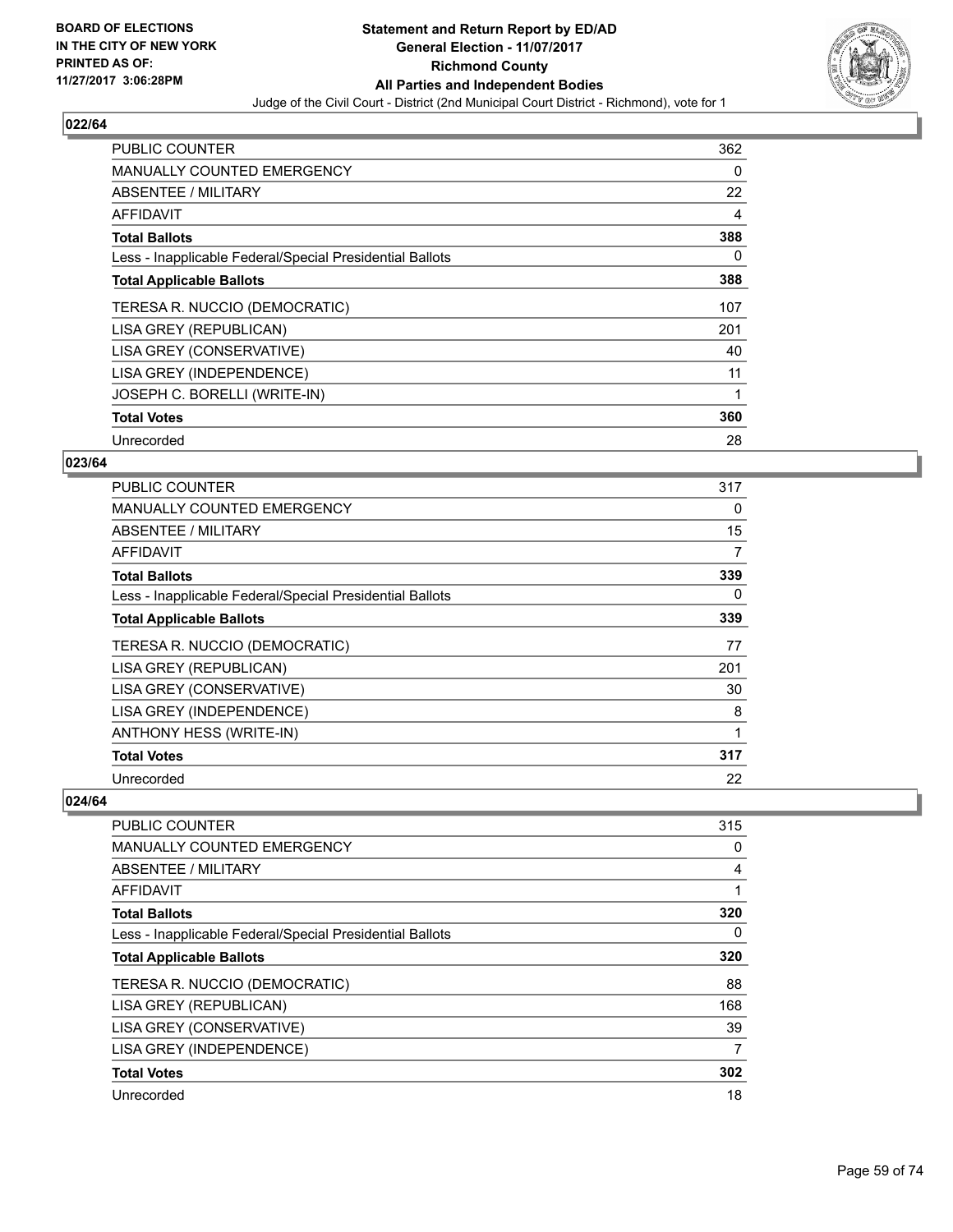## 022/64

| | |
|---|---|
| PUBLIC COUNTER | 362 |
| MANUALLY COUNTED EMERGENCY | 0 |
| ABSENTEE / MILITARY | 22 |
| AFFIDAVIT | 4 |
| **Total Ballots** | **388** |
| Less - Inapplicable Federal/Special Presidential Ballots | 0 |
| **Total Applicable Ballots** | **388** |
| TERESA R. NUCCIO (DEMOCRATIC) | 107 |
| LISA GREY (REPUBLICAN) | 201 |
| LISA GREY (CONSERVATIVE) | 40 |
| LISA GREY (INDEPENDENCE) | 11 |
| JOSEPH C. BORELLI (WRITE-IN) | 1 |
| **Total Votes** | **360** |
| Unrecorded | 28 |

## 023/64

| | |
|---|---|
| PUBLIC COUNTER | 317 |
| MANUALLY COUNTED EMERGENCY | 0 |
| ABSENTEE / MILITARY | 15 |
| AFFIDAVIT | 7 |
| **Total Ballots** | **339** |
| Less - Inapplicable Federal/Special Presidential Ballots | 0 |
| **Total Applicable Ballots** | **339** |
| TERESA R. NUCCIO (DEMOCRATIC) | 77 |
| LISA GREY (REPUBLICAN) | 201 |
| LISA GREY (CONSERVATIVE) | 30 |
| LISA GREY (INDEPENDENCE) | 8 |
| ANTHONY HESS (WRITE-IN) | 1 |
| **Total Votes** | **317** |
| Unrecorded | 22 |

## 024/64

| | |
|---|---|
| PUBLIC COUNTER | 315 |
| MANUALLY COUNTED EMERGENCY | 0 |
| ABSENTEE / MILITARY | 4 |
| AFFIDAVIT | 1 |
| **Total Ballots** | **320** |
| Less - Inapplicable Federal/Special Presidential Ballots | 0 |
| **Total Applicable Ballots** | **320** |
| TERESA R. NUCCIO (DEMOCRATIC) | 88 |
| LISA GREY (REPUBLICAN) | 168 |
| LISA GREY (CONSERVATIVE) | 39 |
| LISA GREY (INDEPENDENCE) | 7 |
| **Total Votes** | **302** |
| Unrecorded | 18 |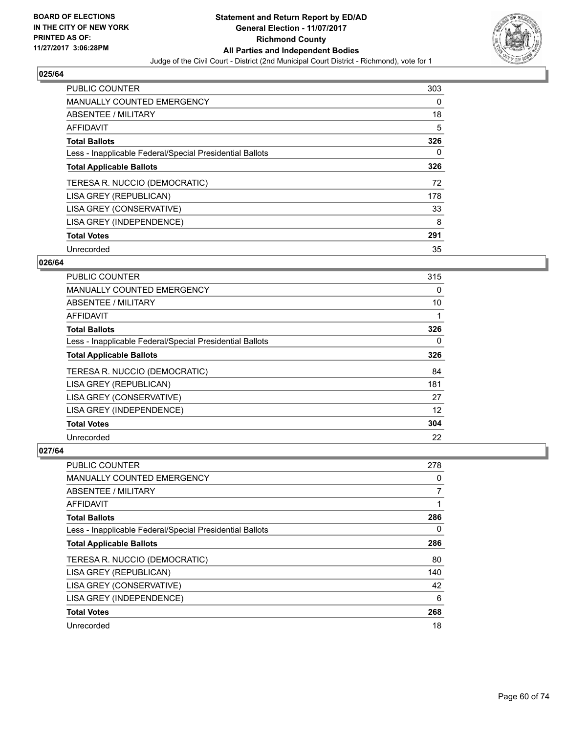**BOARD OF ELECTIONS IN THE CITY OF NEW YORK PRINTED AS OF: 11/27/2017 3:06:28PM**

**Statement and Return Report by ED/AD**
**General Election - 11/07/2017**
**Richmond County**
**All Parties and Independent Bodies**
Judge of the Civil Court - District (2nd Municipal Court District - Richmond), vote for 1

## 025/64

| | |
|---|---|
| PUBLIC COUNTER | 303 |
| MANUALLY COUNTED EMERGENCY | 0 |
| ABSENTEE / MILITARY | 18 |
| AFFIDAVIT | 5 |
| **Total Ballots** | **326** |
| Less - Inapplicable Federal/Special Presidential Ballots | 0 |
| **Total Applicable Ballots** | **326** |
| TERESA R. NUCCIO (DEMOCRATIC) | 72 |
| LISA GREY (REPUBLICAN) | 178 |
| LISA GREY (CONSERVATIVE) | 33 |
| LISA GREY (INDEPENDENCE) | 8 |
| **Total Votes** | **291** |
| Unrecorded | 35 |

## 026/64

| | |
|---|---|
| PUBLIC COUNTER | 315 |
| MANUALLY COUNTED EMERGENCY | 0 |
| ABSENTEE / MILITARY | 10 |
| AFFIDAVIT | 1 |
| **Total Ballots** | **326** |
| Less - Inapplicable Federal/Special Presidential Ballots | 0 |
| **Total Applicable Ballots** | **326** |
| TERESA R. NUCCIO (DEMOCRATIC) | 84 |
| LISA GREY (REPUBLICAN) | 181 |
| LISA GREY (CONSERVATIVE) | 27 |
| LISA GREY (INDEPENDENCE) | 12 |
| **Total Votes** | **304** |
| Unrecorded | 22 |

## 027/64

| | |
|---|---|
| PUBLIC COUNTER | 278 |
| MANUALLY COUNTED EMERGENCY | 0 |
| ABSENTEE / MILITARY | 7 |
| AFFIDAVIT | 1 |
| **Total Ballots** | **286** |
| Less - Inapplicable Federal/Special Presidential Ballots | 0 |
| **Total Applicable Ballots** | **286** |
| TERESA R. NUCCIO (DEMOCRATIC) | 80 |
| LISA GREY (REPUBLICAN) | 140 |
| LISA GREY (CONSERVATIVE) | 42 |
| LISA GREY (INDEPENDENCE) | 6 |
| **Total Votes** | **268** |
| Unrecorded | 18 |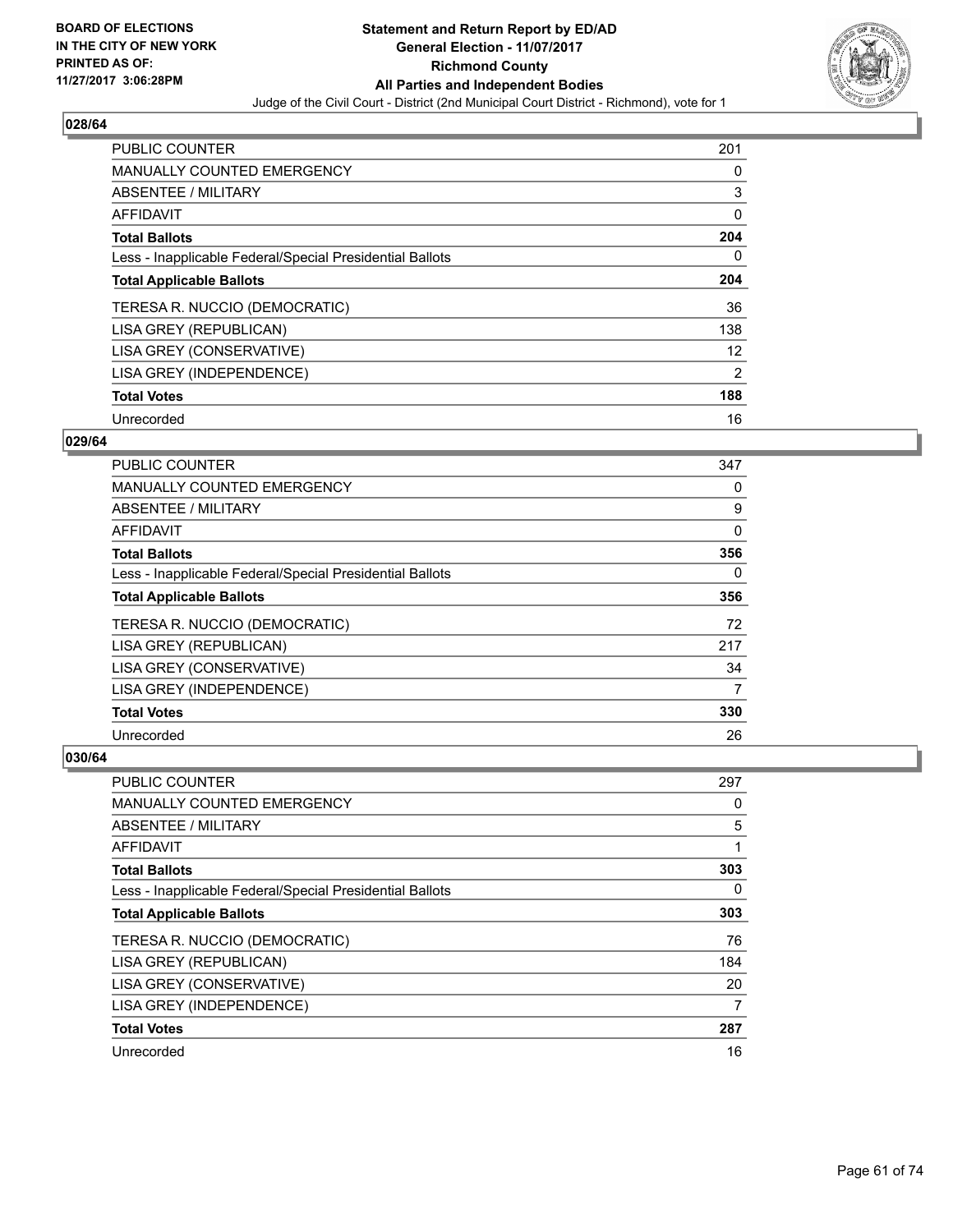**BOARD OF ELECTIONS IN THE CITY OF NEW YORK PRINTED AS OF: 11/27/2017 3:06:28PM**

# Statement and Return Report by ED/AD
## General Election - 11/07/2017
## Richmond County
## All Parties and Independent Bodies
### Judge of the Civil Court - District (2nd Municipal Court District - Richmond), vote for 1

**028/64**

| | |
|---|---|
| PUBLIC COUNTER | 201 |
| MANUALLY COUNTED EMERGENCY | 0 |
| ABSENTEE / MILITARY | 3 |
| AFFIDAVIT | 0 |
| **Total Ballots** | **204** |
| Less - Inapplicable Federal/Special Presidential Ballots | 0 |
| **Total Applicable Ballots** | **204** |
| TERESA R. NUCCIO (DEMOCRATIC) | 36 |
| LISA GREY (REPUBLICAN) | 138 |
| LISA GREY (CONSERVATIVE) | 12 |
| LISA GREY (INDEPENDENCE) | 2 |
| **Total Votes** | **188** |
| Unrecorded | 16 |

**029/64**

| | |
|---|---|
| PUBLIC COUNTER | 347 |
| MANUALLY COUNTED EMERGENCY | 0 |
| ABSENTEE / MILITARY | 9 |
| AFFIDAVIT | 0 |
| **Total Ballots** | **356** |
| Less - Inapplicable Federal/Special Presidential Ballots | 0 |
| **Total Applicable Ballots** | **356** |
| TERESA R. NUCCIO (DEMOCRATIC) | 72 |
| LISA GREY (REPUBLICAN) | 217 |
| LISA GREY (CONSERVATIVE) | 34 |
| LISA GREY (INDEPENDENCE) | 7 |
| **Total Votes** | **330** |
| Unrecorded | 26 |

**030/64**

| | |
|---|---|
| PUBLIC COUNTER | 297 |
| MANUALLY COUNTED EMERGENCY | 0 |
| ABSENTEE / MILITARY | 5 |
| AFFIDAVIT | 1 |
| **Total Ballots** | **303** |
| Less - Inapplicable Federal/Special Presidential Ballots | 0 |
| **Total Applicable Ballots** | **303** |
| TERESA R. NUCCIO (DEMOCRATIC) | 76 |
| LISA GREY (REPUBLICAN) | 184 |
| LISA GREY (CONSERVATIVE) | 20 |
| LISA GREY (INDEPENDENCE) | 7 |
| **Total Votes** | **287** |
| Unrecorded | 16 |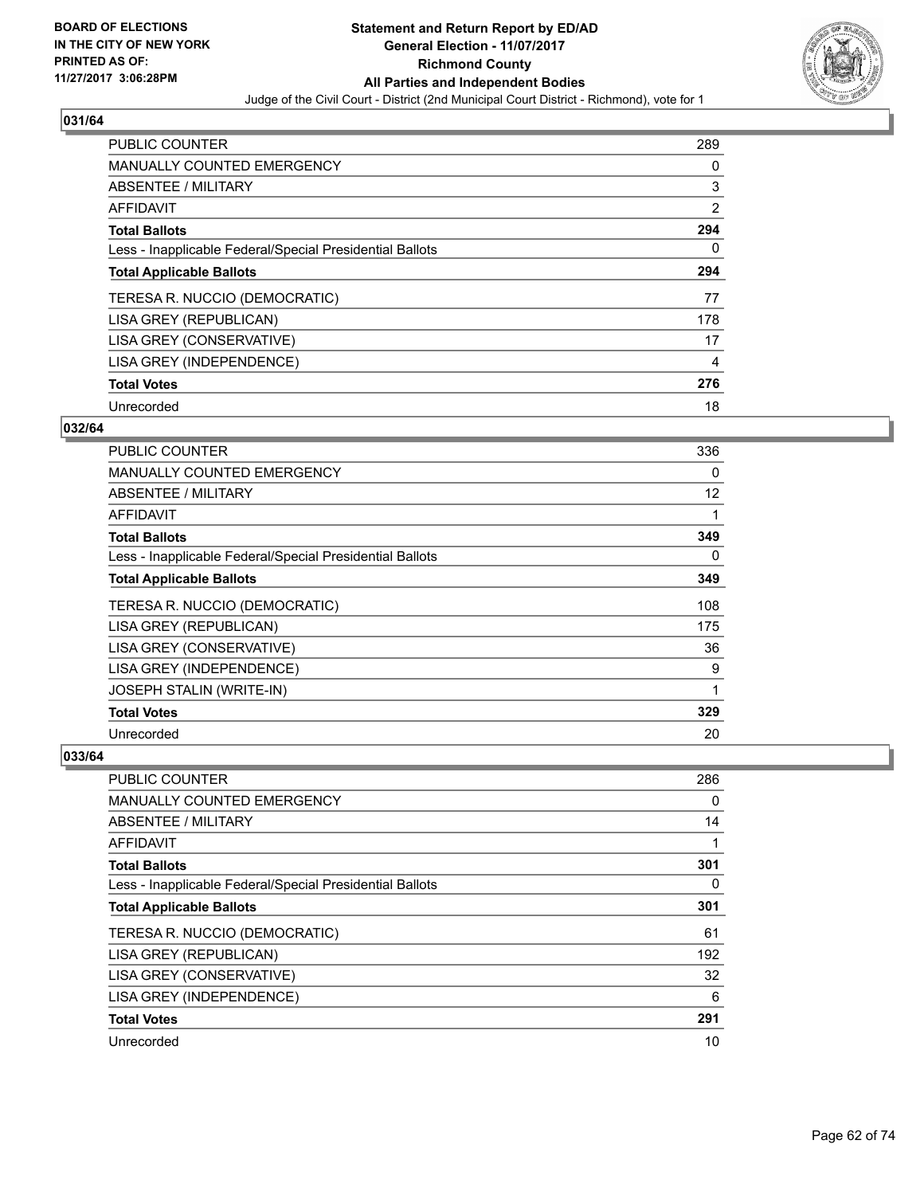BOARD OF ELECTIONS
IN THE CITY OF NEW YORK
PRINTED AS OF:
11/27/2017 3:06:28PM

**Statement and Return Report by ED/AD**
**General Election - 11/07/2017**
**Richmond County**
**All Parties and Independent Bodies**
Judge of the Civil Court - District (2nd Municipal Court District - Richmond), vote for 1

## 031/64

| | |
|---|---|
| PUBLIC COUNTER | 289 |
| MANUALLY COUNTED EMERGENCY | 0 |
| ABSENTEE / MILITARY | 3 |
| AFFIDAVIT | 2 |
| **Total Ballots** | **294** |
| Less - Inapplicable Federal/Special Presidential Ballots | 0 |
| **Total Applicable Ballots** | **294** |
| TERESA R. NUCCIO (DEMOCRATIC) | 77 |
| LISA GREY (REPUBLICAN) | 178 |
| LISA GREY (CONSERVATIVE) | 17 |
| LISA GREY (INDEPENDENCE) | 4 |
| **Total Votes** | **276** |
| Unrecorded | 18 |

## 032/64

| | |
|---|---|
| PUBLIC COUNTER | 336 |
| MANUALLY COUNTED EMERGENCY | 0 |
| ABSENTEE / MILITARY | 12 |
| AFFIDAVIT | 1 |
| **Total Ballots** | **349** |
| Less - Inapplicable Federal/Special Presidential Ballots | 0 |
| **Total Applicable Ballots** | **349** |
| TERESA R. NUCCIO (DEMOCRATIC) | 108 |
| LISA GREY (REPUBLICAN) | 175 |
| LISA GREY (CONSERVATIVE) | 36 |
| LISA GREY (INDEPENDENCE) | 9 |
| JOSEPH STALIN (WRITE-IN) | 1 |
| **Total Votes** | **329** |
| Unrecorded | 20 |

## 033/64

| | |
|---|---|
| PUBLIC COUNTER | 286 |
| MANUALLY COUNTED EMERGENCY | 0 |
| ABSENTEE / MILITARY | 14 |
| AFFIDAVIT | 1 |
| **Total Ballots** | **301** |
| Less - Inapplicable Federal/Special Presidential Ballots | 0 |
| **Total Applicable Ballots** | **301** |
| TERESA R. NUCCIO (DEMOCRATIC) | 61 |
| LISA GREY (REPUBLICAN) | 192 |
| LISA GREY (CONSERVATIVE) | 32 |
| LISA GREY (INDEPENDENCE) | 6 |
| **Total Votes** | **291** |
| Unrecorded | 10 |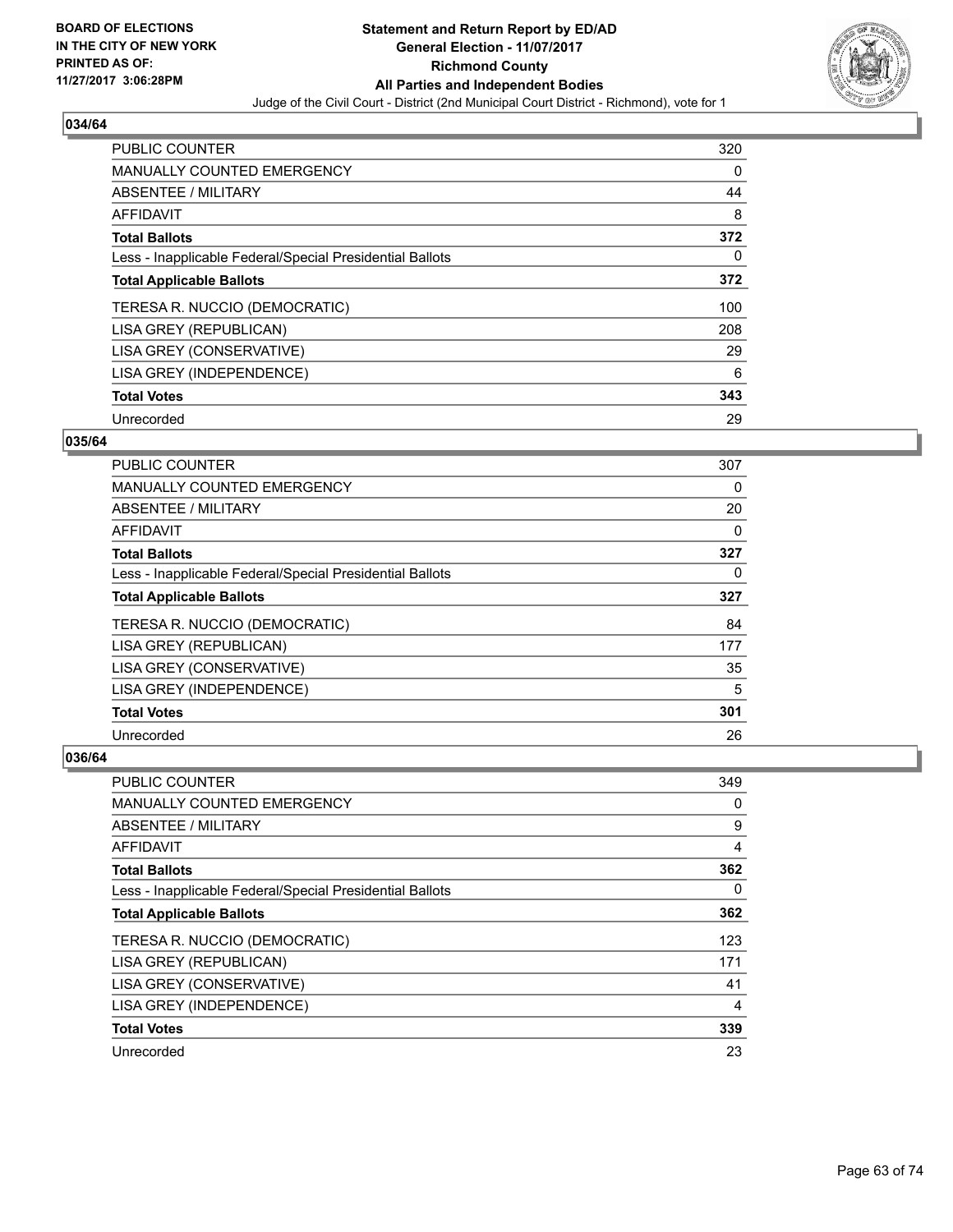**Statement and Return Report by ED/AD**
**General Election - 11/07/2017**
**Richmond County**
**All Parties and Independent Bodies**
Judge of the Civil Court - District (2nd Municipal Court District - Richmond), vote for 1

BOARD OF ELECTIONS
IN THE CITY OF NEW YORK
PRINTED AS OF:
11/27/2017 3:06:28PM

### 034/64

| | |
|---|---|
| PUBLIC COUNTER | 320 |
| MANUALLY COUNTED EMERGENCY | 0 |
| ABSENTEE / MILITARY | 44 |
| AFFIDAVIT | 8 |
| **Total Ballots** | **372** |
| Less - Inapplicable Federal/Special Presidential Ballots | 0 |
| **Total Applicable Ballots** | **372** |
| TERESA R. NUCCIO (DEMOCRATIC) | 100 |
| LISA GREY (REPUBLICAN) | 208 |
| LISA GREY (CONSERVATIVE) | 29 |
| LISA GREY (INDEPENDENCE) | 6 |
| **Total Votes** | **343** |
| Unrecorded | 29 |

### 035/64

| | |
|---|---|
| PUBLIC COUNTER | 307 |
| MANUALLY COUNTED EMERGENCY | 0 |
| ABSENTEE / MILITARY | 20 |
| AFFIDAVIT | 0 |
| **Total Ballots** | **327** |
| Less - Inapplicable Federal/Special Presidential Ballots | 0 |
| **Total Applicable Ballots** | **327** |
| TERESA R. NUCCIO (DEMOCRATIC) | 84 |
| LISA GREY (REPUBLICAN) | 177 |
| LISA GREY (CONSERVATIVE) | 35 |
| LISA GREY (INDEPENDENCE) | 5 |
| **Total Votes** | **301** |
| Unrecorded | 26 |

### 036/64

| | |
|---|---|
| PUBLIC COUNTER | 349 |
| MANUALLY COUNTED EMERGENCY | 0 |
| ABSENTEE / MILITARY | 9 |
| AFFIDAVIT | 4 |
| **Total Ballots** | **362** |
| Less - Inapplicable Federal/Special Presidential Ballots | 0 |
| **Total Applicable Ballots** | **362** |
| TERESA R. NUCCIO (DEMOCRATIC) | 123 |
| LISA GREY (REPUBLICAN) | 171 |
| LISA GREY (CONSERVATIVE) | 41 |
| LISA GREY (INDEPENDENCE) | 4 |
| **Total Votes** | **339** |
| Unrecorded | 23 |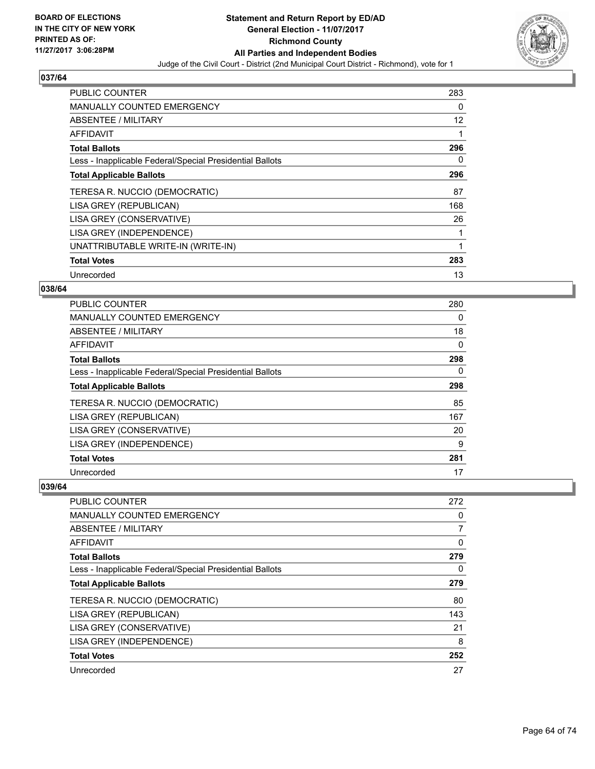**BOARD OF ELECTIONS IN THE CITY OF NEW YORK PRINTED AS OF: 11/27/2017 3:06:28PM**

# Statement and Return Report by ED/AD
## General Election - 11/07/2017
## Richmond County
## All Parties and Independent Bodies
### Judge of the Civil Court - District (2nd Municipal Court District - Richmond), vote for 1

### 037/64

| | |
|---|---|
| PUBLIC COUNTER | 283 |
| MANUALLY COUNTED EMERGENCY | 0 |
| ABSENTEE / MILITARY | 12 |
| AFFIDAVIT | 1 |
| **Total Ballots** | **296** |
| Less - Inapplicable Federal/Special Presidential Ballots | 0 |
| **Total Applicable Ballots** | **296** |
| TERESA R. NUCCIO (DEMOCRATIC) | 87 |
| LISA GREY (REPUBLICAN) | 168 |
| LISA GREY (CONSERVATIVE) | 26 |
| LISA GREY (INDEPENDENCE) | 1 |
| UNATTRIBUTABLE WRITE-IN (WRITE-IN) | 1 |
| **Total Votes** | **283** |
| Unrecorded | 13 |

### 038/64

| | |
|---|---|
| PUBLIC COUNTER | 280 |
| MANUALLY COUNTED EMERGENCY | 0 |
| ABSENTEE / MILITARY | 18 |
| AFFIDAVIT | 0 |
| **Total Ballots** | **298** |
| Less - Inapplicable Federal/Special Presidential Ballots | 0 |
| **Total Applicable Ballots** | **298** |
| TERESA R. NUCCIO (DEMOCRATIC) | 85 |
| LISA GREY (REPUBLICAN) | 167 |
| LISA GREY (CONSERVATIVE) | 20 |
| LISA GREY (INDEPENDENCE) | 9 |
| **Total Votes** | **281** |
| Unrecorded | 17 |

### 039/64

| | |
|---|---|
| PUBLIC COUNTER | 272 |
| MANUALLY COUNTED EMERGENCY | 0 |
| ABSENTEE / MILITARY | 7 |
| AFFIDAVIT | 0 |
| **Total Ballots** | **279** |
| Less - Inapplicable Federal/Special Presidential Ballots | 0 |
| **Total Applicable Ballots** | **279** |
| TERESA R. NUCCIO (DEMOCRATIC) | 80 |
| LISA GREY (REPUBLICAN) | 143 |
| LISA GREY (CONSERVATIVE) | 21 |
| LISA GREY (INDEPENDENCE) | 8 |
| **Total Votes** | **252** |
| Unrecorded | 27 |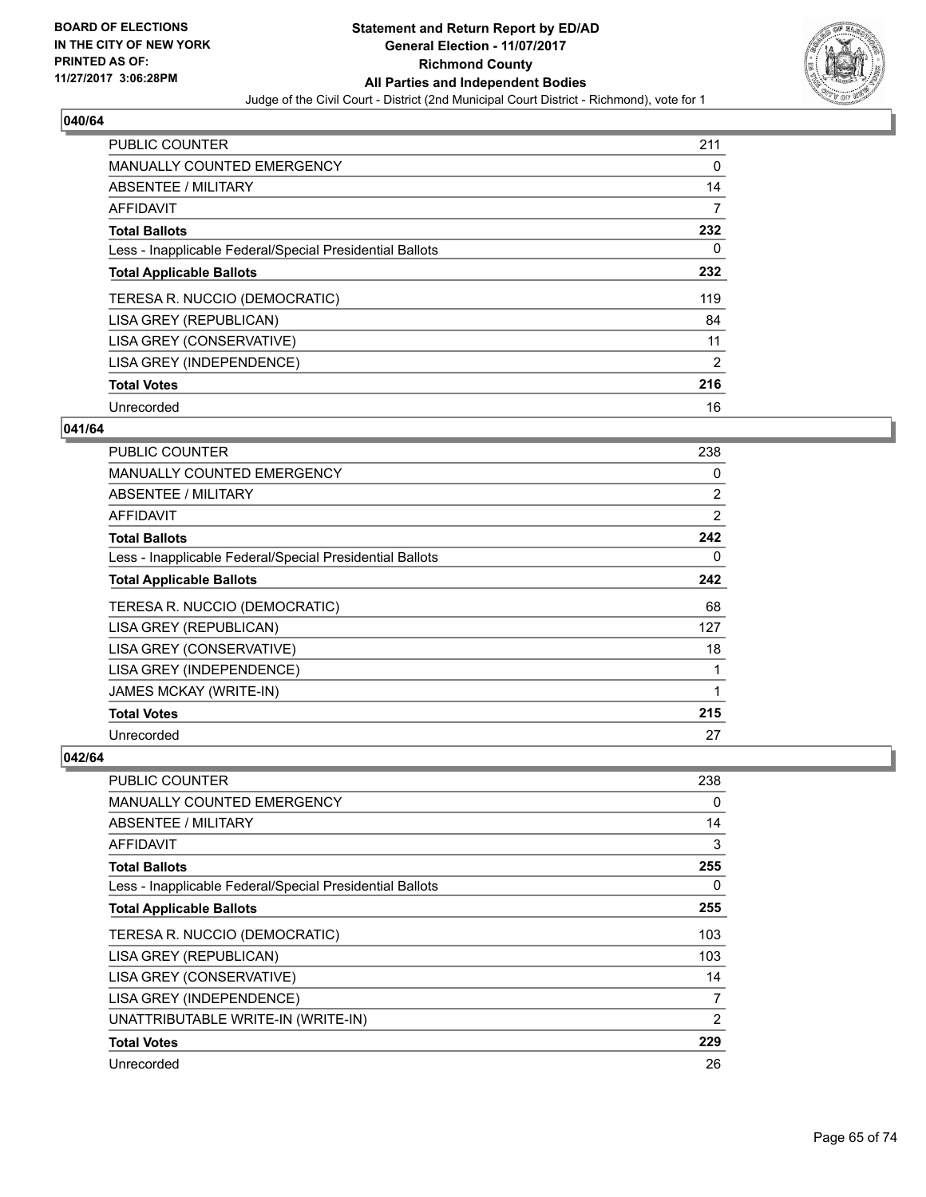**BOARD OF ELECTIONS IN THE CITY OF NEW YORK PRINTED AS OF: 11/27/2017 3:06:28PM**

**Statement and Return Report by ED/AD**
**General Election - 11/07/2017**
**Richmond County**
**All Parties and Independent Bodies**
Judge of the Civil Court - District (2nd Municipal Court District - Richmond), vote for 1

### 040/64

| | |
|---|---|
| PUBLIC COUNTER | 211 |
| MANUALLY COUNTED EMERGENCY | 0 |
| ABSENTEE / MILITARY | 14 |
| AFFIDAVIT | 7 |
| **Total Ballots** | **232** |
| Less - Inapplicable Federal/Special Presidential Ballots | 0 |
| **Total Applicable Ballots** | **232** |
| TERESA R. NUCCIO (DEMOCRATIC) | 119 |
| LISA GREY (REPUBLICAN) | 84 |
| LISA GREY (CONSERVATIVE) | 11 |
| LISA GREY (INDEPENDENCE) | 2 |
| **Total Votes** | **216** |
| Unrecorded | 16 |

### 041/64

| | |
|---|---|
| PUBLIC COUNTER | 238 |
| MANUALLY COUNTED EMERGENCY | 0 |
| ABSENTEE / MILITARY | 2 |
| AFFIDAVIT | 2 |
| **Total Ballots** | **242** |
| Less - Inapplicable Federal/Special Presidential Ballots | 0 |
| **Total Applicable Ballots** | **242** |
| TERESA R. NUCCIO (DEMOCRATIC) | 68 |
| LISA GREY (REPUBLICAN) | 127 |
| LISA GREY (CONSERVATIVE) | 18 |
| LISA GREY (INDEPENDENCE) | 1 |
| JAMES MCKAY (WRITE-IN) | 1 |
| **Total Votes** | **215** |
| Unrecorded | 27 |

### 042/64

| | |
|---|---|
| PUBLIC COUNTER | 238 |
| MANUALLY COUNTED EMERGENCY | 0 |
| ABSENTEE / MILITARY | 14 |
| AFFIDAVIT | 3 |
| **Total Ballots** | **255** |
| Less - Inapplicable Federal/Special Presidential Ballots | 0 |
| **Total Applicable Ballots** | **255** |
| TERESA R. NUCCIO (DEMOCRATIC) | 103 |
| LISA GREY (REPUBLICAN) | 103 |
| LISA GREY (CONSERVATIVE) | 14 |
| LISA GREY (INDEPENDENCE) | 7 |
| UNATTRIBUTABLE WRITE-IN (WRITE-IN) | 2 |
| **Total Votes** | **229** |
| Unrecorded | 26 |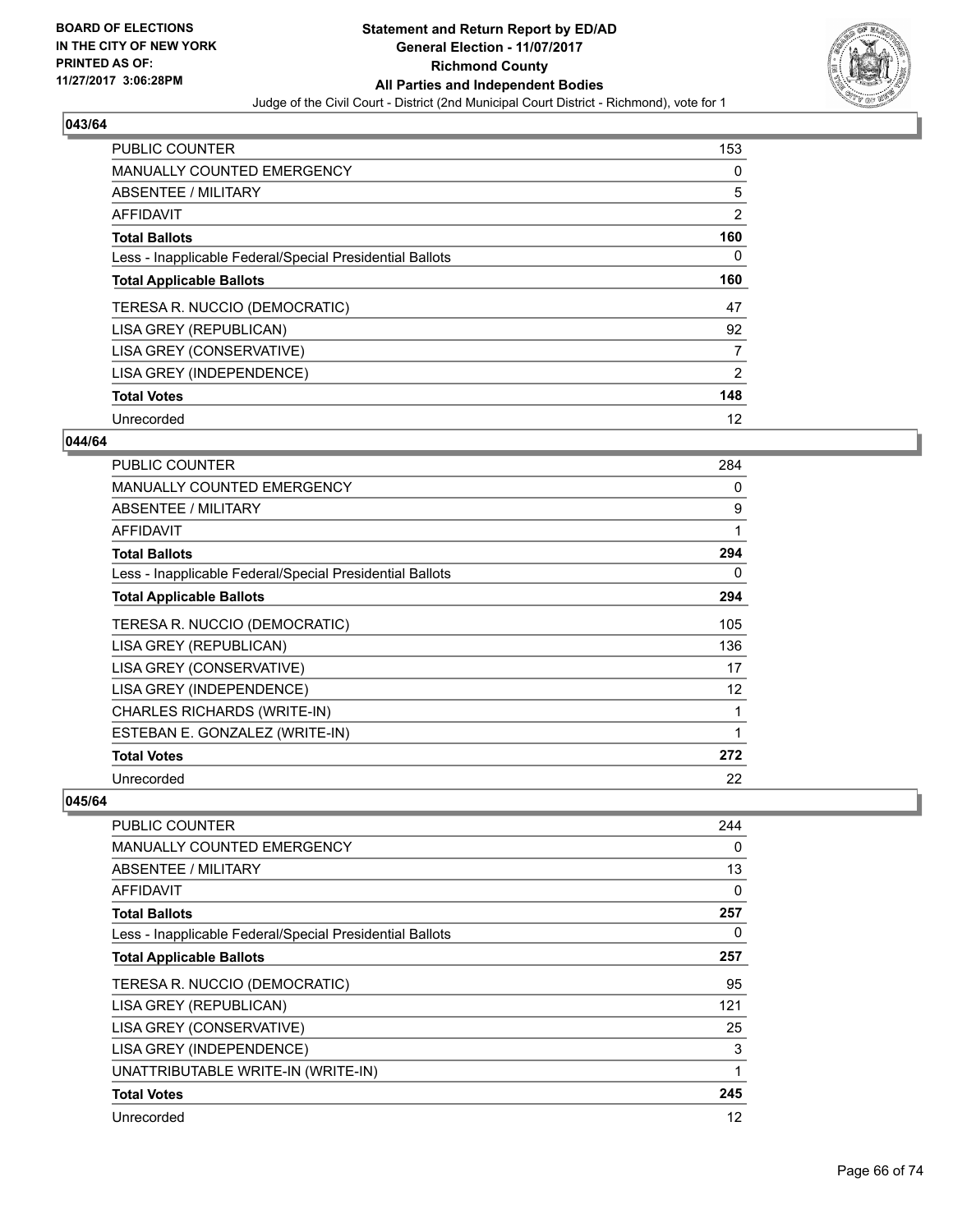BOARD OF ELECTIONS
IN THE CITY OF NEW YORK
PRINTED AS OF:
11/27/2017 3:06:28PM

**Statement and Return Report by ED/AD**
**General Election - 11/07/2017**
**Richmond County**
**All Parties and Independent Bodies**
Judge of the Civil Court - District (2nd Municipal Court District - Richmond), vote for 1

### 043/64

| | |
|---|---|
| PUBLIC COUNTER | 153 |
| MANUALLY COUNTED EMERGENCY | 0 |
| ABSENTEE / MILITARY | 5 |
| AFFIDAVIT | 2 |
| **Total Ballots** | **160** |
| Less - Inapplicable Federal/Special Presidential Ballots | 0 |
| **Total Applicable Ballots** | **160** |
| TERESA R. NUCCIO (DEMOCRATIC) | 47 |
| LISA GREY (REPUBLICAN) | 92 |
| LISA GREY (CONSERVATIVE) | 7 |
| LISA GREY (INDEPENDENCE) | 2 |
| **Total Votes** | **148** |
| Unrecorded | 12 |

### 044/64

| | |
|---|---|
| PUBLIC COUNTER | 284 |
| MANUALLY COUNTED EMERGENCY | 0 |
| ABSENTEE / MILITARY | 9 |
| AFFIDAVIT | 1 |
| **Total Ballots** | **294** |
| Less - Inapplicable Federal/Special Presidential Ballots | 0 |
| **Total Applicable Ballots** | **294** |
| TERESA R. NUCCIO (DEMOCRATIC) | 105 |
| LISA GREY (REPUBLICAN) | 136 |
| LISA GREY (CONSERVATIVE) | 17 |
| LISA GREY (INDEPENDENCE) | 12 |
| CHARLES RICHARDS (WRITE-IN) | 1 |
| ESTEBAN E. GONZALEZ (WRITE-IN) | 1 |
| **Total Votes** | **272** |
| Unrecorded | 22 |

### 045/64

| | |
|---|---|
| PUBLIC COUNTER | 244 |
| MANUALLY COUNTED EMERGENCY | 0 |
| ABSENTEE / MILITARY | 13 |
| AFFIDAVIT | 0 |
| **Total Ballots** | **257** |
| Less - Inapplicable Federal/Special Presidential Ballots | 0 |
| **Total Applicable Ballots** | **257** |
| TERESA R. NUCCIO (DEMOCRATIC) | 95 |
| LISA GREY (REPUBLICAN) | 121 |
| LISA GREY (CONSERVATIVE) | 25 |
| LISA GREY (INDEPENDENCE) | 3 |
| UNATTRIBUTABLE WRITE-IN (WRITE-IN) | 1 |
| **Total Votes** | **245** |
| Unrecorded | 12 |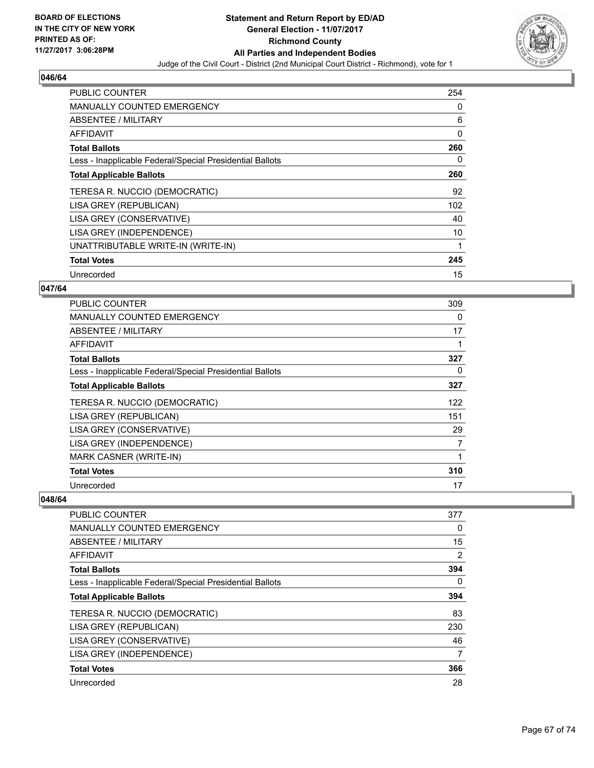**BOARD OF ELECTIONS IN THE CITY OF NEW YORK PRINTED AS OF: 11/27/2017 3:06:28PM**

# Statement and Return Report by ED/AD
## General Election - 11/07/2017
## Richmond County
## All Parties and Independent Bodies
### Judge of the Civil Court - District (2nd Municipal Court District - Richmond), vote for 1

### 046/64

| | |
|---|---|
| PUBLIC COUNTER | 254 |
| MANUALLY COUNTED EMERGENCY | 0 |
| ABSENTEE / MILITARY | 6 |
| AFFIDAVIT | 0 |
| **Total Ballots** | **260** |
| Less - Inapplicable Federal/Special Presidential Ballots | 0 |
| **Total Applicable Ballots** | **260** |
| TERESA R. NUCCIO (DEMOCRATIC) | 92 |
| LISA GREY (REPUBLICAN) | 102 |
| LISA GREY (CONSERVATIVE) | 40 |
| LISA GREY (INDEPENDENCE) | 10 |
| UNATTRIBUTABLE WRITE-IN (WRITE-IN) | 1 |
| **Total Votes** | **245** |
| Unrecorded | 15 |

### 047/64

| | |
|---|---|
| PUBLIC COUNTER | 309 |
| MANUALLY COUNTED EMERGENCY | 0 |
| ABSENTEE / MILITARY | 17 |
| AFFIDAVIT | 1 |
| **Total Ballots** | **327** |
| Less - Inapplicable Federal/Special Presidential Ballots | 0 |
| **Total Applicable Ballots** | **327** |
| TERESA R. NUCCIO (DEMOCRATIC) | 122 |
| LISA GREY (REPUBLICAN) | 151 |
| LISA GREY (CONSERVATIVE) | 29 |
| LISA GREY (INDEPENDENCE) | 7 |
| MARK CASNER (WRITE-IN) | 1 |
| **Total Votes** | **310** |
| Unrecorded | 17 |

### 048/64

| | |
|---|---|
| PUBLIC COUNTER | 377 |
| MANUALLY COUNTED EMERGENCY | 0 |
| ABSENTEE / MILITARY | 15 |
| AFFIDAVIT | 2 |
| **Total Ballots** | **394** |
| Less - Inapplicable Federal/Special Presidential Ballots | 0 |
| **Total Applicable Ballots** | **394** |
| TERESA R. NUCCIO (DEMOCRATIC) | 83 |
| LISA GREY (REPUBLICAN) | 230 |
| LISA GREY (CONSERVATIVE) | 46 |
| LISA GREY (INDEPENDENCE) | 7 |
| **Total Votes** | **366** |
| Unrecorded | 28 |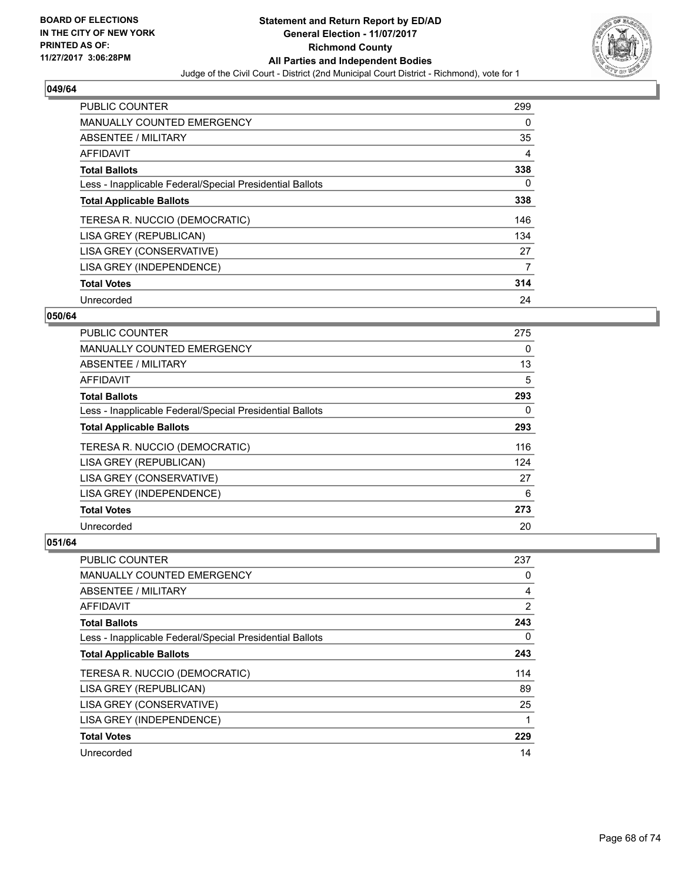**BOARD OF ELECTIONS IN THE CITY OF NEW YORK PRINTED AS OF: 11/27/2017 3:06:28PM**

# Statement and Return Report by ED/AD
## General Election - 11/07/2017
## Richmond County
## All Parties and Independent Bodies
### Judge of the Civil Court - District (2nd Municipal Court District - Richmond), vote for 1

**049/64**

| | |
|---|---|
| PUBLIC COUNTER | 299 |
| MANUALLY COUNTED EMERGENCY | 0 |
| ABSENTEE / MILITARY | 35 |
| AFFIDAVIT | 4 |
| **Total Ballots** | **338** |
| Less - Inapplicable Federal/Special Presidential Ballots | 0 |
| **Total Applicable Ballots** | **338** |
| TERESA R. NUCCIO (DEMOCRATIC) | 146 |
| LISA GREY (REPUBLICAN) | 134 |
| LISA GREY (CONSERVATIVE) | 27 |
| LISA GREY (INDEPENDENCE) | 7 |
| **Total Votes** | **314** |
| Unrecorded | 24 |

**050/64**

| | |
|---|---|
| PUBLIC COUNTER | 275 |
| MANUALLY COUNTED EMERGENCY | 0 |
| ABSENTEE / MILITARY | 13 |
| AFFIDAVIT | 5 |
| **Total Ballots** | **293** |
| Less - Inapplicable Federal/Special Presidential Ballots | 0 |
| **Total Applicable Ballots** | **293** |
| TERESA R. NUCCIO (DEMOCRATIC) | 116 |
| LISA GREY (REPUBLICAN) | 124 |
| LISA GREY (CONSERVATIVE) | 27 |
| LISA GREY (INDEPENDENCE) | 6 |
| **Total Votes** | **273** |
| Unrecorded | 20 |

**051/64**

| | |
|---|---|
| PUBLIC COUNTER | 237 |
| MANUALLY COUNTED EMERGENCY | 0 |
| ABSENTEE / MILITARY | 4 |
| AFFIDAVIT | 2 |
| **Total Ballots** | **243** |
| Less - Inapplicable Federal/Special Presidential Ballots | 0 |
| **Total Applicable Ballots** | **243** |
| TERESA R. NUCCIO (DEMOCRATIC) | 114 |
| LISA GREY (REPUBLICAN) | 89 |
| LISA GREY (CONSERVATIVE) | 25 |
| LISA GREY (INDEPENDENCE) | 1 |
| **Total Votes** | **229** |
| Unrecorded | 14 |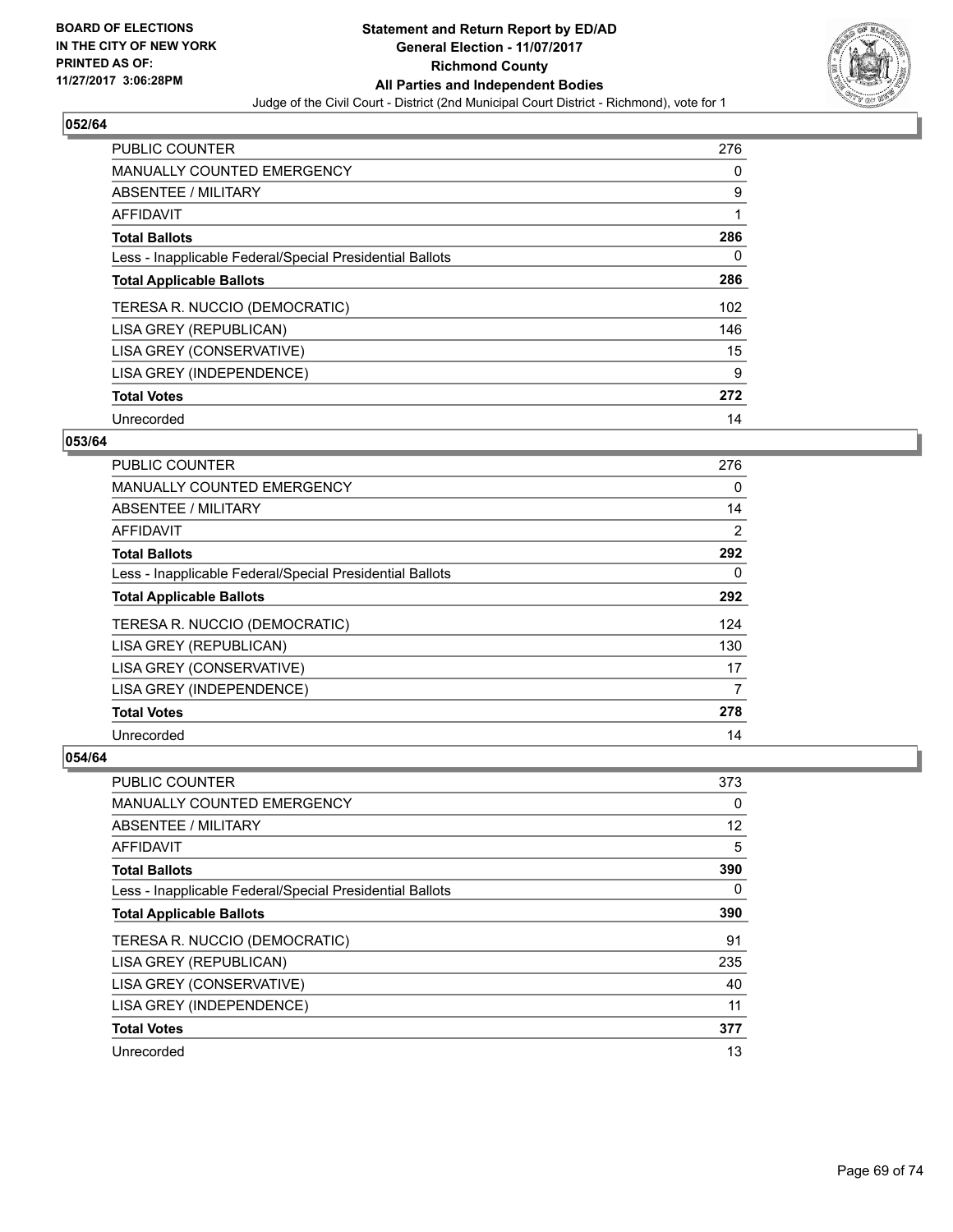**BOARD OF ELECTIONS IN THE CITY OF NEW YORK PRINTED AS OF: 11/27/2017 3:06:28PM**

# Statement and Return Report by ED/AD
## General Election - 11/07/2017
## Richmond County
## All Parties and Independent Bodies
### Judge of the Civil Court - District (2nd Municipal Court District - Richmond), vote for 1

**052/64**

| | |
|---|---|
| PUBLIC COUNTER | 276 |
| MANUALLY COUNTED EMERGENCY | 0 |
| ABSENTEE / MILITARY | 9 |
| AFFIDAVIT | 1 |
| **Total Ballots** | **286** |
| Less - Inapplicable Federal/Special Presidential Ballots | 0 |
| **Total Applicable Ballots** | **286** |
| TERESA R. NUCCIO (DEMOCRATIC) | 102 |
| LISA GREY (REPUBLICAN) | 146 |
| LISA GREY (CONSERVATIVE) | 15 |
| LISA GREY (INDEPENDENCE) | 9 |
| **Total Votes** | **272** |
| Unrecorded | 14 |

**053/64**

| | |
|---|---|
| PUBLIC COUNTER | 276 |
| MANUALLY COUNTED EMERGENCY | 0 |
| ABSENTEE / MILITARY | 14 |
| AFFIDAVIT | 2 |
| **Total Ballots** | **292** |
| Less - Inapplicable Federal/Special Presidential Ballots | 0 |
| **Total Applicable Ballots** | **292** |
| TERESA R. NUCCIO (DEMOCRATIC) | 124 |
| LISA GREY (REPUBLICAN) | 130 |
| LISA GREY (CONSERVATIVE) | 17 |
| LISA GREY (INDEPENDENCE) | 7 |
| **Total Votes** | **278** |
| Unrecorded | 14 |

**054/64**

| | |
|---|---|
| PUBLIC COUNTER | 373 |
| MANUALLY COUNTED EMERGENCY | 0 |
| ABSENTEE / MILITARY | 12 |
| AFFIDAVIT | 5 |
| **Total Ballots** | **390** |
| Less - Inapplicable Federal/Special Presidential Ballots | 0 |
| **Total Applicable Ballots** | **390** |
| TERESA R. NUCCIO (DEMOCRATIC) | 91 |
| LISA GREY (REPUBLICAN) | 235 |
| LISA GREY (CONSERVATIVE) | 40 |
| LISA GREY (INDEPENDENCE) | 11 |
| **Total Votes** | **377** |
| Unrecorded | 13 |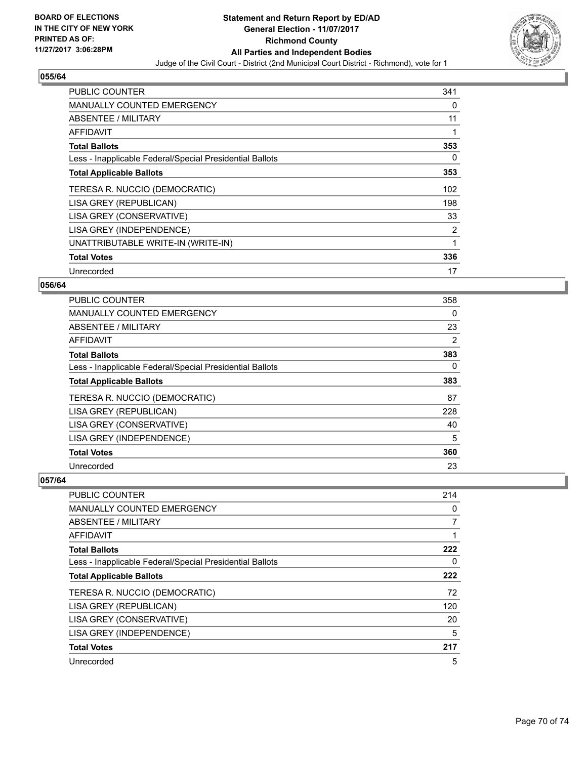**BOARD OF ELECTIONS IN THE CITY OF NEW YORK PRINTED AS OF: 11/27/2017 3:06:28PM**

**Statement and Return Report by ED/AD General Election - 11/07/2017 Richmond County All Parties and Independent Bodies**

Judge of the Civil Court - District (2nd Municipal Court District - Richmond), vote for 1

## 055/64

| | |
|---|---|
| PUBLIC COUNTER | 341 |
| MANUALLY COUNTED EMERGENCY | 0 |
| ABSENTEE / MILITARY | 11 |
| AFFIDAVIT | 1 |
| **Total Ballots** | **353** |
| Less - Inapplicable Federal/Special Presidential Ballots | 0 |
| **Total Applicable Ballots** | **353** |
| TERESA R. NUCCIO (DEMOCRATIC) | 102 |
| LISA GREY (REPUBLICAN) | 198 |
| LISA GREY (CONSERVATIVE) | 33 |
| LISA GREY (INDEPENDENCE) | 2 |
| UNATTRIBUTABLE WRITE-IN (WRITE-IN) | 1 |
| **Total Votes** | **336** |
| Unrecorded | 17 |

## 056/64

| | |
|---|---|
| PUBLIC COUNTER | 358 |
| MANUALLY COUNTED EMERGENCY | 0 |
| ABSENTEE / MILITARY | 23 |
| AFFIDAVIT | 2 |
| **Total Ballots** | **383** |
| Less - Inapplicable Federal/Special Presidential Ballots | 0 |
| **Total Applicable Ballots** | **383** |
| TERESA R. NUCCIO (DEMOCRATIC) | 87 |
| LISA GREY (REPUBLICAN) | 228 |
| LISA GREY (CONSERVATIVE) | 40 |
| LISA GREY (INDEPENDENCE) | 5 |
| **Total Votes** | **360** |
| Unrecorded | 23 |

## 057/64

| | |
|---|---|
| PUBLIC COUNTER | 214 |
| MANUALLY COUNTED EMERGENCY | 0 |
| ABSENTEE / MILITARY | 7 |
| AFFIDAVIT | 1 |
| **Total Ballots** | **222** |
| Less - Inapplicable Federal/Special Presidential Ballots | 0 |
| **Total Applicable Ballots** | **222** |
| TERESA R. NUCCIO (DEMOCRATIC) | 72 |
| LISA GREY (REPUBLICAN) | 120 |
| LISA GREY (CONSERVATIVE) | 20 |
| LISA GREY (INDEPENDENCE) | 5 |
| **Total Votes** | **217** |
| Unrecorded | 5 |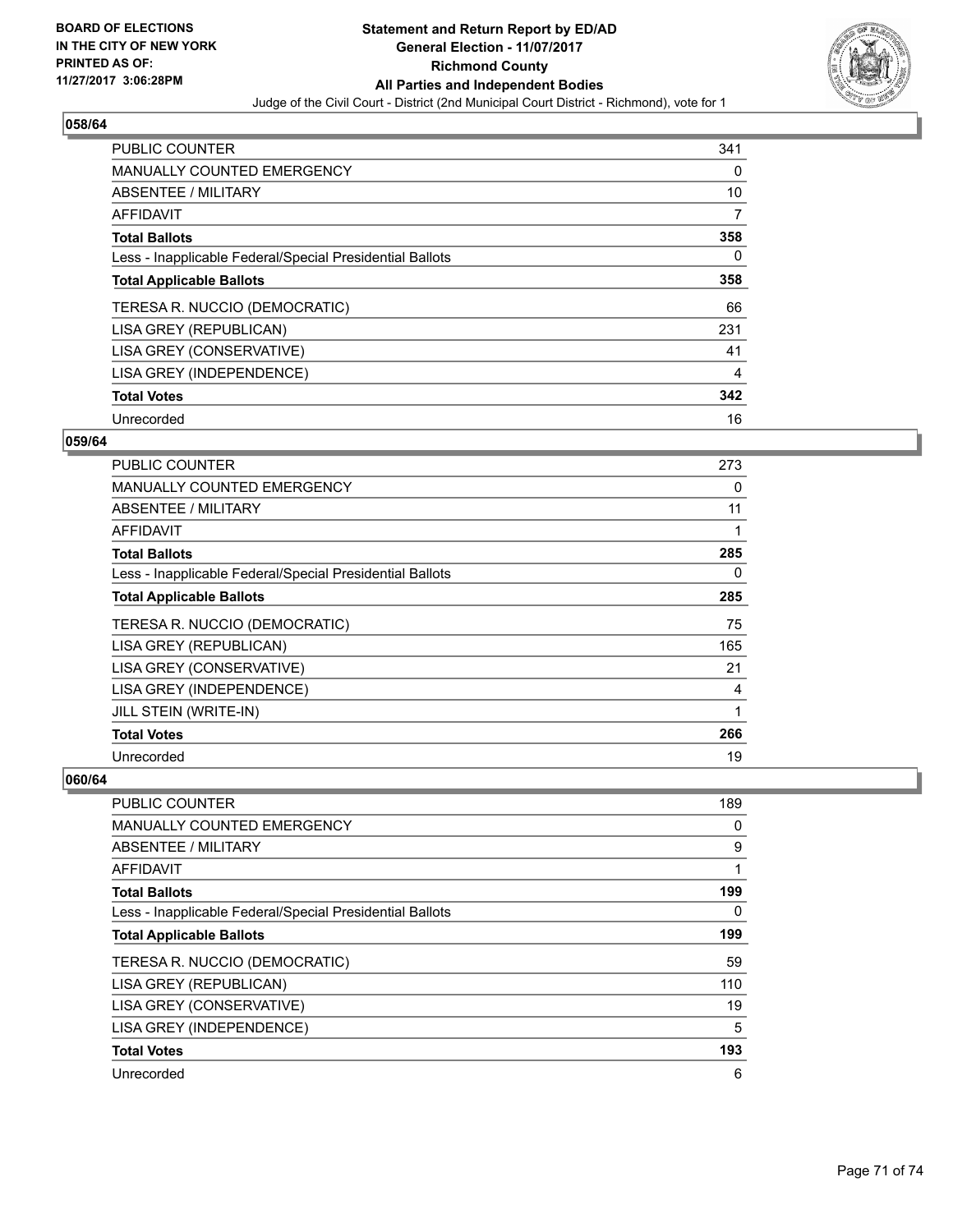**BOARD OF ELECTIONS IN THE CITY OF NEW YORK PRINTED AS OF: 11/27/2017 3:06:28PM**

# Statement and Return Report by ED/AD
## General Election - 11/07/2017
## Richmond County
## All Parties and Independent Bodies
Judge of the Civil Court - District (2nd Municipal Court District - Richmond), vote for 1

### 058/64

| | |
|---|---|
| PUBLIC COUNTER | 341 |
| MANUALLY COUNTED EMERGENCY | 0 |
| ABSENTEE / MILITARY | 10 |
| AFFIDAVIT | 7 |
| **Total Ballots** | **358** |
| Less - Inapplicable Federal/Special Presidential Ballots | 0 |
| **Total Applicable Ballots** | **358** |
| TERESA R. NUCCIO (DEMOCRATIC) | 66 |
| LISA GREY (REPUBLICAN) | 231 |
| LISA GREY (CONSERVATIVE) | 41 |
| LISA GREY (INDEPENDENCE) | 4 |
| **Total Votes** | **342** |
| Unrecorded | 16 |

### 059/64

| | |
|---|---|
| PUBLIC COUNTER | 273 |
| MANUALLY COUNTED EMERGENCY | 0 |
| ABSENTEE / MILITARY | 11 |
| AFFIDAVIT | 1 |
| **Total Ballots** | **285** |
| Less - Inapplicable Federal/Special Presidential Ballots | 0 |
| **Total Applicable Ballots** | **285** |
| TERESA R. NUCCIO (DEMOCRATIC) | 75 |
| LISA GREY (REPUBLICAN) | 165 |
| LISA GREY (CONSERVATIVE) | 21 |
| LISA GREY (INDEPENDENCE) | 4 |
| JILL STEIN (WRITE-IN) | 1 |
| **Total Votes** | **266** |
| Unrecorded | 19 |

### 060/64

| | |
|---|---|
| PUBLIC COUNTER | 189 |
| MANUALLY COUNTED EMERGENCY | 0 |
| ABSENTEE / MILITARY | 9 |
| AFFIDAVIT | 1 |
| **Total Ballots** | **199** |
| Less - Inapplicable Federal/Special Presidential Ballots | 0 |
| **Total Applicable Ballots** | **199** |
| TERESA R. NUCCIO (DEMOCRATIC) | 59 |
| LISA GREY (REPUBLICAN) | 110 |
| LISA GREY (CONSERVATIVE) | 19 |
| LISA GREY (INDEPENDENCE) | 5 |
| **Total Votes** | **193** |
| Unrecorded | 6 |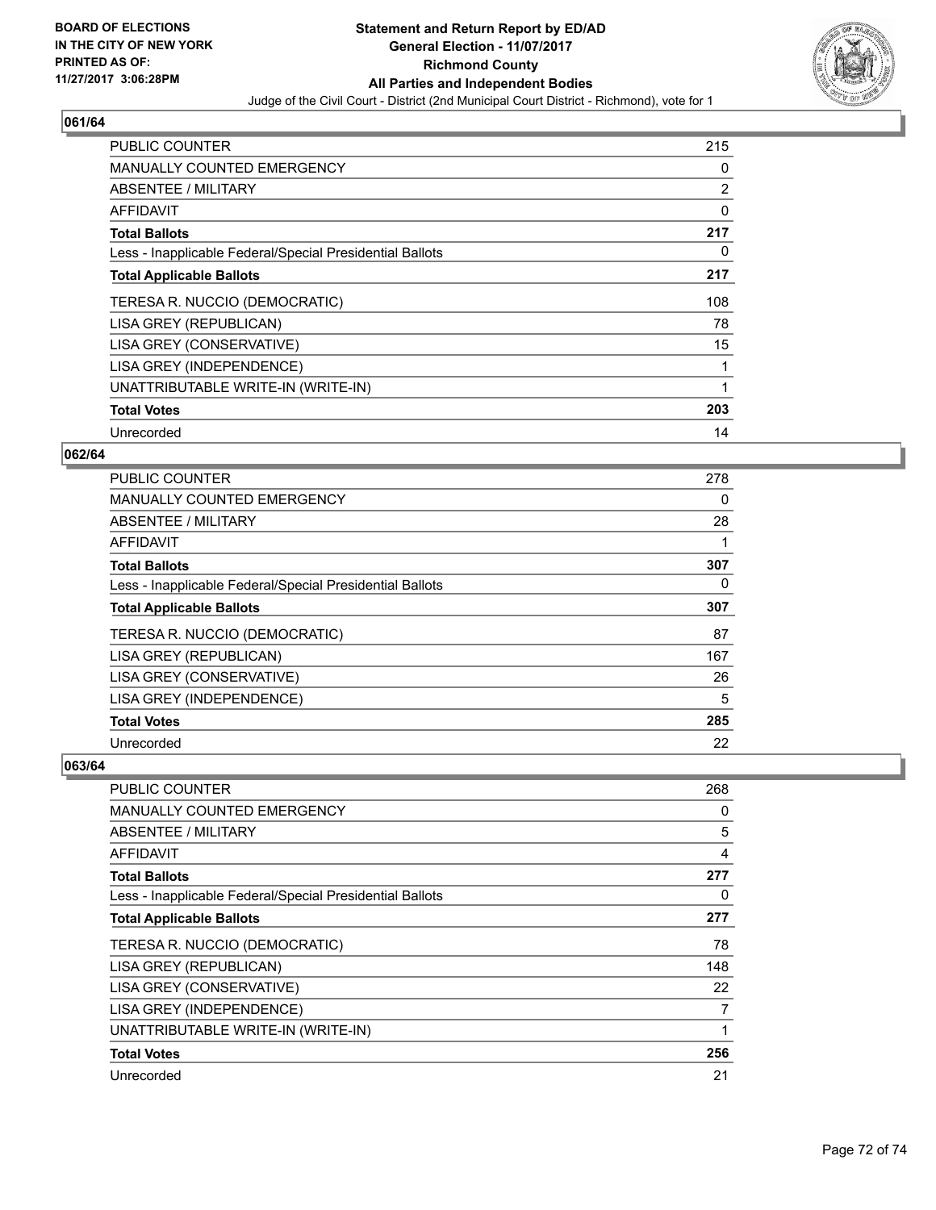**BOARD OF ELECTIONS IN THE CITY OF NEW YORK PRINTED AS OF: 11/27/2017 3:06:28PM**

# Statement and Return Report by ED/AD
## General Election - 11/07/2017
## Richmond County
## All Parties and Independent Bodies
Judge of the Civil Court - District (2nd Municipal Court District - Richmond), vote for 1

### 061/64

| | |
|---|---|
| PUBLIC COUNTER | 215 |
| MANUALLY COUNTED EMERGENCY | 0 |
| ABSENTEE / MILITARY | 2 |
| AFFIDAVIT | 0 |
| **Total Ballots** | **217** |
| Less - Inapplicable Federal/Special Presidential Ballots | 0 |
| **Total Applicable Ballots** | **217** |
| TERESA R. NUCCIO (DEMOCRATIC) | 108 |
| LISA GREY (REPUBLICAN) | 78 |
| LISA GREY (CONSERVATIVE) | 15 |
| LISA GREY (INDEPENDENCE) | 1 |
| UNATTRIBUTABLE WRITE-IN (WRITE-IN) | 1 |
| **Total Votes** | **203** |
| Unrecorded | 14 |

### 062/64

| | |
|---|---|
| PUBLIC COUNTER | 278 |
| MANUALLY COUNTED EMERGENCY | 0 |
| ABSENTEE / MILITARY | 28 |
| AFFIDAVIT | 1 |
| **Total Ballots** | **307** |
| Less - Inapplicable Federal/Special Presidential Ballots | 0 |
| **Total Applicable Ballots** | **307** |
| TERESA R. NUCCIO (DEMOCRATIC) | 87 |
| LISA GREY (REPUBLICAN) | 167 |
| LISA GREY (CONSERVATIVE) | 26 |
| LISA GREY (INDEPENDENCE) | 5 |
| **Total Votes** | **285** |
| Unrecorded | 22 |

### 063/64

| | |
|---|---|
| PUBLIC COUNTER | 268 |
| MANUALLY COUNTED EMERGENCY | 0 |
| ABSENTEE / MILITARY | 5 |
| AFFIDAVIT | 4 |
| **Total Ballots** | **277** |
| Less - Inapplicable Federal/Special Presidential Ballots | 0 |
| **Total Applicable Ballots** | **277** |
| TERESA R. NUCCIO (DEMOCRATIC) | 78 |
| LISA GREY (REPUBLICAN) | 148 |
| LISA GREY (CONSERVATIVE) | 22 |
| LISA GREY (INDEPENDENCE) | 7 |
| UNATTRIBUTABLE WRITE-IN (WRITE-IN) | 1 |
| **Total Votes** | **256** |
| Unrecorded | 21 |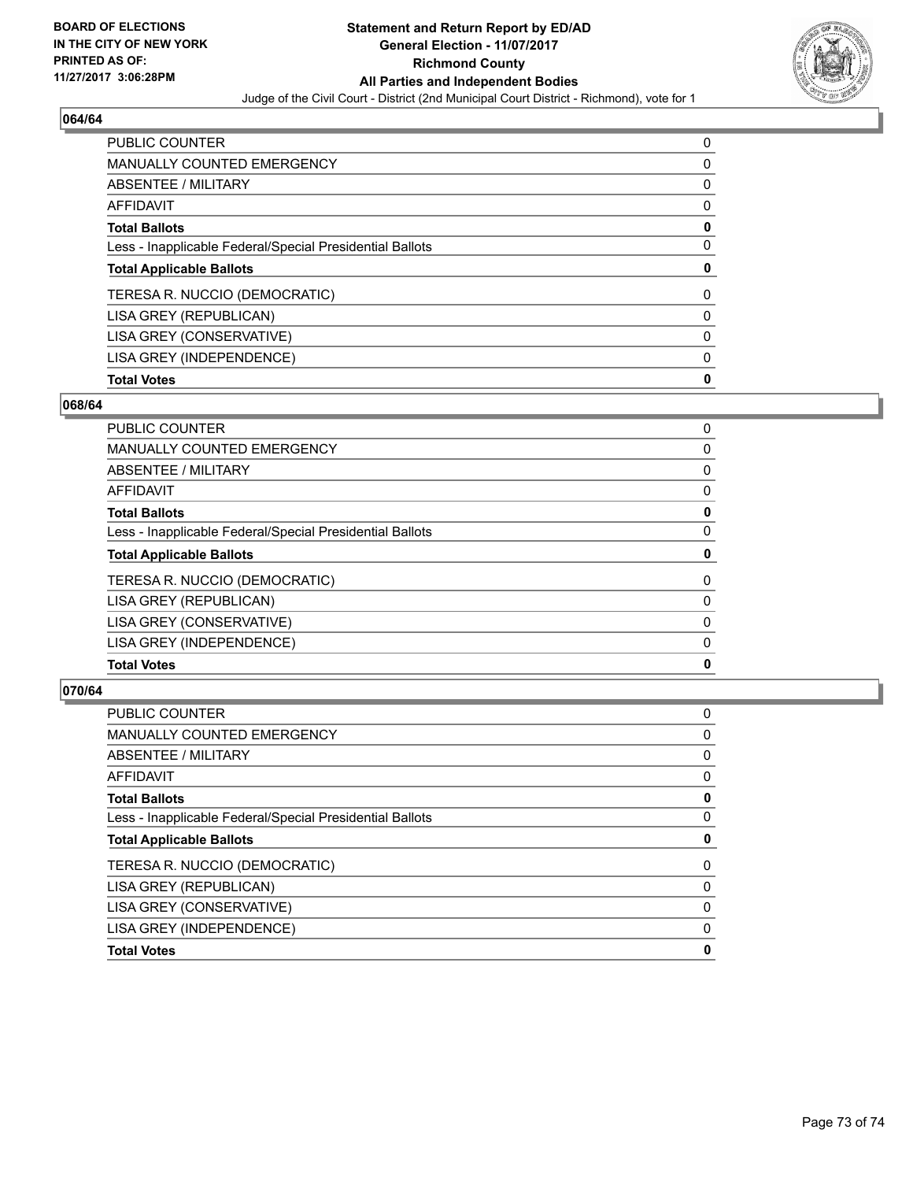**BOARD OF ELECTIONS IN THE CITY OF NEW YORK PRINTED AS OF: 11/27/2017 3:06:28PM**

# Statement and Return Report by ED/AD
## General Election - 11/07/2017
## Richmond County
## All Parties and Independent Bodies
### Judge of the Civil Court - District (2nd Municipal Court District - Richmond), vote for 1

### 064/64

| | |
|---|---|
| PUBLIC COUNTER | 0 |
| MANUALLY COUNTED EMERGENCY | 0 |
| ABSENTEE / MILITARY | 0 |
| AFFIDAVIT | 0 |
| **Total Ballots** | **0** |
| Less - Inapplicable Federal/Special Presidential Ballots | 0 |
| **Total Applicable Ballots** | **0** |
| TERESA R. NUCCIO (DEMOCRATIC) | 0 |
| LISA GREY (REPUBLICAN) | 0 |
| LISA GREY (CONSERVATIVE) | 0 |
| LISA GREY (INDEPENDENCE) | 0 |
| **Total Votes** | **0** |

### 068/64

| | |
|---|---|
| PUBLIC COUNTER | 0 |
| MANUALLY COUNTED EMERGENCY | 0 |
| ABSENTEE / MILITARY | 0 |
| AFFIDAVIT | 0 |
| **Total Ballots** | **0** |
| Less - Inapplicable Federal/Special Presidential Ballots | 0 |
| **Total Applicable Ballots** | **0** |
| TERESA R. NUCCIO (DEMOCRATIC) | 0 |
| LISA GREY (REPUBLICAN) | 0 |
| LISA GREY (CONSERVATIVE) | 0 |
| LISA GREY (INDEPENDENCE) | 0 |
| **Total Votes** | **0** |

### 070/64

| | |
|---|---|
| PUBLIC COUNTER | 0 |
| MANUALLY COUNTED EMERGENCY | 0 |
| ABSENTEE / MILITARY | 0 |
| AFFIDAVIT | 0 |
| **Total Ballots** | **0** |
| Less - Inapplicable Federal/Special Presidential Ballots | 0 |
| **Total Applicable Ballots** | **0** |
| TERESA R. NUCCIO (DEMOCRATIC) | 0 |
| LISA GREY (REPUBLICAN) | 0 |
| LISA GREY (CONSERVATIVE) | 0 |
| LISA GREY (INDEPENDENCE) | 0 |
| **Total Votes** | **0** |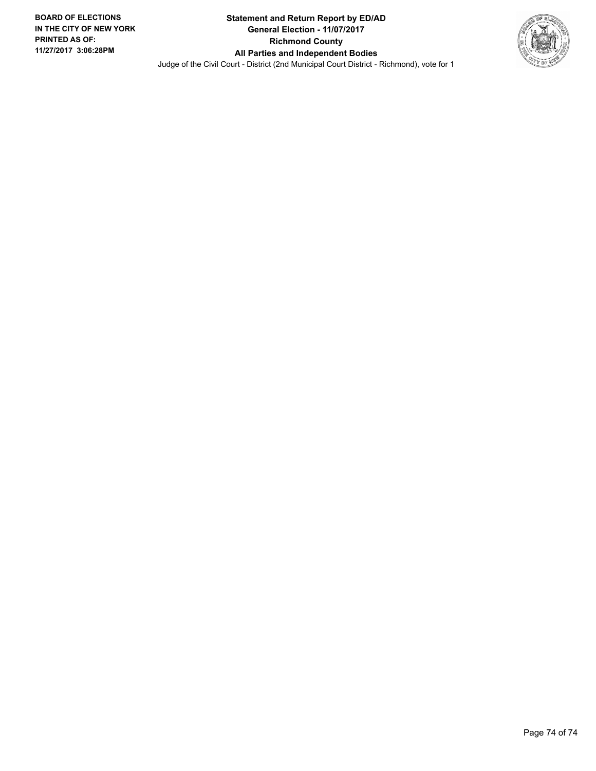**BOARD OF ELECTIONS**
**IN THE CITY OF NEW YORK**
**PRINTED AS OF:**
**11/27/2017 3:06:28PM**

**Statement and Return Report by ED/AD**
**General Election - 11/07/2017**
**Richmond County**
**All Parties and Independent Bodies**

Judge of the Civil Court - District (2nd Municipal Court District - Richmond), vote for 1